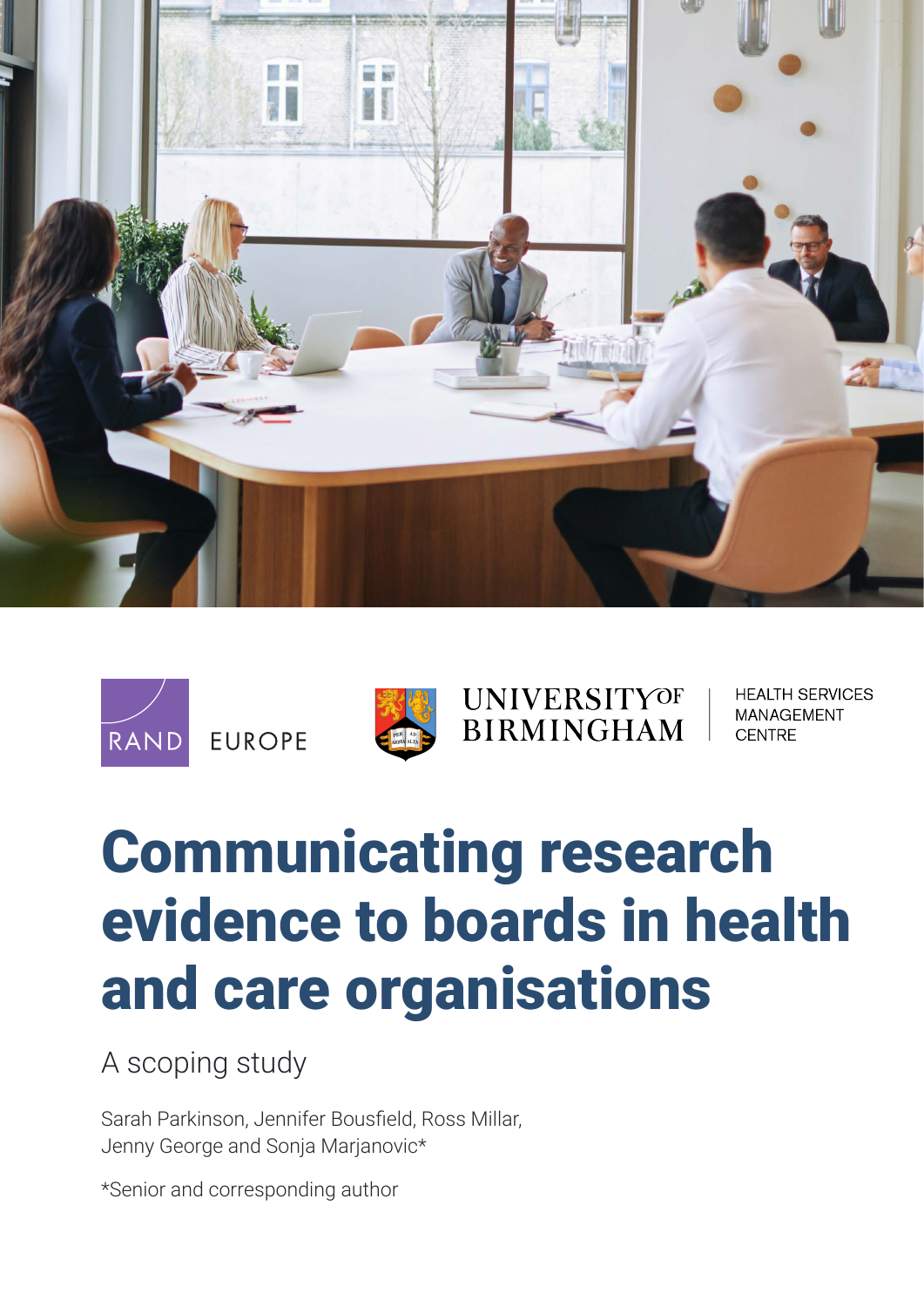RAND EUROPE

UNIVERSITY OF BIRMINGHAM | HEALTH SERVICES MANAGEMENT CENTRE

# Communicating research evidence to boards in health and care organisations

A scoping study

Sarah Parkinson, Jennifer Bousfield, Ross Millar, Jenny George and Sonja Marjanovic*

*Senior and corresponding author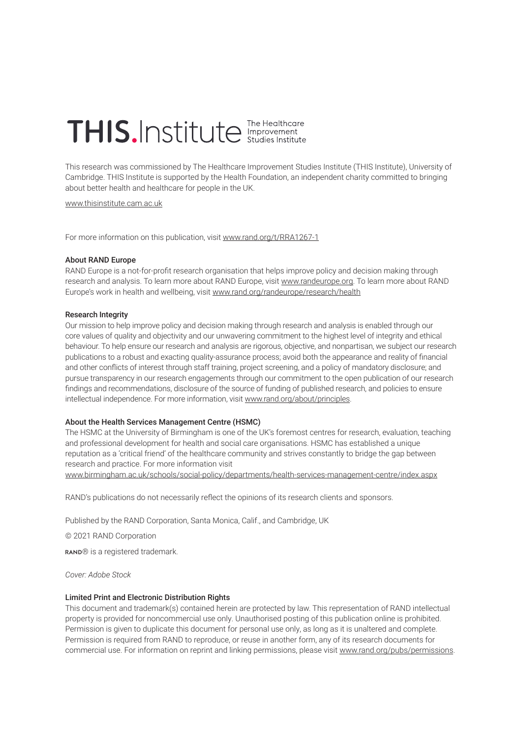THIS.Institute The Healthcare Improvement Studies Institute

This research was commissioned by The Healthcare Improvement Studies Institute (THIS Institute), University of Cambridge. THIS Institute is supported by the Health Foundation, an independent charity committed to bringing about better health and healthcare for people in the UK.

www.thisinstitute.cam.ac.uk

For more information on this publication, visit www.rand.org/t/RRA1267-1

**About RAND Europe**

RAND Europe is a not-for-profit research organisation that helps improve policy and decision making through research and analysis. To learn more about RAND Europe, visit www.randeurope.org. To learn more about RAND Europe's work in health and wellbeing, visit www.rand.org/randeurope/research/health

**Research Integrity**

Our mission to help improve policy and decision making through research and analysis is enabled through our core values of quality and objectivity and our unwavering commitment to the highest level of integrity and ethical behaviour. To help ensure our research and analysis are rigorous, objective, and nonpartisan, we subject our research publications to a robust and exacting quality-assurance process; avoid both the appearance and reality of financial and other conflicts of interest through staff training, project screening, and a policy of mandatory disclosure; and pursue transparency in our research engagements through our commitment to the open publication of our research findings and recommendations, disclosure of the source of funding of published research, and policies to ensure intellectual independence. For more information, visit www.rand.org/about/principles.

**About the Health Services Management Centre (HSMC)**

The HSMC at the University of Birmingham is one of the UK's foremost centres for research, evaluation, teaching and professional development for health and social care organisations. HSMC has established a unique reputation as a 'critical friend' of the healthcare community and strives constantly to bridge the gap between research and practice. For more information visit www.birmingham.ac.uk/schools/social-policy/departments/health-services-management-centre/index.aspx

RAND's publications do not necessarily reflect the opinions of its research clients and sponsors.

Published by the RAND Corporation, Santa Monica, Calif., and Cambridge, UK

© 2021 RAND Corporation

RAND® is a registered trademark.

*Cover: Adobe Stock*

**Limited Print and Electronic Distribution Rights**

This document and trademark(s) contained herein are protected by law. This representation of RAND intellectual property is provided for noncommercial use only. Unauthorised posting of this publication online is prohibited. Permission is given to duplicate this document for personal use only, as long as it is unaltered and complete. Permission is required from RAND to reproduce, or reuse in another form, any of its research documents for commercial use. For information on reprint and linking permissions, please visit www.rand.org/pubs/permissions.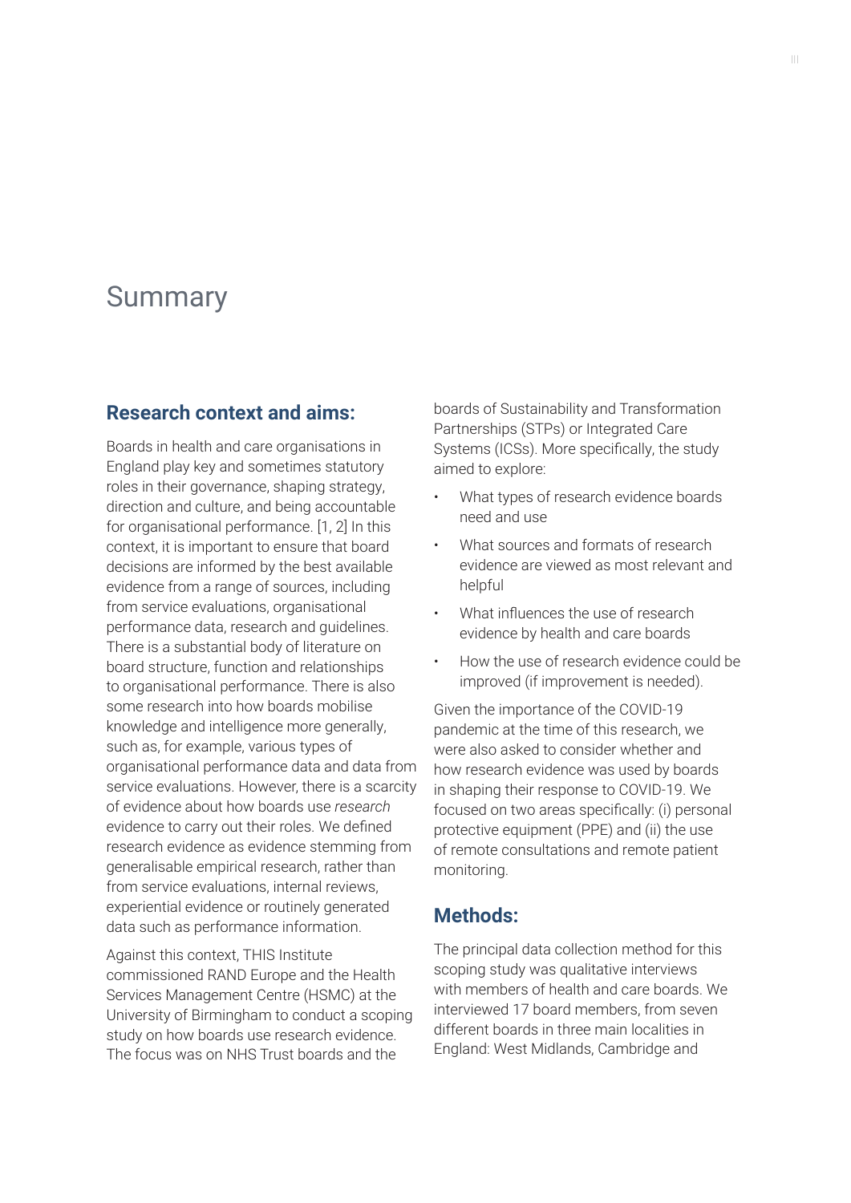# Summary

## Research context and aims:

Boards in health and care organisations in England play key and sometimes statutory roles in their governance, shaping strategy, direction and culture, and being accountable for organisational performance. [1, 2] In this context, it is important to ensure that board decisions are informed by the best available evidence from a range of sources, including from service evaluations, organisational performance data, research and guidelines. There is a substantial body of literature on board structure, function and relationships to organisational performance. There is also some research into how boards mobilise knowledge and intelligence more generally, such as, for example, various types of organisational performance data and data from service evaluations. However, there is a scarcity of evidence about how boards use *research* evidence to carry out their roles. We defined research evidence as evidence stemming from generalisable empirical research, rather than from service evaluations, internal reviews, experiential evidence or routinely generated data such as performance information.

Against this context, THIS Institute commissioned RAND Europe and the Health Services Management Centre (HSMC) at the University of Birmingham to conduct a scoping study on how boards use research evidence. The focus was on NHS Trust boards and the boards of Sustainability and Transformation Partnerships (STPs) or Integrated Care Systems (ICSs). More specifically, the study aimed to explore:

- What types of research evidence boards need and use
- What sources and formats of research evidence are viewed as most relevant and helpful
- What influences the use of research evidence by health and care boards
- How the use of research evidence could be improved (if improvement is needed).

Given the importance of the COVID-19 pandemic at the time of this research, we were also asked to consider whether and how research evidence was used by boards in shaping their response to COVID-19. We focused on two areas specifically: (i) personal protective equipment (PPE) and (ii) the use of remote consultations and remote patient monitoring.

## Methods:

The principal data collection method for this scoping study was qualitative interviews with members of health and care boards. We interviewed 17 board members, from seven different boards in three main localities in England: West Midlands, Cambridge and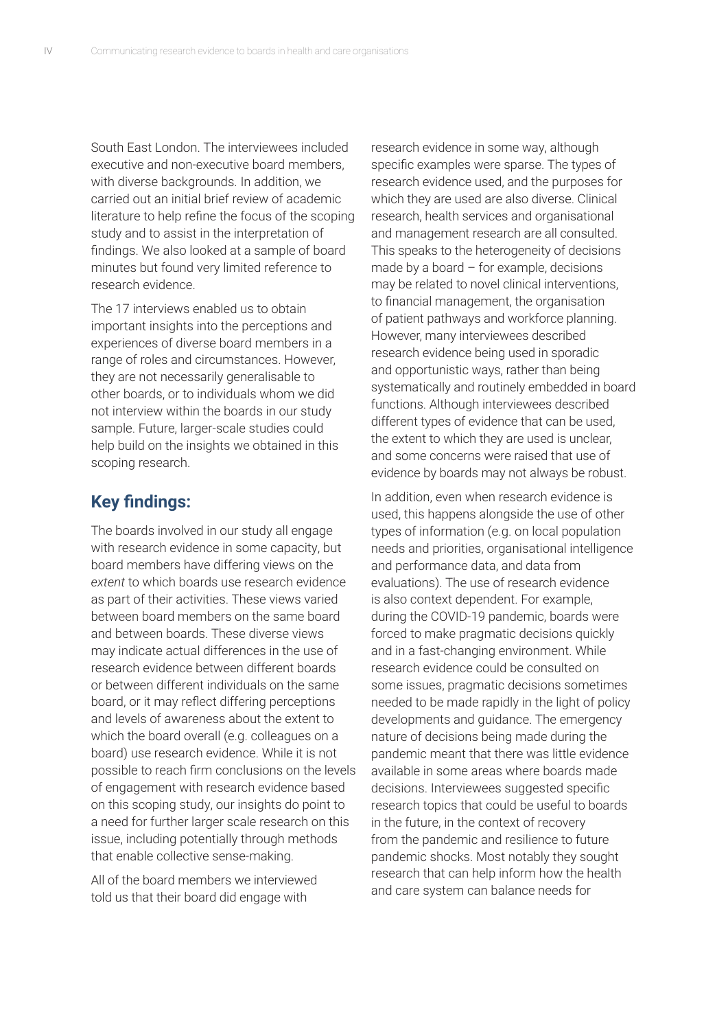South East London. The interviewees included executive and non-executive board members, with diverse backgrounds. In addition, we carried out an initial brief review of academic literature to help refine the focus of the scoping study and to assist in the interpretation of findings. We also looked at a sample of board minutes but found very limited reference to research evidence.

The 17 interviews enabled us to obtain important insights into the perceptions and experiences of diverse board members in a range of roles and circumstances. However, they are not necessarily generalisable to other boards, or to individuals whom we did not interview within the boards in our study sample. Future, larger-scale studies could help build on the insights we obtained in this scoping research.

## Key findings:

The boards involved in our study all engage with research evidence in some capacity, but board members have differing views on the *extent* to which boards use research evidence as part of their activities. These views varied between board members on the same board and between boards. These diverse views may indicate actual differences in the use of research evidence between different boards or between different individuals on the same board, or it may reflect differing perceptions and levels of awareness about the extent to which the board overall (e.g. colleagues on a board) use research evidence. While it is not possible to reach firm conclusions on the levels of engagement with research evidence based on this scoping study, our insights do point to a need for further larger scale research on this issue, including potentially through methods that enable collective sense-making.

All of the board members we interviewed told us that their board did engage with research evidence in some way, although specific examples were sparse. The types of research evidence used, and the purposes for which they are used are also diverse. Clinical research, health services and organisational and management research are all consulted. This speaks to the heterogeneity of decisions made by a board – for example, decisions may be related to novel clinical interventions, to financial management, the organisation of patient pathways and workforce planning. However, many interviewees described research evidence being used in sporadic and opportunistic ways, rather than being systematically and routinely embedded in board functions. Although interviewees described different types of evidence that can be used, the extent to which they are used is unclear, and some concerns were raised that use of evidence by boards may not always be robust.

In addition, even when research evidence is used, this happens alongside the use of other types of information (e.g. on local population needs and priorities, organisational intelligence and performance data, and data from evaluations). The use of research evidence is also context dependent. For example, during the COVID-19 pandemic, boards were forced to make pragmatic decisions quickly and in a fast-changing environment. While research evidence could be consulted on some issues, pragmatic decisions sometimes needed to be made rapidly in the light of policy developments and guidance. The emergency nature of decisions being made during the pandemic meant that there was little evidence available in some areas where boards made decisions. Interviewees suggested specific research topics that could be useful to boards in the future, in the context of recovery from the pandemic and resilience to future pandemic shocks. Most notably they sought research that can help inform how the health and care system can balance needs for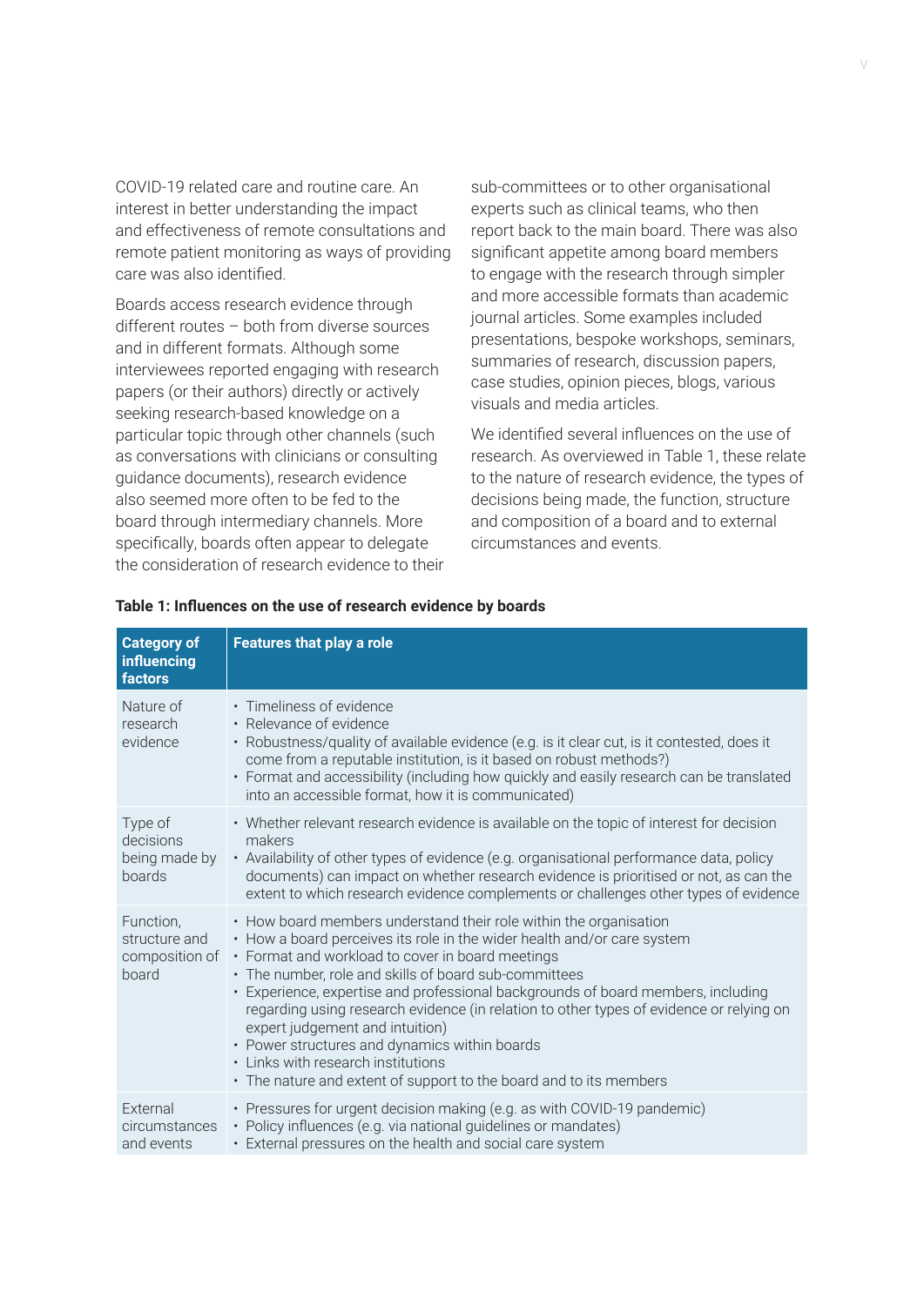COVID-19 related care and routine care. An interest in better understanding the impact and effectiveness of remote consultations and remote patient monitoring as ways of providing care was also identified.

Boards access research evidence through different routes – both from diverse sources and in different formats. Although some interviewees reported engaging with research papers (or their authors) directly or actively seeking research-based knowledge on a particular topic through other channels (such as conversations with clinicians or consulting guidance documents), research evidence also seemed more often to be fed to the board through intermediary channels. More specifically, boards often appear to delegate the consideration of research evidence to their sub-committees or to other organisational experts such as clinical teams, who then report back to the main board. There was also significant appetite among board members to engage with the research through simpler and more accessible formats than academic journal articles. Some examples included presentations, bespoke workshops, seminars, summaries of research, discussion papers, case studies, opinion pieces, blogs, various visuals and media articles.

We identified several influences on the use of research. As overviewed in Table 1, these relate to the nature of research evidence, the types of decisions being made, the function, structure and composition of a board and to external circumstances and events.

**Table 1: Influences on the use of research evidence by boards**

| Category of influencing factors | Features that play a role |
|---|---|
| Nature of research evidence | • Timeliness of evidence<br>• Relevance of evidence<br>• Robustness/quality of available evidence (e.g. is it clear cut, is it contested, does it come from a reputable institution, is it based on robust methods?)<br>• Format and accessibility (including how quickly and easily research can be translated into an accessible format, how it is communicated) |
| Type of decisions being made by boards | • Whether relevant research evidence is available on the topic of interest for decision makers<br>• Availability of other types of evidence (e.g. organisational performance data, policy documents) can impact on whether research evidence is prioritised or not, as can the extent to which research evidence complements or challenges other types of evidence |
| Function, structure and composition of board | • How board members understand their role within the organisation<br>• How a board perceives its role in the wider health and/or care system<br>• Format and workload to cover in board meetings<br>• The number, role and skills of board sub-committees<br>• Experience, expertise and professional backgrounds of board members, including regarding using research evidence (in relation to other types of evidence or relying on expert judgement and intuition)<br>• Power structures and dynamics within boards<br>• Links with research institutions<br>• The nature and extent of support to the board and to its members |
| External circumstances and events | • Pressures for urgent decision making (e.g. as with COVID-19 pandemic)<br>• Policy influences (e.g. via national guidelines or mandates)<br>• External pressures on the health and social care system |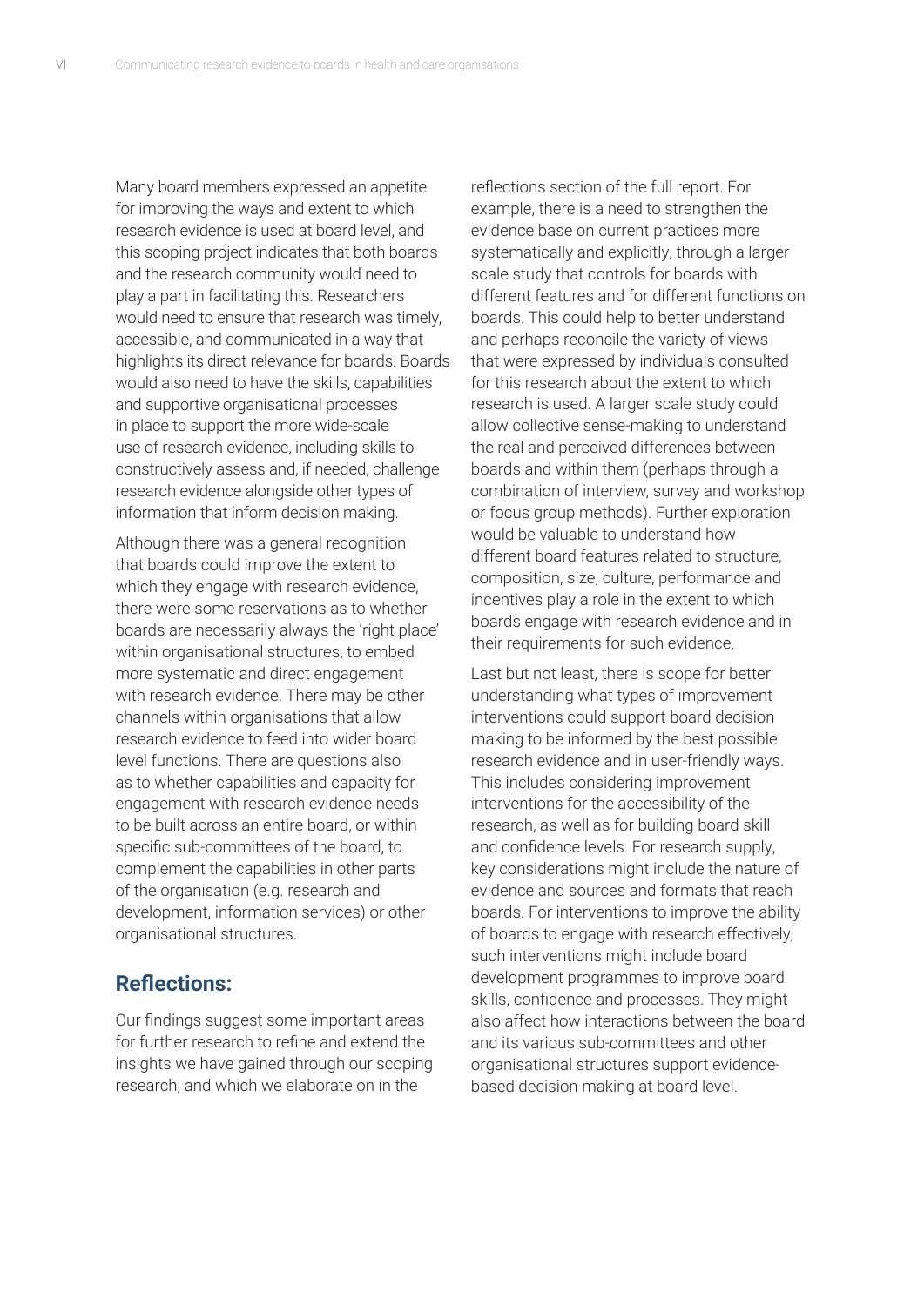Many board members expressed an appetite for improving the ways and extent to which research evidence is used at board level, and this scoping project indicates that both boards and the research community would need to play a part in facilitating this. Researchers would need to ensure that research was timely, accessible, and communicated in a way that highlights its direct relevance for boards. Boards would also need to have the skills, capabilities and supportive organisational processes in place to support the more wide-scale use of research evidence, including skills to constructively assess and, if needed, challenge research evidence alongside other types of information that inform decision making.

Although there was a general recognition that boards could improve the extent to which they engage with research evidence, there were some reservations as to whether boards are necessarily always the 'right place' within organisational structures, to embed more systematic and direct engagement with research evidence. There may be other channels within organisations that allow research evidence to feed into wider board level functions. There are questions also as to whether capabilities and capacity for engagement with research evidence needs to be built across an entire board, or within specific sub-committees of the board, to complement the capabilities in other parts of the organisation (e.g. research and development, information services) or other organisational structures.

## Reflections:

Our findings suggest some important areas for further research to refine and extend the insights we have gained through our scoping research, and which we elaborate on in the reflections section of the full report. For example, there is a need to strengthen the evidence base on current practices more systematically and explicitly, through a larger scale study that controls for boards with different features and for different functions on boards. This could help to better understand and perhaps reconcile the variety of views that were expressed by individuals consulted for this research about the extent to which research is used. A larger scale study could allow collective sense-making to understand the real and perceived differences between boards and within them (perhaps through a combination of interview, survey and workshop or focus group methods). Further exploration would be valuable to understand how different board features related to structure, composition, size, culture, performance and incentives play a role in the extent to which boards engage with research evidence and in their requirements for such evidence.

Last but not least, there is scope for better understanding what types of improvement interventions could support board decision making to be informed by the best possible research evidence and in user-friendly ways. This includes considering improvement interventions for the accessibility of the research, as well as for building board skill and confidence levels. For research supply, key considerations might include the nature of evidence and sources and formats that reach boards. For interventions to improve the ability of boards to engage with research effectively, such interventions might include board development programmes to improve board skills, confidence and processes. They might also affect how interactions between the board and its various sub-committees and other organisational structures support evidence-based decision making at board level.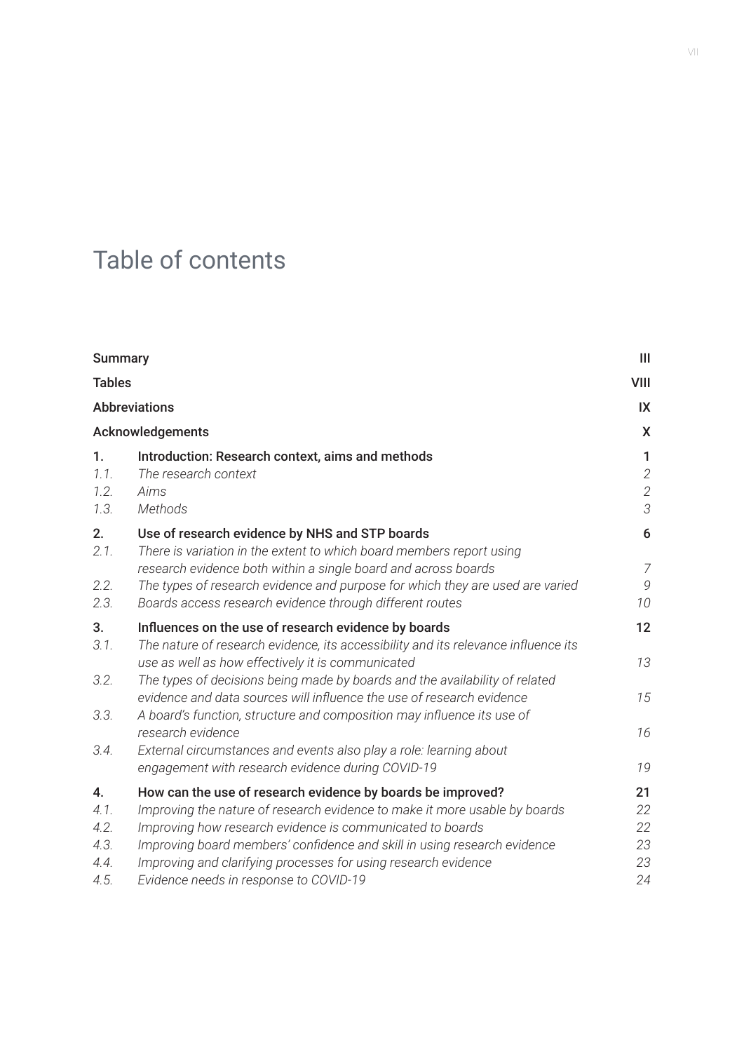# Table of contents

| | | |
|---|---|---|
| **Summary** | | **III** |
| **Tables** | | **VIII** |
| **Abbreviations** | | **IX** |
| **Acknowledgements** | | **X** |
| **1.** | **Introduction: Research context, aims and methods** | **1** |
| *1.1.* | *The research context* | *2* |
| *1.2.* | *Aims* | *2* |
| *1.3.* | *Methods* | *3* |
| **2.** | **Use of research evidence by NHS and STP boards** | **6** |
| *2.1.* | *There is variation in the extent to which board members report using research evidence both within a single board and across boards* | *7* |
| *2.2.* | *The types of research evidence and purpose for which they are used are varied* | *9* |
| *2.3.* | *Boards access research evidence through different routes* | *10* |
| **3.** | **Influences on the use of research evidence by boards** | **12** |
| *3.1.* | *The nature of research evidence, its accessibility and its relevance influence its use as well as how effectively it is communicated* | *13* |
| *3.2.* | *The types of decisions being made by boards and the availability of related evidence and data sources will influence the use of research evidence* | *15* |
| *3.3.* | *A board's function, structure and composition may influence its use of research evidence* | *16* |
| *3.4.* | *External circumstances and events also play a role: learning about engagement with research evidence during COVID-19* | *19* |
| **4.** | **How can the use of research evidence by boards be improved?** | **21** |
| *4.1.* | *Improving the nature of research evidence to make it more usable by boards* | *22* |
| *4.2.* | *Improving how research evidence is communicated to boards* | *22* |
| *4.3.* | *Improving board members' confidence and skill in using research evidence* | *23* |
| *4.4.* | *Improving and clarifying processes for using research evidence* | *23* |
| *4.5.* | *Evidence needs in response to COVID-19* | *24* |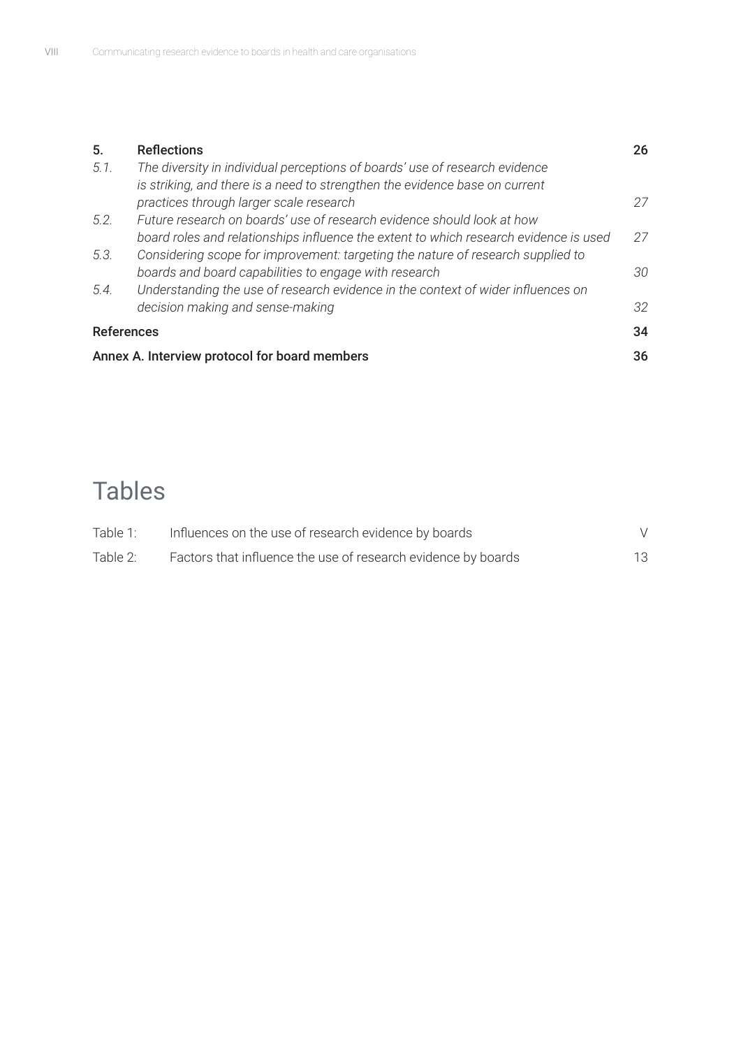| | | |
|---|---|---|
| **5.** | **Reflections** | **26** |
| *5.1.* | *The diversity in individual perceptions of boards' use of research evidence is striking, and there is a need to strengthen the evidence base on current practices through larger scale research* | *27* |
| *5.2.* | *Future research on boards' use of research evidence should look at how board roles and relationships influence the extent to which research evidence is used* | *27* |
| *5.3.* | *Considering scope for improvement: targeting the nature of research supplied to boards and board capabilities to engage with research* | *30* |
| *5.4.* | *Understanding the use of research evidence in the context of wider influences on decision making and sense-making* | *32* |
| **References** | | **34** |
| **Annex A. Interview protocol for board members** | | **36** |

# Tables

| | | |
|---|---|---|
| Table 1: | Influences on the use of research evidence by boards | V |
| Table 2: | Factors that influence the use of research evidence by boards | 13 |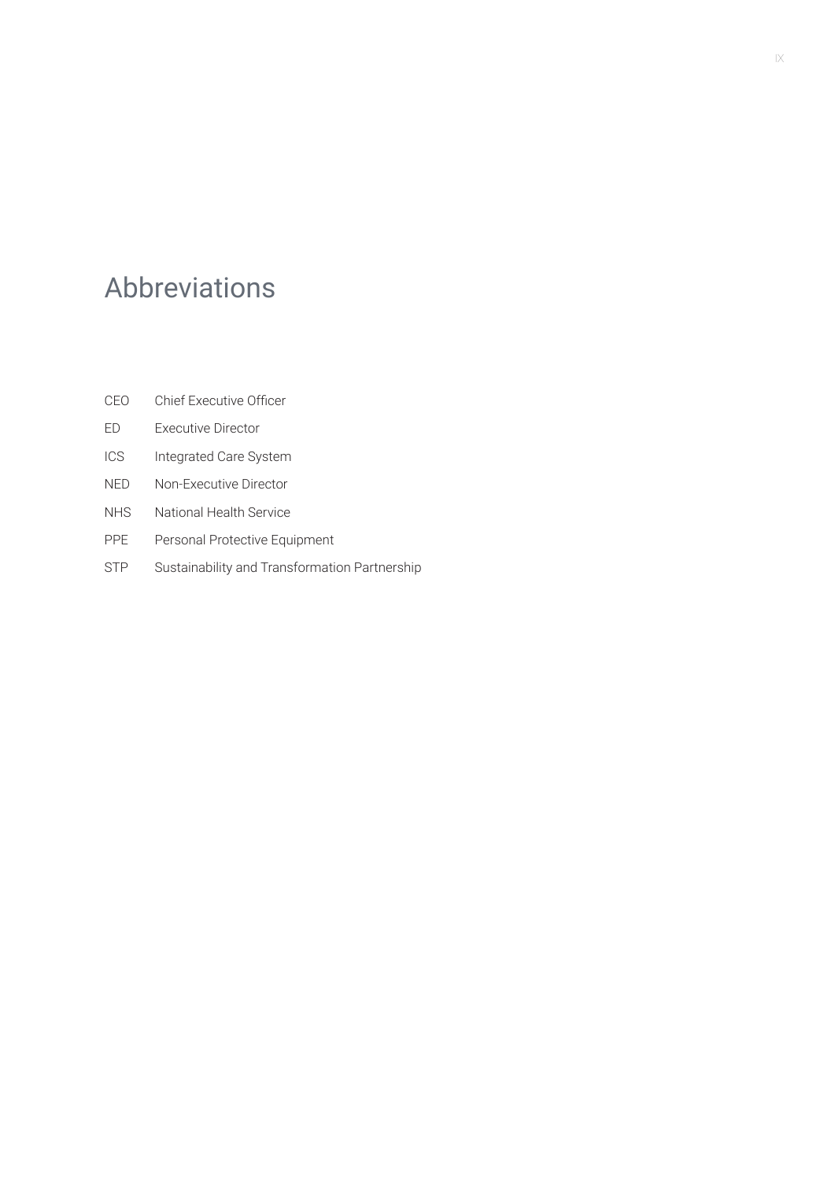# Abbreviations

| | |
|---|---|
| CEO | Chief Executive Officer |
| ED | Executive Director |
| ICS | Integrated Care System |
| NED | Non-Executive Director |
| NHS | National Health Service |
| PPE | Personal Protective Equipment |
| STP | Sustainability and Transformation Partnership |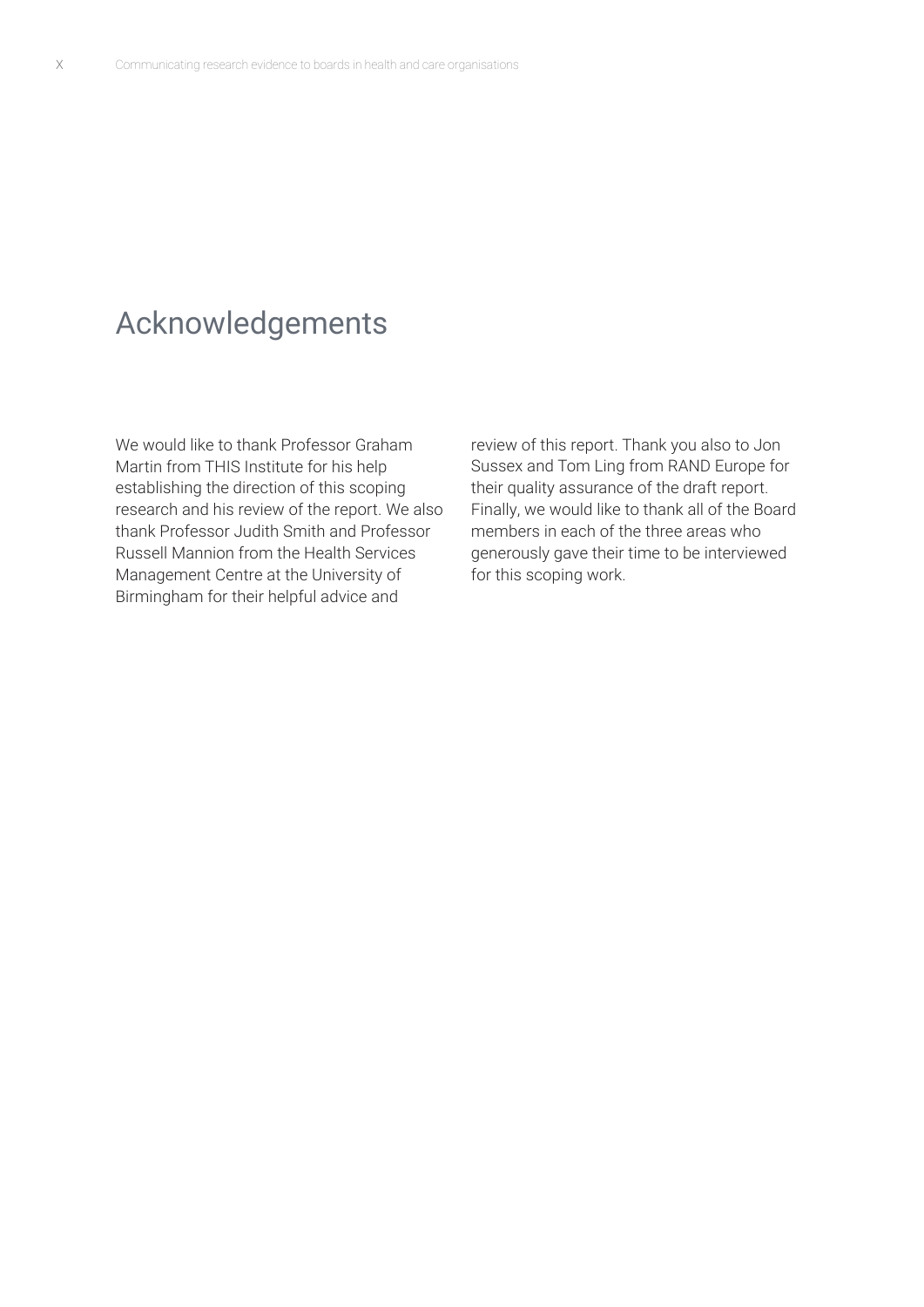# Acknowledgements

We would like to thank Professor Graham Martin from THIS Institute for his help establishing the direction of this scoping research and his review of the report. We also thank Professor Judith Smith and Professor Russell Mannion from the Health Services Management Centre at the University of Birmingham for their helpful advice and review of this report. Thank you also to Jon Sussex and Tom Ling from RAND Europe for their quality assurance of the draft report. Finally, we would like to thank all of the Board members in each of the three areas who generously gave their time to be interviewed for this scoping work.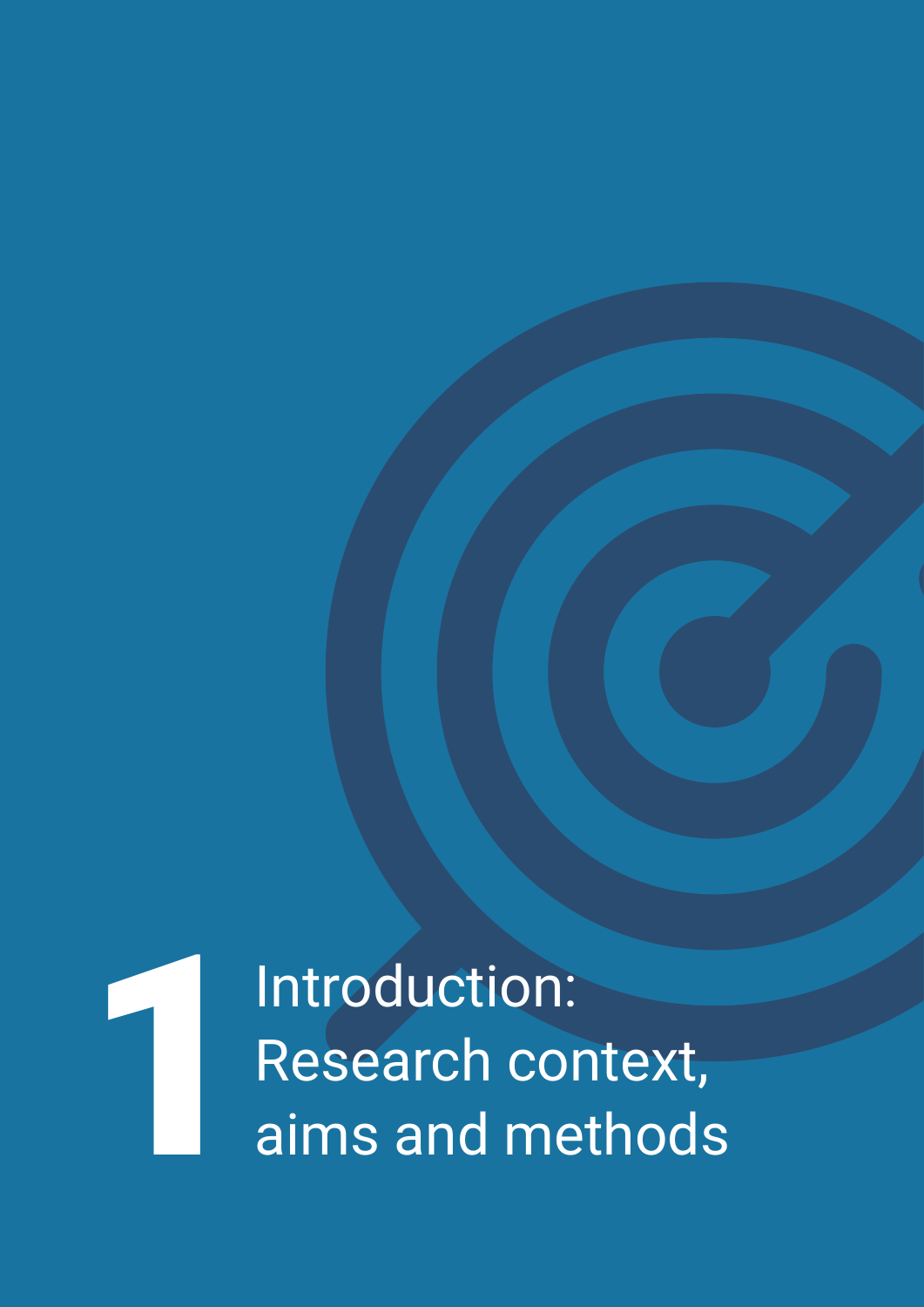# 1 Introduction: Research context, aims and methods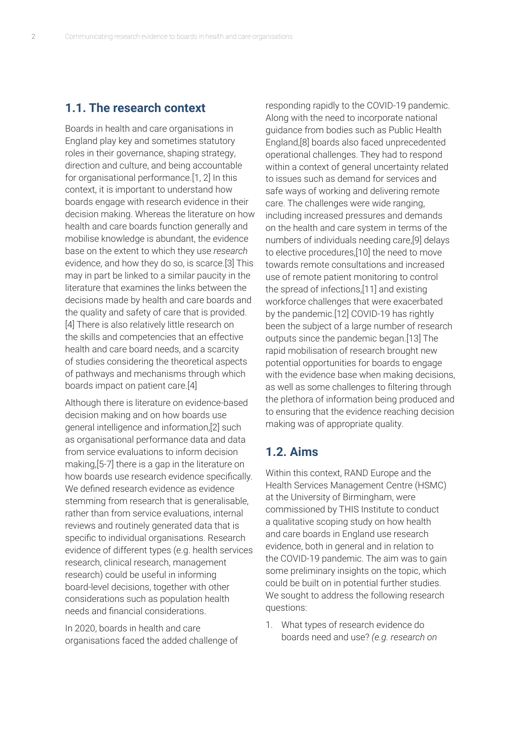## 1.1. The research context

Boards in health and care organisations in England play key and sometimes statutory roles in their governance, shaping strategy, direction and culture, and being accountable for organisational performance.[1, 2] In this context, it is important to understand how boards engage with research evidence in their decision making. Whereas the literature on how health and care boards function generally and mobilise knowledge is abundant, the evidence base on the extent to which they use *research* evidence, and how they do so, is scarce.[3] This may in part be linked to a similar paucity in the literature that examines the links between the decisions made by health and care boards and the quality and safety of care that is provided.[4] There is also relatively little research on the skills and competencies that an effective health and care board needs, and a scarcity of studies considering the theoretical aspects of pathways and mechanisms through which boards impact on patient care.[4]

Although there is literature on evidence-based decision making and on how boards use general intelligence and information,[2] such as organisational performance data and data from service evaluations to inform decision making,[5-7] there is a gap in the literature on how boards use research evidence specifically. We defined research evidence as evidence stemming from research that is generalisable, rather than from service evaluations, internal reviews and routinely generated data that is specific to individual organisations. Research evidence of different types (e.g. health services research, clinical research, management research) could be useful in informing board-level decisions, together with other considerations such as population health needs and financial considerations.

In 2020, boards in health and care organisations faced the added challenge of responding rapidly to the COVID-19 pandemic. Along with the need to incorporate national guidance from bodies such as Public Health England,[8] boards also faced unprecedented operational challenges. They had to respond within a context of general uncertainty related to issues such as demand for services and safe ways of working and delivering remote care. The challenges were wide ranging, including increased pressures and demands on the health and care system in terms of the numbers of individuals needing care,[9] delays to elective procedures,[10] the need to move towards remote consultations and increased use of remote patient monitoring to control the spread of infections,[11] and existing workforce challenges that were exacerbated by the pandemic.[12] COVID-19 has rightly been the subject of a large number of research outputs since the pandemic began.[13] The rapid mobilisation of research brought new potential opportunities for boards to engage with the evidence base when making decisions, as well as some challenges to filtering through the plethora of information being produced and to ensuring that the evidence reaching decision making was of appropriate quality.

## 1.2. Aims

Within this context, RAND Europe and the Health Services Management Centre (HSMC) at the University of Birmingham, were commissioned by THIS Institute to conduct a qualitative scoping study on how health and care boards in England use research evidence, both in general and in relation to the COVID-19 pandemic. The aim was to gain some preliminary insights on the topic, which could be built on in potential further studies. We sought to address the following research questions:

1. What types of research evidence do boards need and use? *(e.g. research on*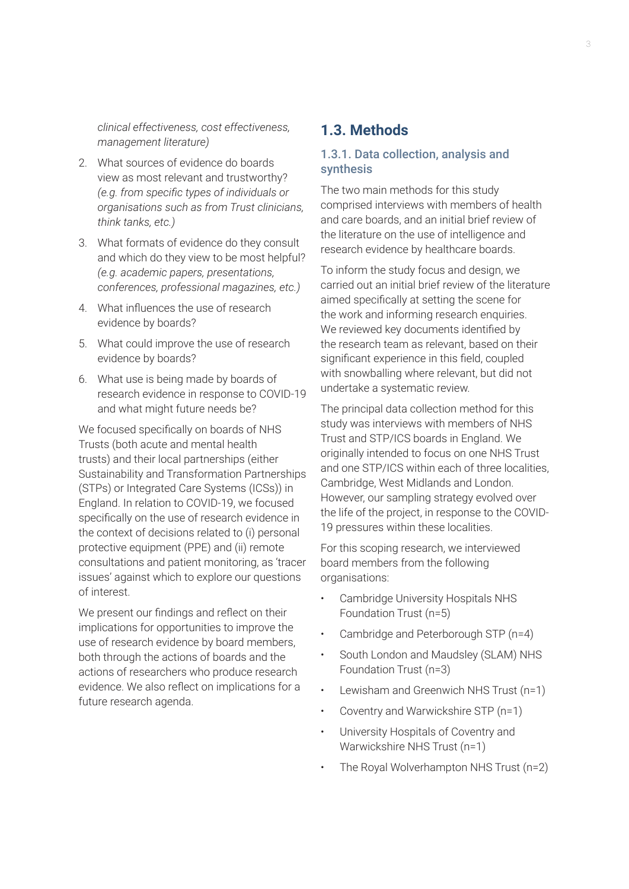*clinical effectiveness, cost effectiveness, management literature)*

2. What sources of evidence do boards view as most relevant and trustworthy? *(e.g. from specific types of individuals or organisations such as from Trust clinicians, think tanks, etc.)*
3. What formats of evidence do they consult and which do they view to be most helpful? *(e.g. academic papers, presentations, conferences, professional magazines, etc.)*
4. What influences the use of research evidence by boards?
5. What could improve the use of research evidence by boards?
6. What use is being made by boards of research evidence in response to COVID-19 and what might future needs be?

We focused specifically on boards of NHS Trusts (both acute and mental health trusts) and their local partnerships (either Sustainability and Transformation Partnerships (STPs) or Integrated Care Systems (ICSs)) in England. In relation to COVID-19, we focused specifically on the use of research evidence in the context of decisions related to (i) personal protective equipment (PPE) and (ii) remote consultations and patient monitoring, as 'tracer issues' against which to explore our questions of interest.

We present our findings and reflect on their implications for opportunities to improve the use of research evidence by board members, both through the actions of boards and the actions of researchers who produce research evidence. We also reflect on implications for a future research agenda.

## 1.3. Methods

### 1.3.1. Data collection, analysis and synthesis

The two main methods for this study comprised interviews with members of health and care boards, and an initial brief review of the literature on the use of intelligence and research evidence by healthcare boards.

To inform the study focus and design, we carried out an initial brief review of the literature aimed specifically at setting the scene for the work and informing research enquiries. We reviewed key documents identified by the research team as relevant, based on their significant experience in this field, coupled with snowballing where relevant, but did not undertake a systematic review.

The principal data collection method for this study was interviews with members of NHS Trust and STP/ICS boards in England. We originally intended to focus on one NHS Trust and one STP/ICS within each of three localities, Cambridge, West Midlands and London. However, our sampling strategy evolved over the life of the project, in response to the COVID-19 pressures within these localities.

For this scoping research, we interviewed board members from the following organisations:

- Cambridge University Hospitals NHS Foundation Trust (n=5)
- Cambridge and Peterborough STP (n=4)
- South London and Maudsley (SLAM) NHS Foundation Trust (n=3)
- Lewisham and Greenwich NHS Trust (n=1)
- Coventry and Warwickshire STP (n=1)
- University Hospitals of Coventry and Warwickshire NHS Trust (n=1)
- The Royal Wolverhampton NHS Trust (n=2)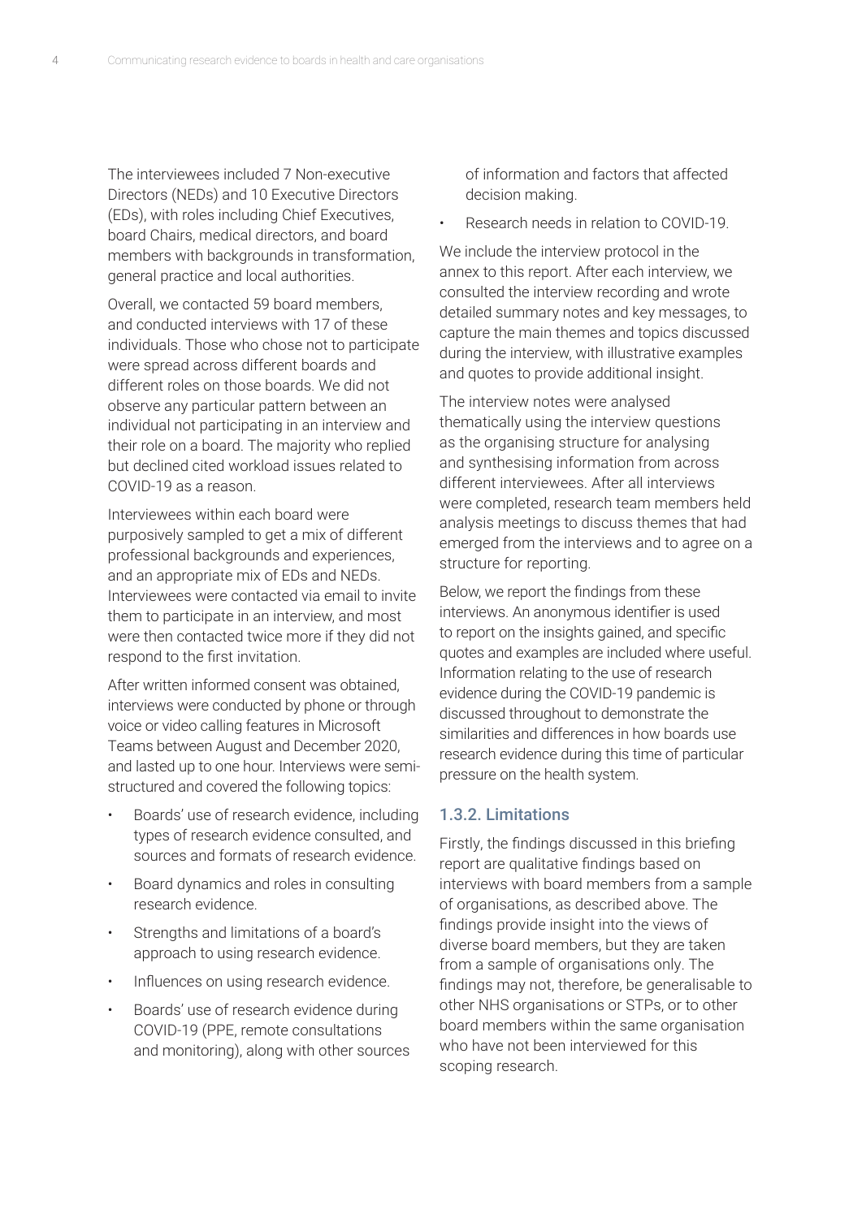The interviewees included 7 Non-executive Directors (NEDs) and 10 Executive Directors (EDs), with roles including Chief Executives, board Chairs, medical directors, and board members with backgrounds in transformation, general practice and local authorities.

Overall, we contacted 59 board members, and conducted interviews with 17 of these individuals. Those who chose not to participate were spread across different boards and different roles on those boards. We did not observe any particular pattern between an individual not participating in an interview and their role on a board. The majority who replied but declined cited workload issues related to COVID-19 as a reason.

Interviewees within each board were purposively sampled to get a mix of different professional backgrounds and experiences, and an appropriate mix of EDs and NEDs. Interviewees were contacted via email to invite them to participate in an interview, and most were then contacted twice more if they did not respond to the first invitation.

After written informed consent was obtained, interviews were conducted by phone or through voice or video calling features in Microsoft Teams between August and December 2020, and lasted up to one hour. Interviews were semi-structured and covered the following topics:

- Boards' use of research evidence, including types of research evidence consulted, and sources and formats of research evidence.
- Board dynamics and roles in consulting research evidence.
- Strengths and limitations of a board's approach to using research evidence.
- Influences on using research evidence.
- Boards' use of research evidence during COVID-19 (PPE, remote consultations and monitoring), along with other sources of information and factors that affected decision making.
- Research needs in relation to COVID-19.

We include the interview protocol in the annex to this report. After each interview, we consulted the interview recording and wrote detailed summary notes and key messages, to capture the main themes and topics discussed during the interview, with illustrative examples and quotes to provide additional insight.

The interview notes were analysed thematically using the interview questions as the organising structure for analysing and synthesising information from across different interviewees. After all interviews were completed, research team members held analysis meetings to discuss themes that had emerged from the interviews and to agree on a structure for reporting.

Below, we report the findings from these interviews. An anonymous identifier is used to report on the insights gained, and specific quotes and examples are included where useful. Information relating to the use of research evidence during the COVID-19 pandemic is discussed throughout to demonstrate the similarities and differences in how boards use research evidence during this time of particular pressure on the health system.

### 1.3.2. Limitations

Firstly, the findings discussed in this briefing report are qualitative findings based on interviews with board members from a sample of organisations, as described above. The findings provide insight into the views of diverse board members, but they are taken from a sample of organisations only. The findings may not, therefore, be generalisable to other NHS organisations or STPs, or to other board members within the same organisation who have not been interviewed for this scoping research.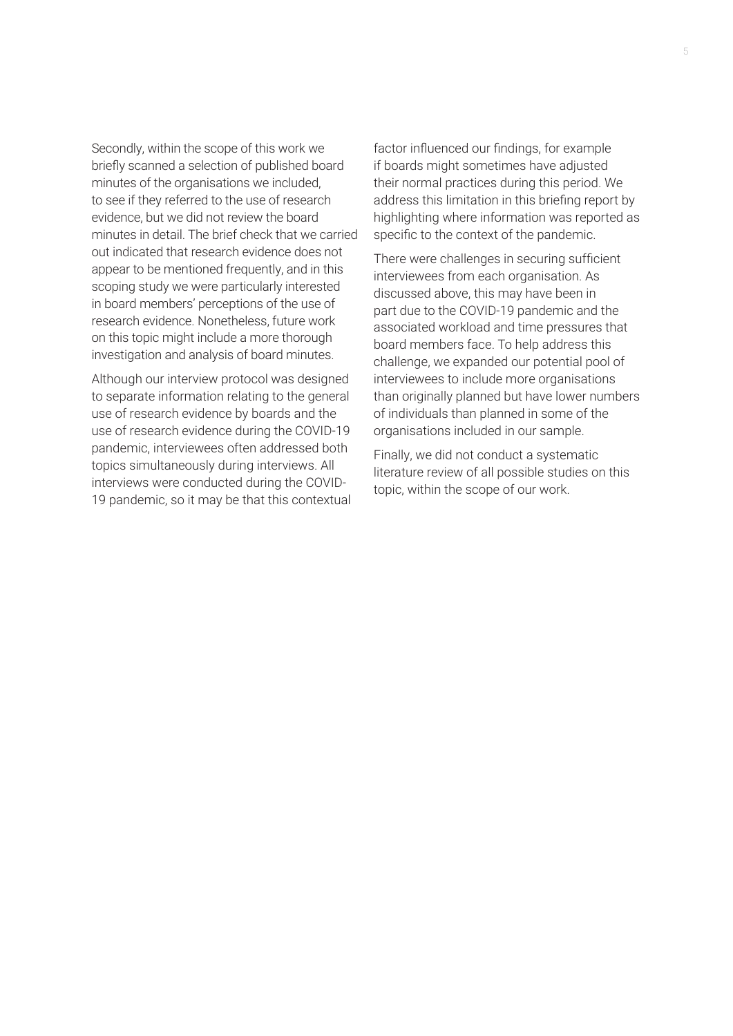Secondly, within the scope of this work we briefly scanned a selection of published board minutes of the organisations we included, to see if they referred to the use of research evidence, but we did not review the board minutes in detail. The brief check that we carried out indicated that research evidence does not appear to be mentioned frequently, and in this scoping study we were particularly interested in board members' perceptions of the use of research evidence. Nonetheless, future work on this topic might include a more thorough investigation and analysis of board minutes.

Although our interview protocol was designed to separate information relating to the general use of research evidence by boards and the use of research evidence during the COVID-19 pandemic, interviewees often addressed both topics simultaneously during interviews. All interviews were conducted during the COVID-19 pandemic, so it may be that this contextual factor influenced our findings, for example if boards might sometimes have adjusted their normal practices during this period. We address this limitation in this briefing report by highlighting where information was reported as specific to the context of the pandemic.

There were challenges in securing sufficient interviewees from each organisation. As discussed above, this may have been in part due to the COVID-19 pandemic and the associated workload and time pressures that board members face. To help address this challenge, we expanded our potential pool of interviewees to include more organisations than originally planned but have lower numbers of individuals than planned in some of the organisations included in our sample.

Finally, we did not conduct a systematic literature review of all possible studies on this topic, within the scope of our work.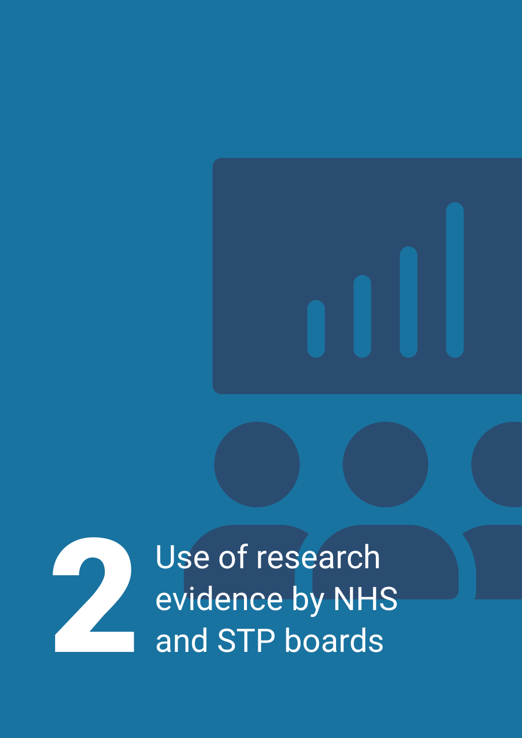# 2 Use of research evidence by NHS and STP boards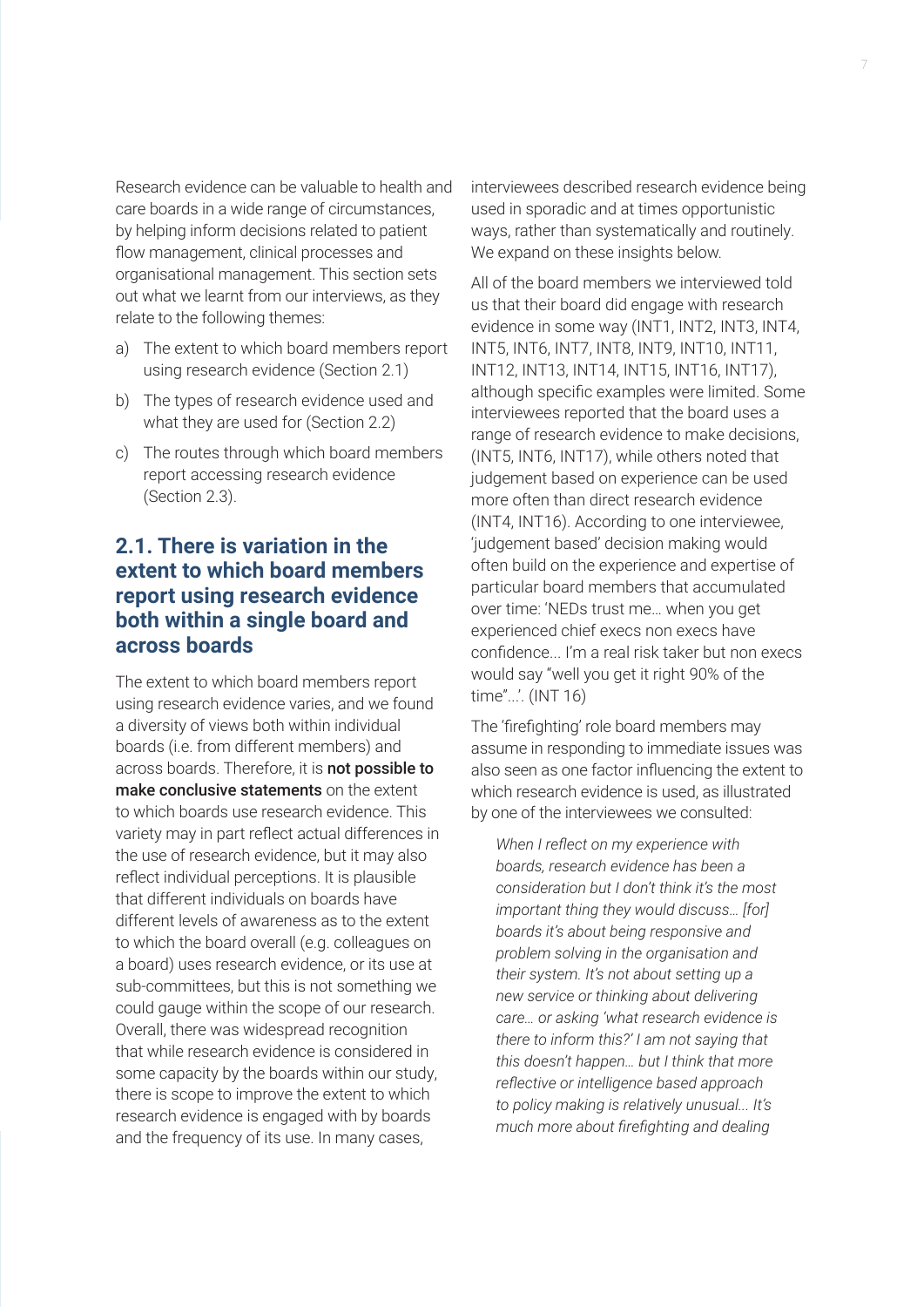Research evidence can be valuable to health and care boards in a wide range of circumstances, by helping inform decisions related to patient flow management, clinical processes and organisational management. This section sets out what we learnt from our interviews, as they relate to the following themes:

a) The extent to which board members report using research evidence (Section 2.1)
b) The types of research evidence used and what they are used for (Section 2.2)
c) The routes through which board members report accessing research evidence (Section 2.3).

## 2.1. There is variation in the extent to which board members report using research evidence both within a single board and across boards

The extent to which board members report using research evidence varies, and we found a diversity of views both within individual boards (i.e. from different members) and across boards. Therefore, it is **not possible to make conclusive statements** on the extent to which boards use research evidence. This variety may in part reflect actual differences in the use of research evidence, but it may also reflect individual perceptions. It is plausible that different individuals on boards have different levels of awareness as to the extent to which the board overall (e.g. colleagues on a board) uses research evidence, or its use at sub-committees, but this is not something we could gauge within the scope of our research. Overall, there was widespread recognition that while research evidence is considered in some capacity by the boards within our study, there is scope to improve the extent to which research evidence is engaged with by boards and the frequency of its use. In many cases, interviewees described research evidence being used in sporadic and at times opportunistic ways, rather than systematically and routinely. We expand on these insights below.

All of the board members we interviewed told us that their board did engage with research evidence in some way (INT1, INT2, INT3, INT4, INT5, INT6, INT7, INT8, INT9, INT10, INT11, INT12, INT13, INT14, INT15, INT16, INT17), although specific examples were limited. Some interviewees reported that the board uses a range of research evidence to make decisions, (INT5, INT6, INT17), while others noted that judgement based on experience can be used more often than direct research evidence (INT4, INT16). According to one interviewee, 'judgement based' decision making would often build on the experience and expertise of particular board members that accumulated over time: 'NEDs trust me… when you get experienced chief execs non execs have confidence... I'm a real risk taker but non execs would say "well you get it right 90% of the time"...'. (INT 16)

The 'firefighting' role board members may assume in responding to immediate issues was also seen as one factor influencing the extent to which research evidence is used, as illustrated by one of the interviewees we consulted:

> *When I reflect on my experience with boards, research evidence has been a consideration but I don't think it's the most important thing they would discuss… [for] boards it's about being responsive and problem solving in the organisation and their system. It's not about setting up a new service or thinking about delivering care… or asking 'what research evidence is there to inform this?' I am not saying that this doesn't happen… but I think that more reflective or intelligence based approach to policy making is relatively unusual... It's much more about firefighting and dealing*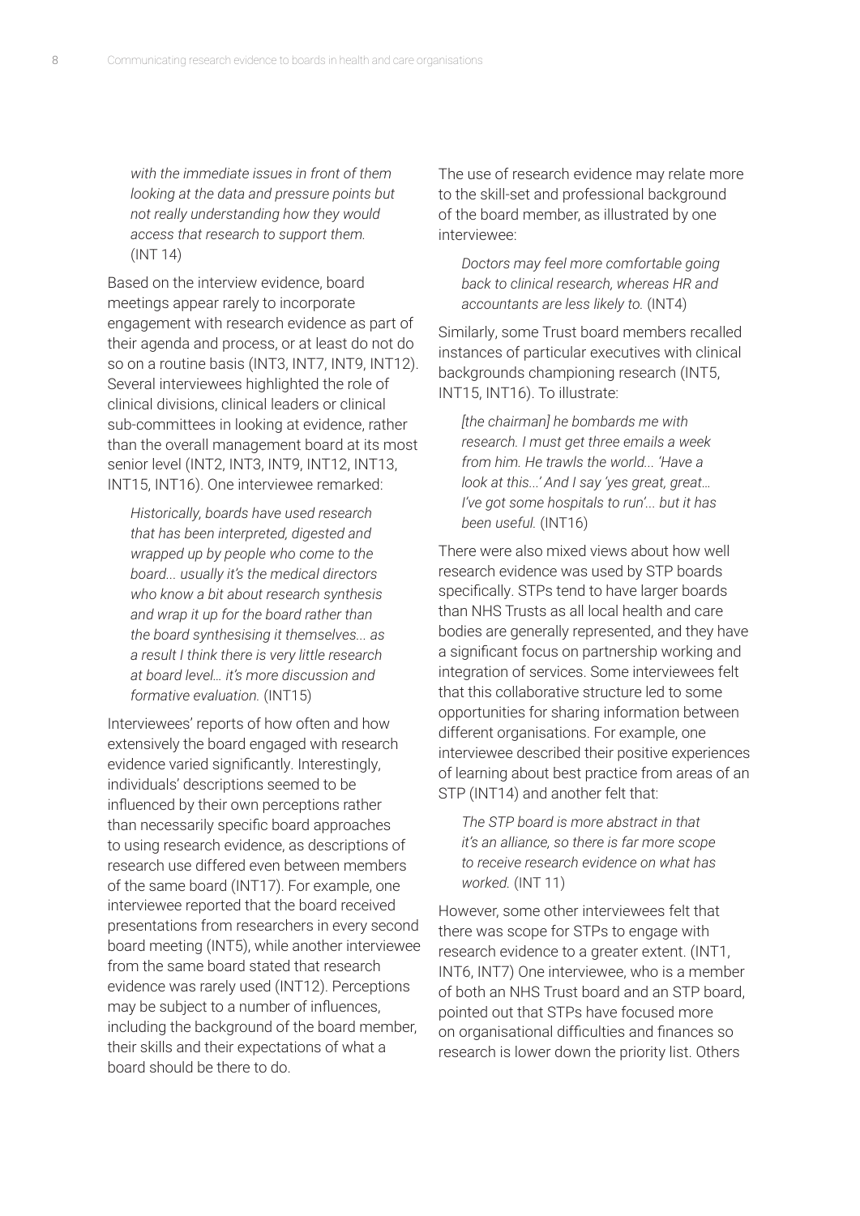*with the immediate issues in front of them looking at the data and pressure points but not really understanding how they would access that research to support them.* (INT 14)

Based on the interview evidence, board meetings appear rarely to incorporate engagement with research evidence as part of their agenda and process, or at least do not do so on a routine basis (INT3, INT7, INT9, INT12). Several interviewees highlighted the role of clinical divisions, clinical leaders or clinical sub-committees in looking at evidence, rather than the overall management board at its most senior level (INT2, INT3, INT9, INT12, INT13, INT15, INT16). One interviewee remarked:

> *Historically, boards have used research that has been interpreted, digested and wrapped up by people who come to the board... usually it's the medical directors who know a bit about research synthesis and wrap it up for the board rather than the board synthesising it themselves... as a result I think there is very little research at board level… it's more discussion and formative evaluation.* (INT15)

Interviewees' reports of how often and how extensively the board engaged with research evidence varied significantly. Interestingly, individuals' descriptions seemed to be influenced by their own perceptions rather than necessarily specific board approaches to using research evidence, as descriptions of research use differed even between members of the same board (INT17). For example, one interviewee reported that the board received presentations from researchers in every second board meeting (INT5), while another interviewee from the same board stated that research evidence was rarely used (INT12). Perceptions may be subject to a number of influences, including the background of the board member, their skills and their expectations of what a board should be there to do.

The use of research evidence may relate more to the skill-set and professional background of the board member, as illustrated by one interviewee:

> *Doctors may feel more comfortable going back to clinical research, whereas HR and accountants are less likely to.* (INT4)

Similarly, some Trust board members recalled instances of particular executives with clinical backgrounds championing research (INT5, INT15, INT16). To illustrate:

> *[the chairman] he bombards me with research. I must get three emails a week from him. He trawls the world... 'Have a look at this...' And I say 'yes great, great… I've got some hospitals to run'... but it has been useful.* (INT16)

There were also mixed views about how well research evidence was used by STP boards specifically. STPs tend to have larger boards than NHS Trusts as all local health and care bodies are generally represented, and they have a significant focus on partnership working and integration of services. Some interviewees felt that this collaborative structure led to some opportunities for sharing information between different organisations. For example, one interviewee described their positive experiences of learning about best practice from areas of an STP (INT14) and another felt that:

> *The STP board is more abstract in that it's an alliance, so there is far more scope to receive research evidence on what has worked.* (INT 11)

However, some other interviewees felt that there was scope for STPs to engage with research evidence to a greater extent. (INT1, INT6, INT7) One interviewee, who is a member of both an NHS Trust board and an STP board, pointed out that STPs have focused more on organisational difficulties and finances so research is lower down the priority list. Others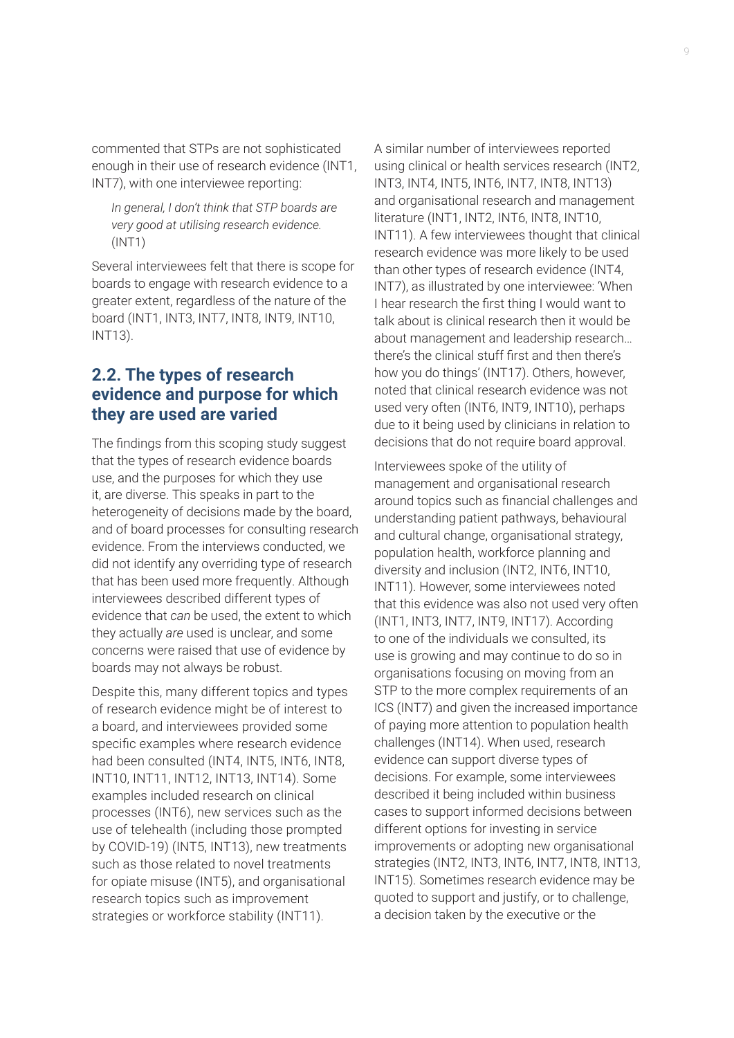commented that STPs are not sophisticated enough in their use of research evidence (INT1, INT7), with one interviewee reporting:

> *In general, I don't think that STP boards are very good at utilising research evidence.* (INT1)

Several interviewees felt that there is scope for boards to engage with research evidence to a greater extent, regardless of the nature of the board (INT1, INT3, INT7, INT8, INT9, INT10, INT13).

## 2.2. The types of research evidence and purpose for which they are used are varied

The findings from this scoping study suggest that the types of research evidence boards use, and the purposes for which they use it, are diverse. This speaks in part to the heterogeneity of decisions made by the board, and of board processes for consulting research evidence. From the interviews conducted, we did not identify any overriding type of research that has been used more frequently. Although interviewees described different types of evidence that *can* be used, the extent to which they actually *are* used is unclear, and some concerns were raised that use of evidence by boards may not always be robust.

Despite this, many different topics and types of research evidence might be of interest to a board, and interviewees provided some specific examples where research evidence had been consulted (INT4, INT5, INT6, INT8, INT10, INT11, INT12, INT13, INT14). Some examples included research on clinical processes (INT6), new services such as the use of telehealth (including those prompted by COVID-19) (INT5, INT13), new treatments such as those related to novel treatments for opiate misuse (INT5), and organisational research topics such as improvement strategies or workforce stability (INT11).

A similar number of interviewees reported using clinical or health services research (INT2, INT3, INT4, INT5, INT6, INT7, INT8, INT13) and organisational research and management literature (INT1, INT2, INT6, INT8, INT10, INT11). A few interviewees thought that clinical research evidence was more likely to be used than other types of research evidence (INT4, INT7), as illustrated by one interviewee: 'When I hear research the first thing I would want to talk about is clinical research then it would be about management and leadership research… there's the clinical stuff first and then there's how you do things' (INT17). Others, however, noted that clinical research evidence was not used very often (INT6, INT9, INT10), perhaps due to it being used by clinicians in relation to decisions that do not require board approval.

Interviewees spoke of the utility of management and organisational research around topics such as financial challenges and understanding patient pathways, behavioural and cultural change, organisational strategy, population health, workforce planning and diversity and inclusion (INT2, INT6, INT10, INT11). However, some interviewees noted that this evidence was also not used very often (INT1, INT3, INT7, INT9, INT17). According to one of the individuals we consulted, its use is growing and may continue to do so in organisations focusing on moving from an STP to the more complex requirements of an ICS (INT7) and given the increased importance of paying more attention to population health challenges (INT14). When used, research evidence can support diverse types of decisions. For example, some interviewees described it being included within business cases to support informed decisions between different options for investing in service improvements or adopting new organisational strategies (INT2, INT3, INT6, INT7, INT8, INT13, INT15). Sometimes research evidence may be quoted to support and justify, or to challenge, a decision taken by the executive or the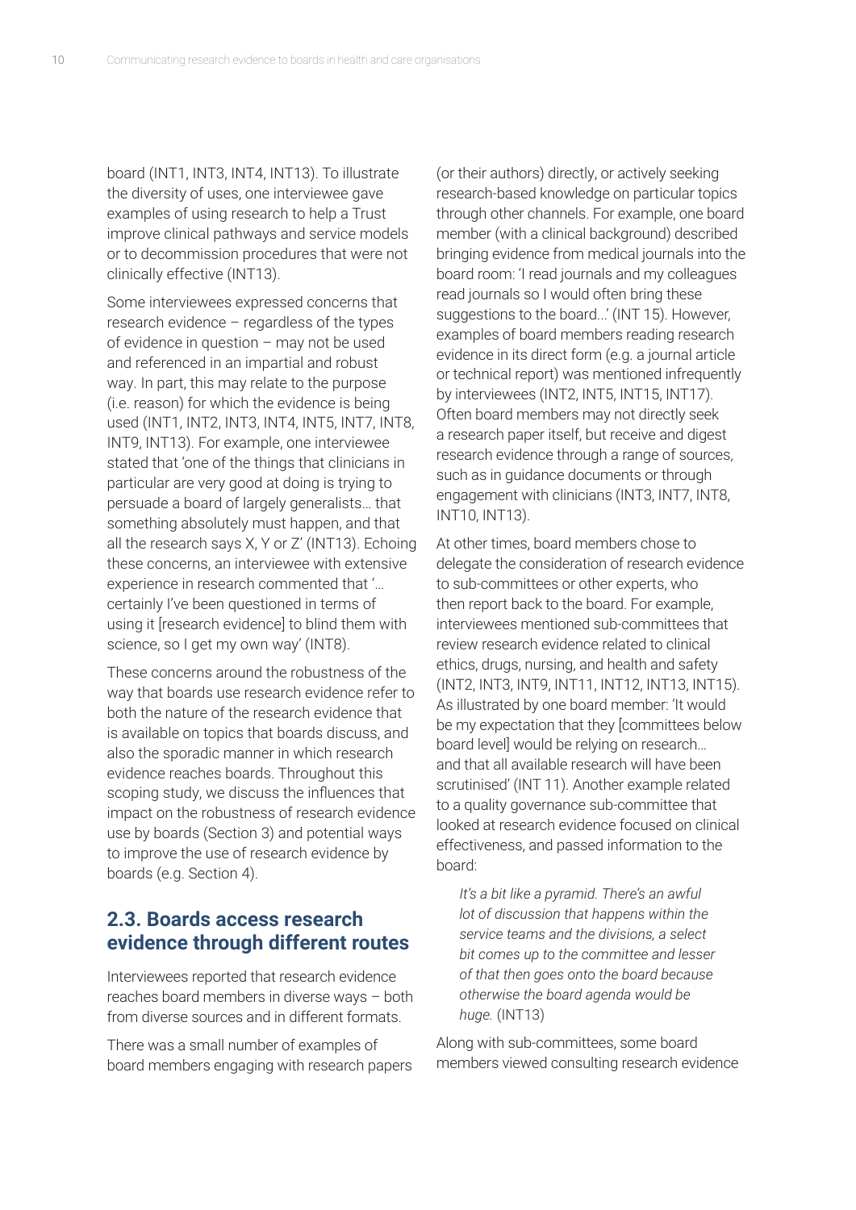board (INT1, INT3, INT4, INT13). To illustrate the diversity of uses, one interviewee gave examples of using research to help a Trust improve clinical pathways and service models or to decommission procedures that were not clinically effective (INT13).

Some interviewees expressed concerns that research evidence – regardless of the types of evidence in question – may not be used and referenced in an impartial and robust way. In part, this may relate to the purpose (i.e. reason) for which the evidence is being used (INT1, INT2, INT3, INT4, INT5, INT7, INT8, INT9, INT13). For example, one interviewee stated that 'one of the things that clinicians in particular are very good at doing is trying to persuade a board of largely generalists… that something absolutely must happen, and that all the research says X, Y or Z' (INT13). Echoing these concerns, an interviewee with extensive experience in research commented that '… certainly I've been questioned in terms of using it [research evidence] to blind them with science, so I get my own way' (INT8).

These concerns around the robustness of the way that boards use research evidence refer to both the nature of the research evidence that is available on topics that boards discuss, and also the sporadic manner in which research evidence reaches boards. Throughout this scoping study, we discuss the influences that impact on the robustness of research evidence use by boards (Section 3) and potential ways to improve the use of research evidence by boards (e.g. Section 4).

## 2.3. Boards access research evidence through different routes

Interviewees reported that research evidence reaches board members in diverse ways – both from diverse sources and in different formats.

There was a small number of examples of board members engaging with research papers (or their authors) directly, or actively seeking research-based knowledge on particular topics through other channels. For example, one board member (with a clinical background) described bringing evidence from medical journals into the board room: 'I read journals and my colleagues read journals so I would often bring these suggestions to the board...' (INT 15). However, examples of board members reading research evidence in its direct form (e.g. a journal article or technical report) was mentioned infrequently by interviewees (INT2, INT5, INT15, INT17). Often board members may not directly seek a research paper itself, but receive and digest research evidence through a range of sources, such as in guidance documents or through engagement with clinicians (INT3, INT7, INT8, INT10, INT13).

At other times, board members chose to delegate the consideration of research evidence to sub-committees or other experts, who then report back to the board. For example, interviewees mentioned sub-committees that review research evidence related to clinical ethics, drugs, nursing, and health and safety (INT2, INT3, INT9, INT11, INT12, INT13, INT15). As illustrated by one board member: 'It would be my expectation that they [committees below board level] would be relying on research… and that all available research will have been scrutinised' (INT 11). Another example related to a quality governance sub-committee that looked at research evidence focused on clinical effectiveness, and passed information to the board:

> *It's a bit like a pyramid. There's an awful lot of discussion that happens within the service teams and the divisions, a select bit comes up to the committee and lesser of that then goes onto the board because otherwise the board agenda would be huge.* (INT13)

Along with sub-committees, some board members viewed consulting research evidence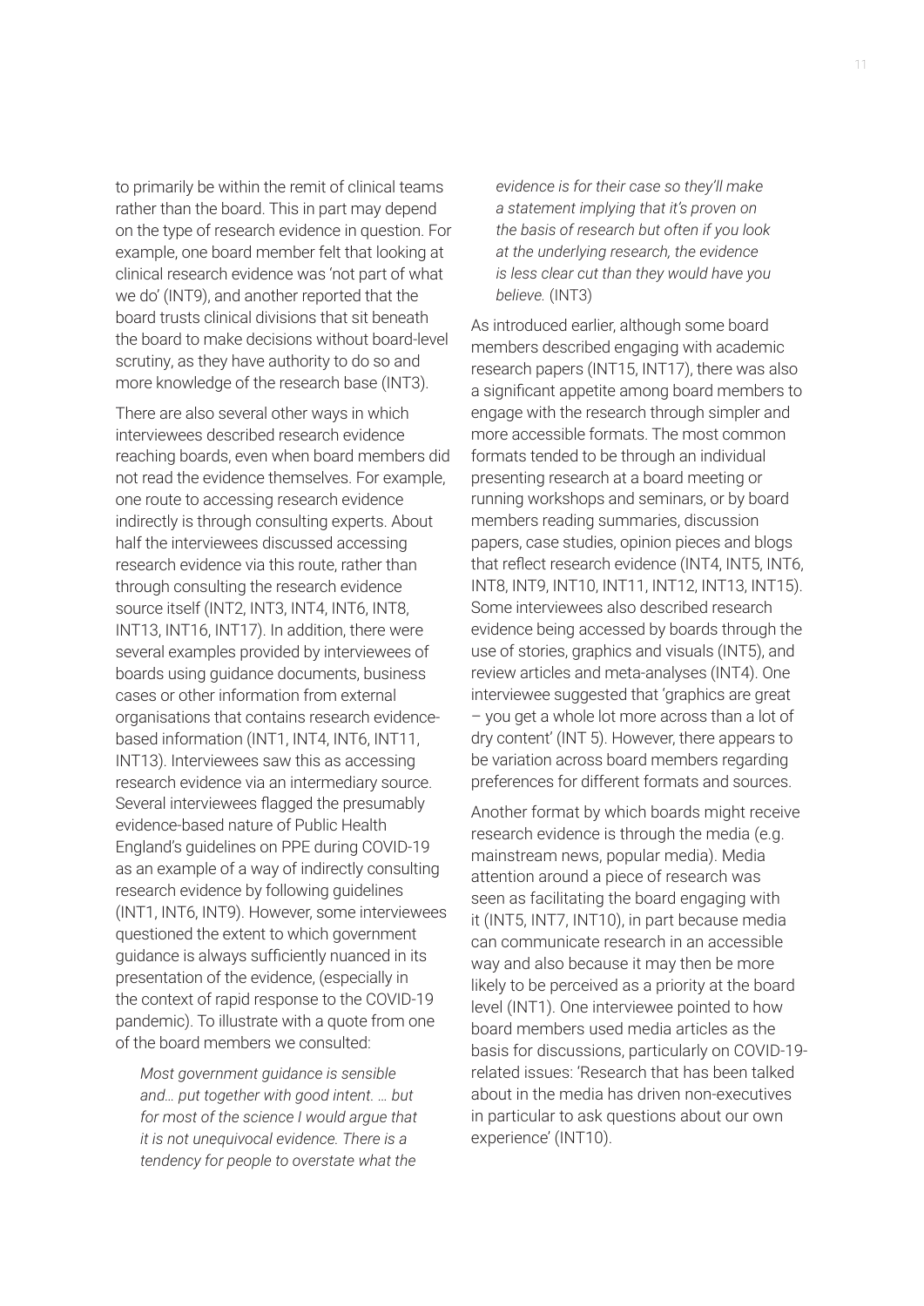to primarily be within the remit of clinical teams rather than the board. This in part may depend on the type of research evidence in question. For example, one board member felt that looking at clinical research evidence was 'not part of what we do' (INT9), and another reported that the board trusts clinical divisions that sit beneath the board to make decisions without board-level scrutiny, as they have authority to do so and more knowledge of the research base (INT3).

There are also several other ways in which interviewees described research evidence reaching boards, even when board members did not read the evidence themselves. For example, one route to accessing research evidence indirectly is through consulting experts. About half the interviewees discussed accessing research evidence via this route, rather than through consulting the research evidence source itself (INT2, INT3, INT4, INT6, INT8, INT13, INT16, INT17). In addition, there were several examples provided by interviewees of boards using guidance documents, business cases or other information from external organisations that contains research evidence-based information (INT1, INT4, INT6, INT11, INT13). Interviewees saw this as accessing research evidence via an intermediary source. Several interviewees flagged the presumably evidence-based nature of Public Health England's guidelines on PPE during COVID-19 as an example of a way of indirectly consulting research evidence by following guidelines (INT1, INT6, INT9). However, some interviewees questioned the extent to which government guidance is always sufficiently nuanced in its presentation of the evidence, (especially in the context of rapid response to the COVID-19 pandemic). To illustrate with a quote from one of the board members we consulted:

> *Most government guidance is sensible and… put together with good intent. … but for most of the science I would argue that it is not unequivocal evidence. There is a tendency for people to overstate what the evidence is for their case so they'll make a statement implying that it's proven on the basis of research but often if you look at the underlying research, the evidence is less clear cut than they would have you believe.* (INT3)

As introduced earlier, although some board members described engaging with academic research papers (INT15, INT17), there was also a significant appetite among board members to engage with the research through simpler and more accessible formats. The most common formats tended to be through an individual presenting research at a board meeting or running workshops and seminars, or by board members reading summaries, discussion papers, case studies, opinion pieces and blogs that reflect research evidence (INT4, INT5, INT6, INT8, INT9, INT10, INT11, INT12, INT13, INT15). Some interviewees also described research evidence being accessed by boards through the use of stories, graphics and visuals (INT5), and review articles and meta-analyses (INT4). One interviewee suggested that 'graphics are great – you get a whole lot more across than a lot of dry content' (INT 5). However, there appears to be variation across board members regarding preferences for different formats and sources.

Another format by which boards might receive research evidence is through the media (e.g. mainstream news, popular media). Media attention around a piece of research was seen as facilitating the board engaging with it (INT5, INT7, INT10), in part because media can communicate research in an accessible way and also because it may then be more likely to be perceived as a priority at the board level (INT1). One interviewee pointed to how board members used media articles as the basis for discussions, particularly on COVID-19-related issues: 'Research that has been talked about in the media has driven non-executives in particular to ask questions about our own experience' (INT10).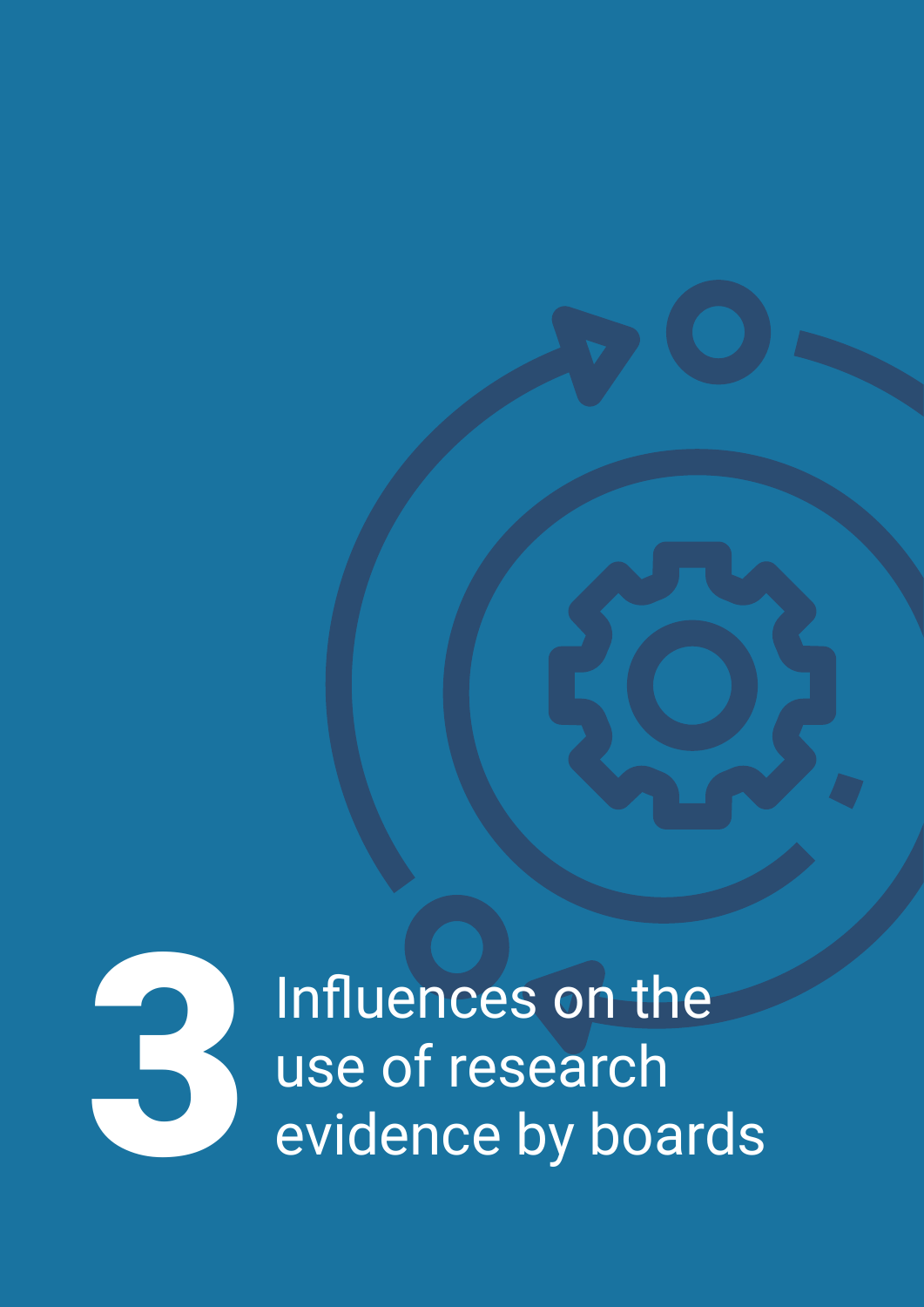# 3 Influences on the use of research evidence by boards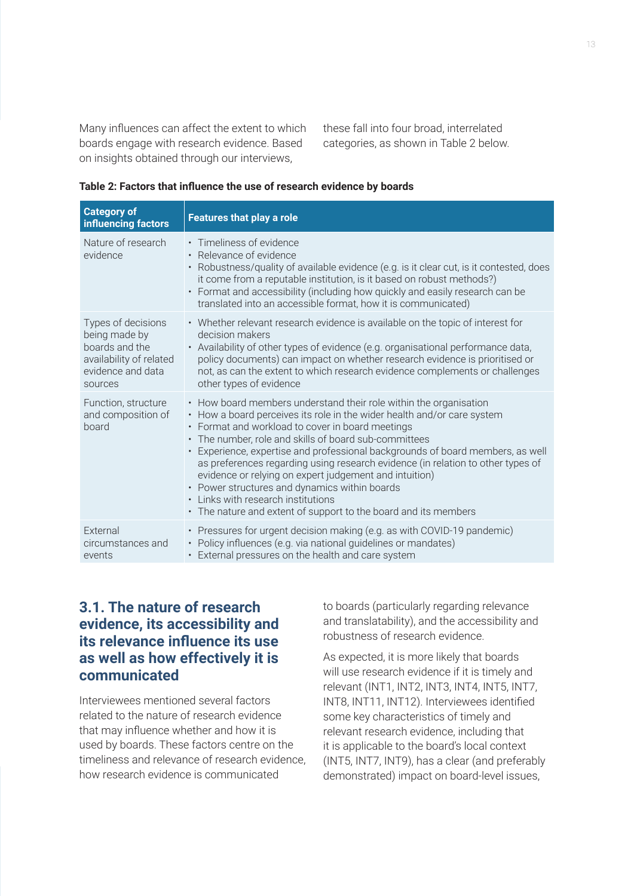Many influences can affect the extent to which boards engage with research evidence. Based on insights obtained through our interviews, these fall into four broad, interrelated categories, as shown in Table 2 below.

**Table 2: Factors that influence the use of research evidence by boards**

| Category of influencing factors | Features that play a role |
|---|---|
| Nature of research evidence | • Timeliness of evidence<br>• Relevance of evidence<br>• Robustness/quality of available evidence (e.g. is it clear cut, is it contested, does it come from a reputable institution, is it based on robust methods?)<br>• Format and accessibility (including how quickly and easily research can be translated into an accessible format, how it is communicated) |
| Types of decisions being made by boards and the availability of related evidence and data sources | • Whether relevant research evidence is available on the topic of interest for decision makers<br>• Availability of other types of evidence (e.g. organisational performance data, policy documents) can impact on whether research evidence is prioritised or not, as can the extent to which research evidence complements or challenges other types of evidence |
| Function, structure and composition of board | • How board members understand their role within the organisation<br>• How a board perceives its role in the wider health and/or care system<br>• Format and workload to cover in board meetings<br>• The number, role and skills of board sub-committees<br>• Experience, expertise and professional backgrounds of board members, as well as preferences regarding using research evidence (in relation to other types of evidence or relying on expert judgement and intuition)<br>• Power structures and dynamics within boards<br>• Links with research institutions<br>• The nature and extent of support to the board and its members |
| External circumstances and events | • Pressures for urgent decision making (e.g. as with COVID-19 pandemic)<br>• Policy influences (e.g. via national guidelines or mandates)<br>• External pressures on the health and care system |

## 3.1. The nature of research evidence, its accessibility and its relevance influence its use as well as how effectively it is communicated

Interviewees mentioned several factors related to the nature of research evidence that may influence whether and how it is used by boards. These factors centre on the timeliness and relevance of research evidence, how research evidence is communicated to boards (particularly regarding relevance and translatability), and the accessibility and robustness of research evidence.

As expected, it is more likely that boards will use research evidence if it is timely and relevant (INT1, INT2, INT3, INT4, INT5, INT7, INT8, INT11, INT12). Interviewees identified some key characteristics of timely and relevant research evidence, including that it is applicable to the board's local context (INT5, INT7, INT9), has a clear (and preferably demonstrated) impact on board-level issues,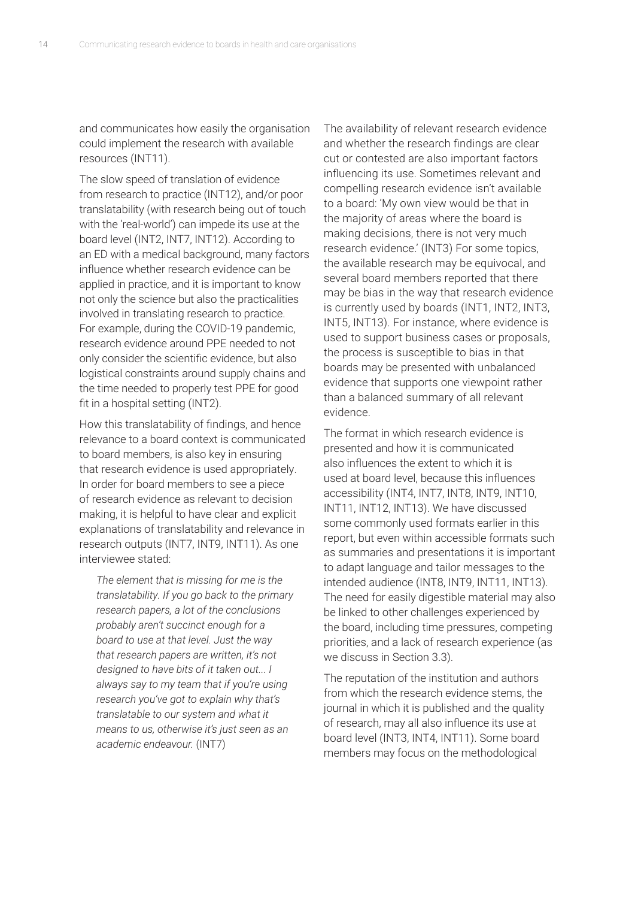and communicates how easily the organisation could implement the research with available resources (INT11).

The slow speed of translation of evidence from research to practice (INT12), and/or poor translatability (with research being out of touch with the 'real-world') can impede its use at the board level (INT2, INT7, INT12). According to an ED with a medical background, many factors influence whether research evidence can be applied in practice, and it is important to know not only the science but also the practicalities involved in translating research to practice. For example, during the COVID-19 pandemic, research evidence around PPE needed to not only consider the scientific evidence, but also logistical constraints around supply chains and the time needed to properly test PPE for good fit in a hospital setting (INT2).

How this translatability of findings, and hence relevance to a board context is communicated to board members, is also key in ensuring that research evidence is used appropriately. In order for board members to see a piece of research evidence as relevant to decision making, it is helpful to have clear and explicit explanations of translatability and relevance in research outputs (INT7, INT9, INT11). As one interviewee stated:

> *The element that is missing for me is the translatability. If you go back to the primary research papers, a lot of the conclusions probably aren't succinct enough for a board to use at that level. Just the way that research papers are written, it's not designed to have bits of it taken out... I always say to my team that if you're using research you've got to explain why that's translatable to our system and what it means to us, otherwise it's just seen as an academic endeavour.* (INT7)

The availability of relevant research evidence and whether the research findings are clear cut or contested are also important factors influencing its use. Sometimes relevant and compelling research evidence isn't available to a board: 'My own view would be that in the majority of areas where the board is making decisions, there is not very much research evidence.' (INT3) For some topics, the available research may be equivocal, and several board members reported that there may be bias in the way that research evidence is currently used by boards (INT1, INT2, INT3, INT5, INT13). For instance, where evidence is used to support business cases or proposals, the process is susceptible to bias in that boards may be presented with unbalanced evidence that supports one viewpoint rather than a balanced summary of all relevant evidence.

The format in which research evidence is presented and how it is communicated also influences the extent to which it is used at board level, because this influences accessibility (INT4, INT7, INT8, INT9, INT10, INT11, INT12, INT13). We have discussed some commonly used formats earlier in this report, but even within accessible formats such as summaries and presentations it is important to adapt language and tailor messages to the intended audience (INT8, INT9, INT11, INT13). The need for easily digestible material may also be linked to other challenges experienced by the board, including time pressures, competing priorities, and a lack of research experience (as we discuss in Section 3.3).

The reputation of the institution and authors from which the research evidence stems, the journal in which it is published and the quality of research, may all also influence its use at board level (INT3, INT4, INT11). Some board members may focus on the methodological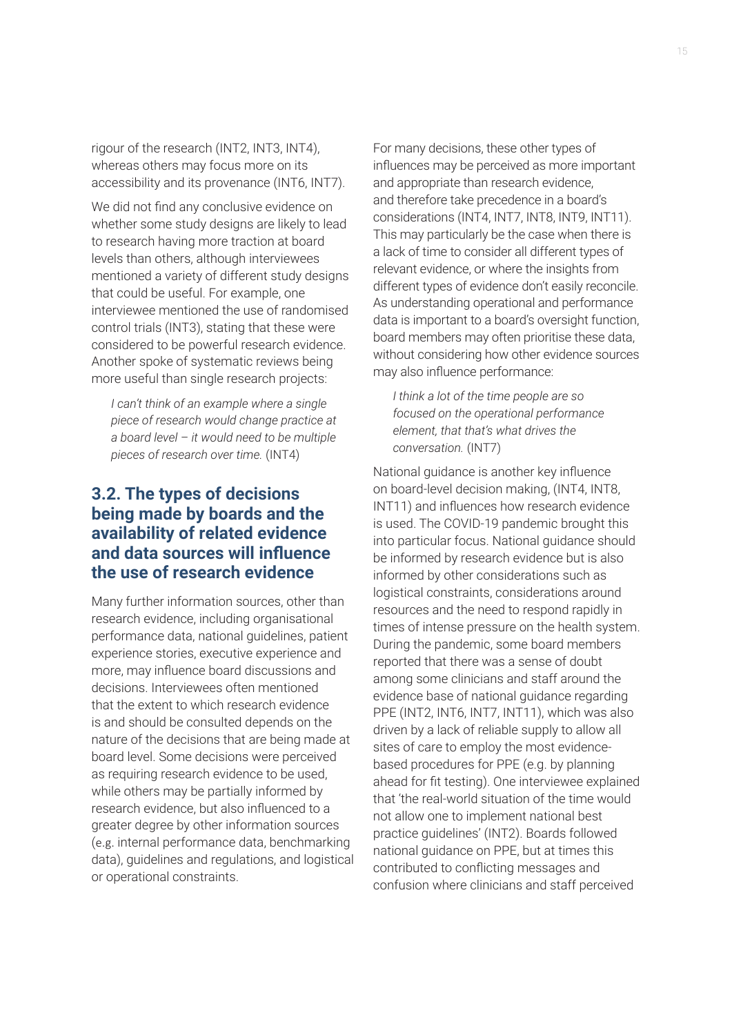rigour of the research (INT2, INT3, INT4), whereas others may focus more on its accessibility and its provenance (INT6, INT7).

We did not find any conclusive evidence on whether some study designs are likely to lead to research having more traction at board levels than others, although interviewees mentioned a variety of different study designs that could be useful. For example, one interviewee mentioned the use of randomised control trials (INT3), stating that these were considered to be powerful research evidence. Another spoke of systematic reviews being more useful than single research projects:

> *I can't think of an example where a single piece of research would change practice at a board level – it would need to be multiple pieces of research over time.* (INT4)

## 3.2. The types of decisions being made by boards and the availability of related evidence and data sources will influence the use of research evidence

Many further information sources, other than research evidence, including organisational performance data, national guidelines, patient experience stories, executive experience and more, may influence board discussions and decisions. Interviewees often mentioned that the extent to which research evidence is and should be consulted depends on the nature of the decisions that are being made at board level. Some decisions were perceived as requiring research evidence to be used, while others may be partially informed by research evidence, but also influenced to a greater degree by other information sources (e.g. internal performance data, benchmarking data), guidelines and regulations, and logistical or operational constraints.

For many decisions, these other types of influences may be perceived as more important and appropriate than research evidence, and therefore take precedence in a board's considerations (INT4, INT7, INT8, INT9, INT11). This may particularly be the case when there is a lack of time to consider all different types of relevant evidence, or where the insights from different types of evidence don't easily reconcile. As understanding operational and performance data is important to a board's oversight function, board members may often prioritise these data, without considering how other evidence sources may also influence performance:

> *I think a lot of the time people are so focused on the operational performance element, that that's what drives the conversation.* (INT7)

National guidance is another key influence on board-level decision making, (INT4, INT8, INT11) and influences how research evidence is used. The COVID-19 pandemic brought this into particular focus. National guidance should be informed by research evidence but is also informed by other considerations such as logistical constraints, considerations around resources and the need to respond rapidly in times of intense pressure on the health system. During the pandemic, some board members reported that there was a sense of doubt among some clinicians and staff around the evidence base of national guidance regarding PPE (INT2, INT6, INT7, INT11), which was also driven by a lack of reliable supply to allow all sites of care to employ the most evidence-based procedures for PPE (e.g. by planning ahead for fit testing). One interviewee explained that 'the real-world situation of the time would not allow one to implement national best practice guidelines' (INT2). Boards followed national guidance on PPE, but at times this contributed to conflicting messages and confusion where clinicians and staff perceived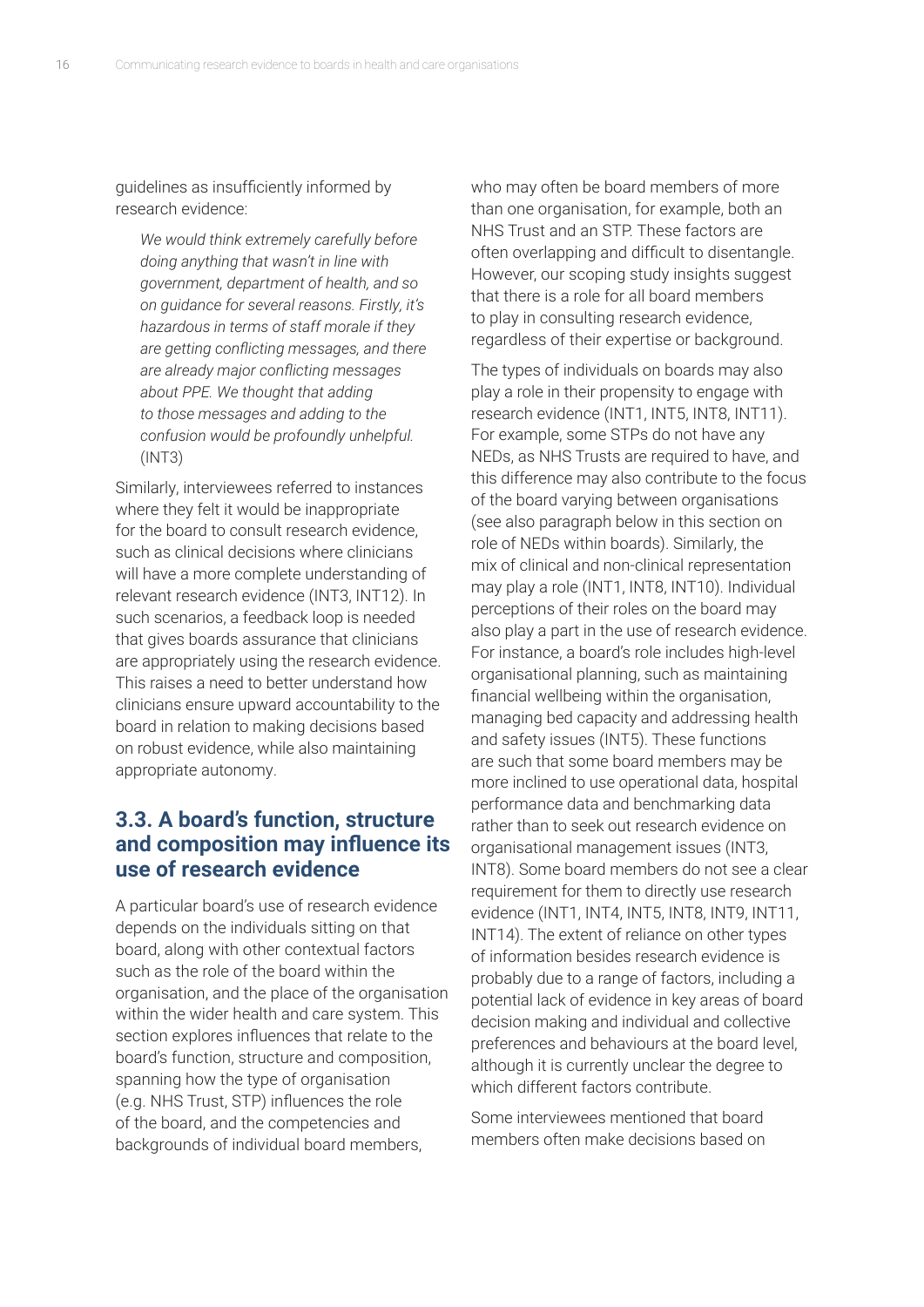guidelines as insufficiently informed by research evidence:

> *We would think extremely carefully before doing anything that wasn't in line with government, department of health, and so on guidance for several reasons. Firstly, it's hazardous in terms of staff morale if they are getting conflicting messages, and there are already major conflicting messages about PPE. We thought that adding to those messages and adding to the confusion would be profoundly unhelpful.* (INT3)

Similarly, interviewees referred to instances where they felt it would be inappropriate for the board to consult research evidence, such as clinical decisions where clinicians will have a more complete understanding of relevant research evidence (INT3, INT12). In such scenarios, a feedback loop is needed that gives boards assurance that clinicians are appropriately using the research evidence. This raises a need to better understand how clinicians ensure upward accountability to the board in relation to making decisions based on robust evidence, while also maintaining appropriate autonomy.

## 3.3. A board's function, structure and composition may influence its use of research evidence

A particular board's use of research evidence depends on the individuals sitting on that board, along with other contextual factors such as the role of the board within the organisation, and the place of the organisation within the wider health and care system. This section explores influences that relate to the board's function, structure and composition, spanning how the type of organisation (e.g. NHS Trust, STP) influences the role of the board, and the competencies and backgrounds of individual board members, who may often be board members of more than one organisation, for example, both an NHS Trust and an STP. These factors are often overlapping and difficult to disentangle. However, our scoping study insights suggest that there is a role for all board members to play in consulting research evidence, regardless of their expertise or background.

The types of individuals on boards may also play a role in their propensity to engage with research evidence (INT1, INT5, INT8, INT11). For example, some STPs do not have any NEDs, as NHS Trusts are required to have, and this difference may also contribute to the focus of the board varying between organisations (see also paragraph below in this section on role of NEDs within boards). Similarly, the mix of clinical and non-clinical representation may play a role (INT1, INT8, INT10). Individual perceptions of their roles on the board may also play a part in the use of research evidence. For instance, a board's role includes high-level organisational planning, such as maintaining financial wellbeing within the organisation, managing bed capacity and addressing health and safety issues (INT5). These functions are such that some board members may be more inclined to use operational data, hospital performance data and benchmarking data rather than to seek out research evidence on organisational management issues (INT3, INT8). Some board members do not see a clear requirement for them to directly use research evidence (INT1, INT4, INT5, INT8, INT9, INT11, INT14). The extent of reliance on other types of information besides research evidence is probably due to a range of factors, including a potential lack of evidence in key areas of board decision making and individual and collective preferences and behaviours at the board level, although it is currently unclear the degree to which different factors contribute.

Some interviewees mentioned that board members often make decisions based on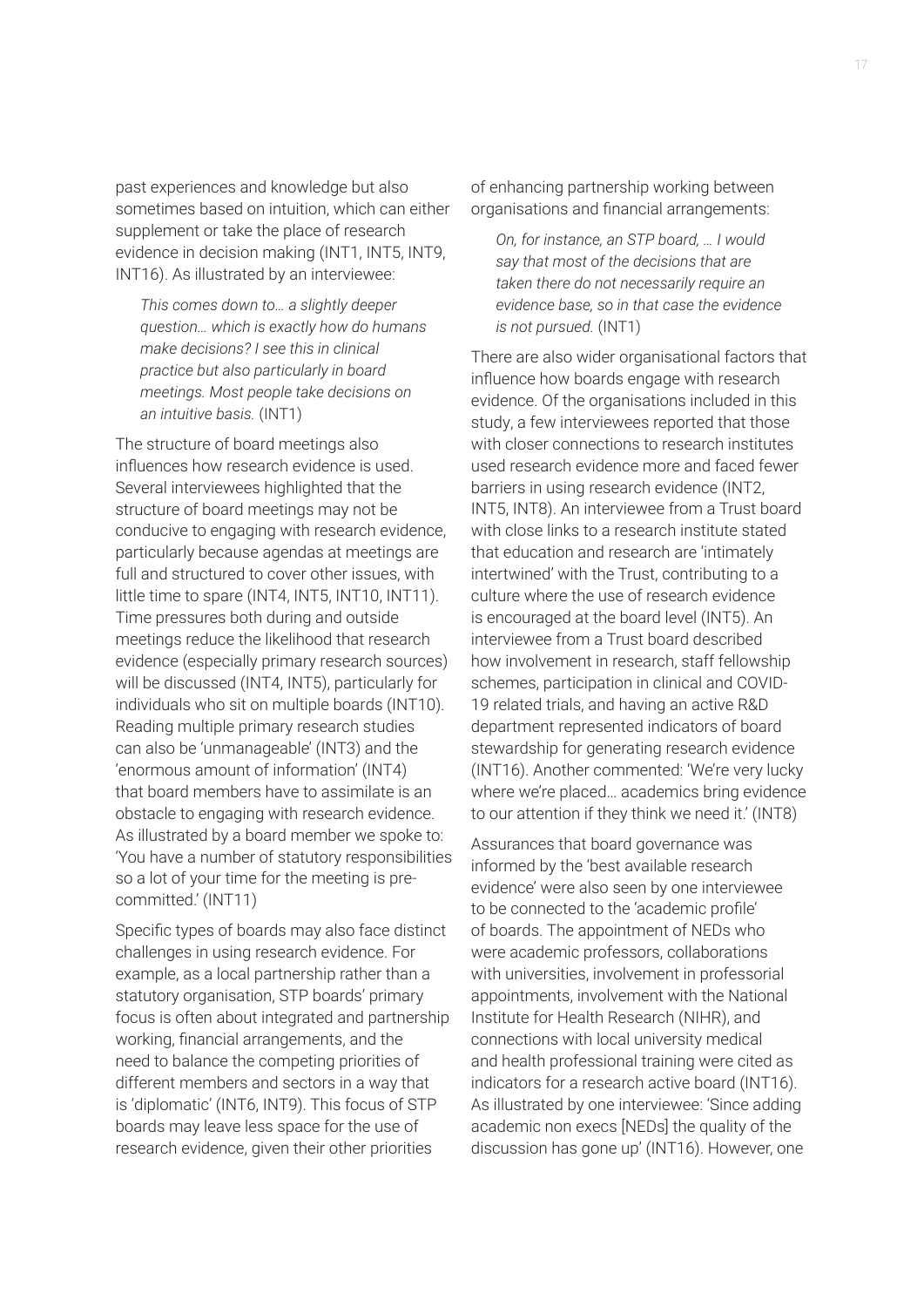past experiences and knowledge but also sometimes based on intuition, which can either supplement or take the place of research evidence in decision making (INT1, INT5, INT9, INT16). As illustrated by an interviewee:

> *This comes down to… a slightly deeper question… which is exactly how do humans make decisions? I see this in clinical practice but also particularly in board meetings. Most people take decisions on an intuitive basis.* (INT1)

The structure of board meetings also influences how research evidence is used. Several interviewees highlighted that the structure of board meetings may not be conducive to engaging with research evidence, particularly because agendas at meetings are full and structured to cover other issues, with little time to spare (INT4, INT5, INT10, INT11). Time pressures both during and outside meetings reduce the likelihood that research evidence (especially primary research sources) will be discussed (INT4, INT5), particularly for individuals who sit on multiple boards (INT10). Reading multiple primary research studies can also be 'unmanageable' (INT3) and the 'enormous amount of information' (INT4) that board members have to assimilate is an obstacle to engaging with research evidence. As illustrated by a board member we spoke to: 'You have a number of statutory responsibilities so a lot of your time for the meeting is pre-committed.' (INT11)

Specific types of boards may also face distinct challenges in using research evidence. For example, as a local partnership rather than a statutory organisation, STP boards' primary focus is often about integrated and partnership working, financial arrangements, and the need to balance the competing priorities of different members and sectors in a way that is 'diplomatic' (INT6, INT9). This focus of STP boards may leave less space for the use of research evidence, given their other priorities of enhancing partnership working between organisations and financial arrangements:

> *On, for instance, an STP board, … I would say that most of the decisions that are taken there do not necessarily require an evidence base, so in that case the evidence is not pursued.* (INT1)

There are also wider organisational factors that influence how boards engage with research evidence. Of the organisations included in this study, a few interviewees reported that those with closer connections to research institutes used research evidence more and faced fewer barriers in using research evidence (INT2, INT5, INT8). An interviewee from a Trust board with close links to a research institute stated that education and research are 'intimately intertwined' with the Trust, contributing to a culture where the use of research evidence is encouraged at the board level (INT5). An interviewee from a Trust board described how involvement in research, staff fellowship schemes, participation in clinical and COVID-19 related trials, and having an active R&D department represented indicators of board stewardship for generating research evidence (INT16). Another commented: 'We're very lucky where we're placed… academics bring evidence to our attention if they think we need it.' (INT8)

Assurances that board governance was informed by the 'best available research evidence' were also seen by one interviewee to be connected to the 'academic profile' of boards. The appointment of NEDs who were academic professors, collaborations with universities, involvement in professorial appointments, involvement with the National Institute for Health Research (NIHR), and connections with local university medical and health professional training were cited as indicators for a research active board (INT16). As illustrated by one interviewee: 'Since adding academic non execs [NEDs] the quality of the discussion has gone up' (INT16). However, one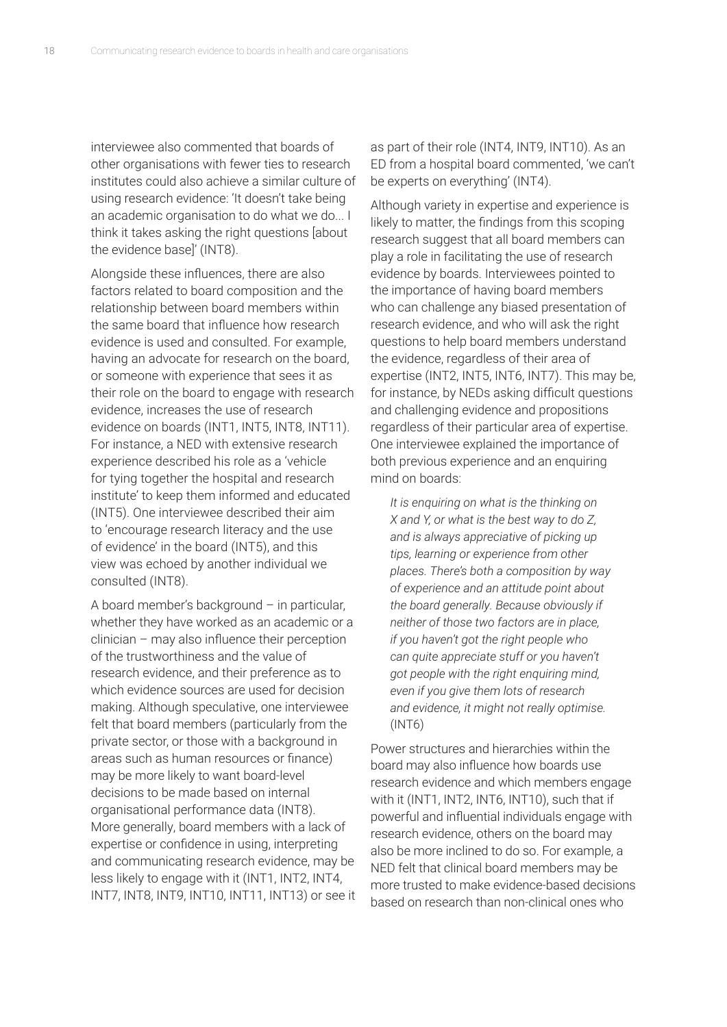interviewee also commented that boards of other organisations with fewer ties to research institutes could also achieve a similar culture of using research evidence: 'It doesn't take being an academic organisation to do what we do... I think it takes asking the right questions [about the evidence base]' (INT8).

Alongside these influences, there are also factors related to board composition and the relationship between board members within the same board that influence how research evidence is used and consulted. For example, having an advocate for research on the board, or someone with experience that sees it as their role on the board to engage with research evidence, increases the use of research evidence on boards (INT1, INT5, INT8, INT11). For instance, a NED with extensive research experience described his role as a 'vehicle for tying together the hospital and research institute' to keep them informed and educated (INT5). One interviewee described their aim to 'encourage research literacy and the use of evidence' in the board (INT5), and this view was echoed by another individual we consulted (INT8).

A board member's background – in particular, whether they have worked as an academic or a clinician – may also influence their perception of the trustworthiness and the value of research evidence, and their preference as to which evidence sources are used for decision making. Although speculative, one interviewee felt that board members (particularly from the private sector, or those with a background in areas such as human resources or finance) may be more likely to want board-level decisions to be made based on internal organisational performance data (INT8). More generally, board members with a lack of expertise or confidence in using, interpreting and communicating research evidence, may be less likely to engage with it (INT1, INT2, INT4, INT7, INT8, INT9, INT10, INT11, INT13) or see it as part of their role (INT4, INT9, INT10). As an ED from a hospital board commented, 'we can't be experts on everything' (INT4).

Although variety in expertise and experience is likely to matter, the findings from this scoping research suggest that all board members can play a role in facilitating the use of research evidence by boards. Interviewees pointed to the importance of having board members who can challenge any biased presentation of research evidence, and who will ask the right questions to help board members understand the evidence, regardless of their area of expertise (INT2, INT5, INT6, INT7). This may be, for instance, by NEDs asking difficult questions and challenging evidence and propositions regardless of their particular area of expertise. One interviewee explained the importance of both previous experience and an enquiring mind on boards:

> *It is enquiring on what is the thinking on X and Y, or what is the best way to do Z, and is always appreciative of picking up tips, learning or experience from other places. There's both a composition by way of experience and an attitude point about the board generally. Because obviously if neither of those two factors are in place, if you haven't got the right people who can quite appreciate stuff or you haven't got people with the right enquiring mind, even if you give them lots of research and evidence, it might not really optimise.* (INT6)

Power structures and hierarchies within the board may also influence how boards use research evidence and which members engage with it (INT1, INT2, INT6, INT10), such that if powerful and influential individuals engage with research evidence, others on the board may also be more inclined to do so. For example, a NED felt that clinical board members may be more trusted to make evidence-based decisions based on research than non-clinical ones who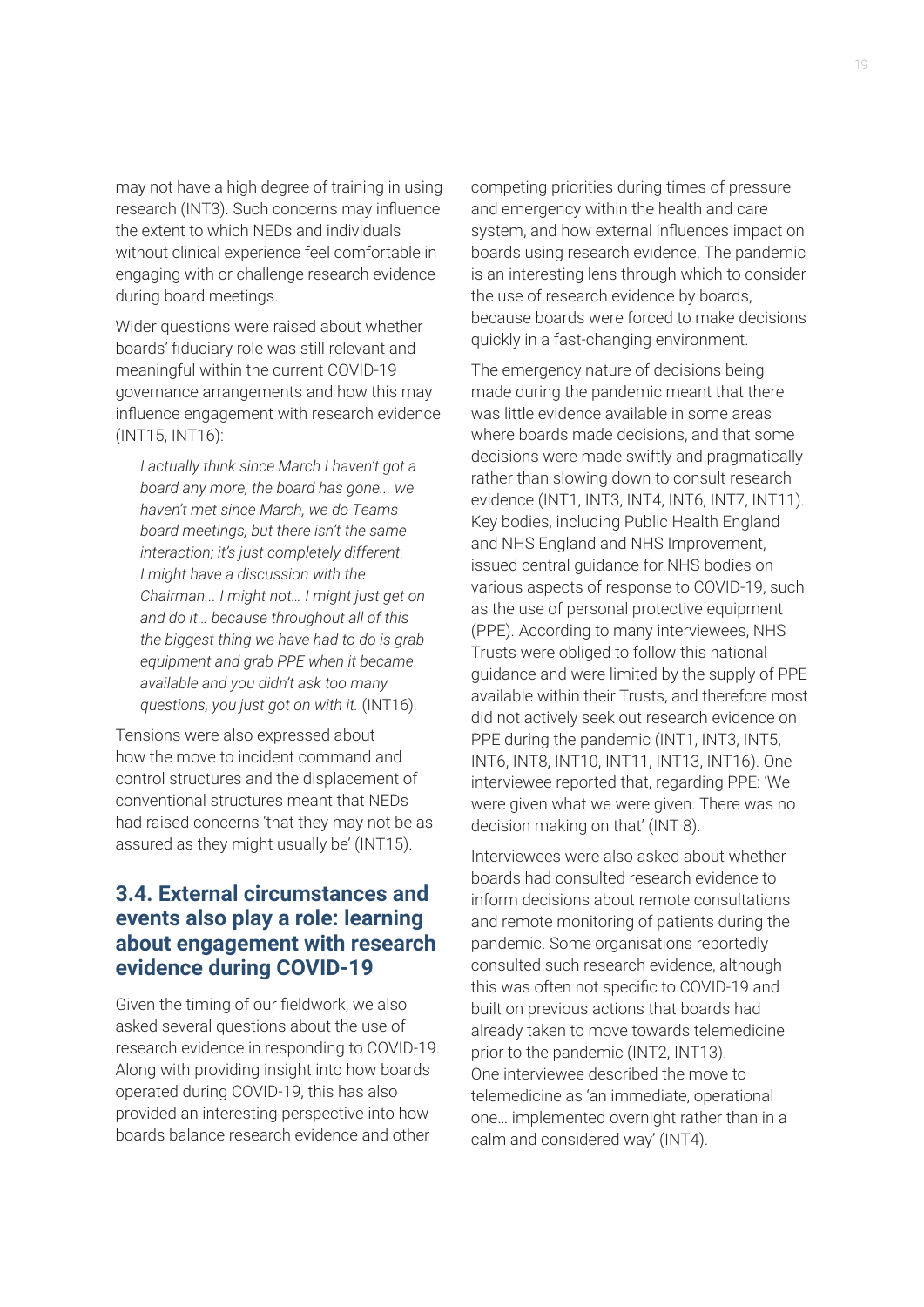may not have a high degree of training in using research (INT3). Such concerns may influence the extent to which NEDs and individuals without clinical experience feel comfortable in engaging with or challenge research evidence during board meetings.

Wider questions were raised about whether boards' fiduciary role was still relevant and meaningful within the current COVID-19 governance arrangements and how this may influence engagement with research evidence (INT15, INT16):

> *I actually think since March I haven't got a board any more, the board has gone... we haven't met since March, we do Teams board meetings, but there isn't the same interaction; it's just completely different. I might have a discussion with the Chairman... I might not… I might just get on and do it… because throughout all of this the biggest thing we have had to do is grab equipment and grab PPE when it became available and you didn't ask too many questions, you just got on with it.* (INT16).

Tensions were also expressed about how the move to incident command and control structures and the displacement of conventional structures meant that NEDs had raised concerns 'that they may not be as assured as they might usually be' (INT15).

## 3.4. External circumstances and events also play a role: learning about engagement with research evidence during COVID-19

Given the timing of our fieldwork, we also asked several questions about the use of research evidence in responding to COVID-19. Along with providing insight into how boards operated during COVID-19, this has also provided an interesting perspective into how boards balance research evidence and other competing priorities during times of pressure and emergency within the health and care system, and how external influences impact on boards using research evidence. The pandemic is an interesting lens through which to consider the use of research evidence by boards, because boards were forced to make decisions quickly in a fast-changing environment.

The emergency nature of decisions being made during the pandemic meant that there was little evidence available in some areas where boards made decisions, and that some decisions were made swiftly and pragmatically rather than slowing down to consult research evidence (INT1, INT3, INT4, INT6, INT7, INT11). Key bodies, including Public Health England and NHS England and NHS Improvement, issued central guidance for NHS bodies on various aspects of response to COVID-19, such as the use of personal protective equipment (PPE). According to many interviewees, NHS Trusts were obliged to follow this national guidance and were limited by the supply of PPE available within their Trusts, and therefore most did not actively seek out research evidence on PPE during the pandemic (INT1, INT3, INT5, INT6, INT8, INT10, INT11, INT13, INT16). One interviewee reported that, regarding PPE: 'We were given what we were given. There was no decision making on that' (INT 8).

Interviewees were also asked about whether boards had consulted research evidence to inform decisions about remote consultations and remote monitoring of patients during the pandemic. Some organisations reportedly consulted such research evidence, although this was often not specific to COVID-19 and built on previous actions that boards had already taken to move towards telemedicine prior to the pandemic (INT2, INT13). One interviewee described the move to telemedicine as 'an immediate, operational one… implemented overnight rather than in a calm and considered way' (INT4).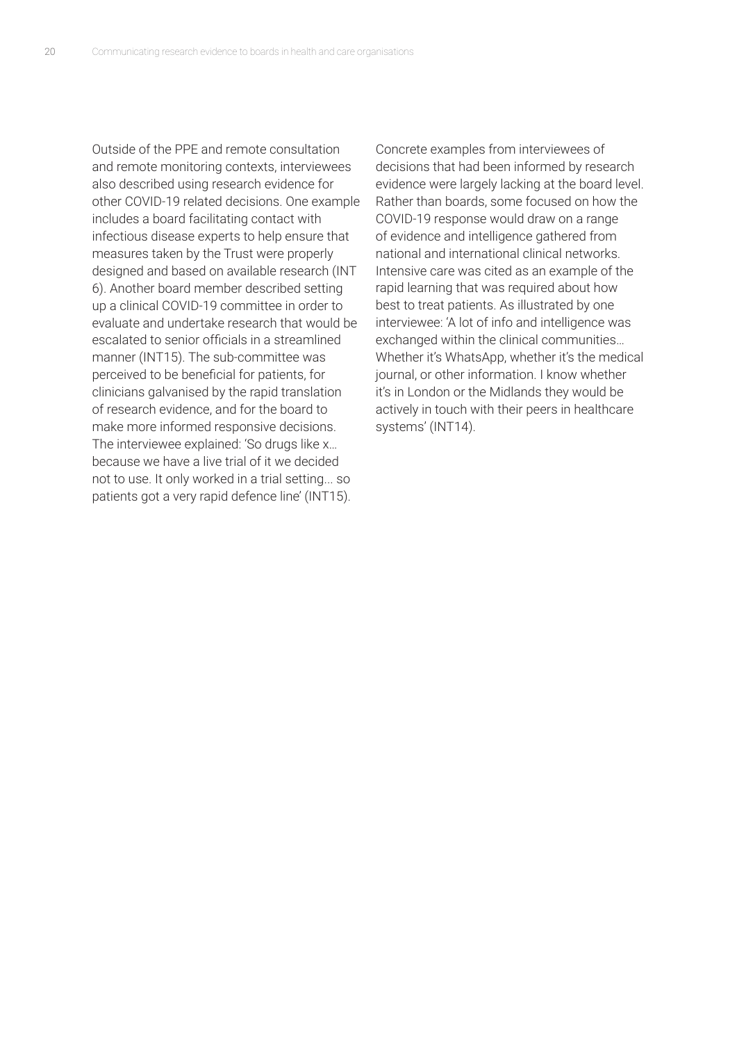Outside of the PPE and remote consultation and remote monitoring contexts, interviewees also described using research evidence for other COVID-19 related decisions. One example includes a board facilitating contact with infectious disease experts to help ensure that measures taken by the Trust were properly designed and based on available research (INT 6). Another board member described setting up a clinical COVID-19 committee in order to evaluate and undertake research that would be escalated to senior officials in a streamlined manner (INT15). The sub-committee was perceived to be beneficial for patients, for clinicians galvanised by the rapid translation of research evidence, and for the board to make more informed responsive decisions. The interviewee explained: 'So drugs like x… because we have a live trial of it we decided not to use. It only worked in a trial setting... so patients got a very rapid defence line' (INT15).

Concrete examples from interviewees of decisions that had been informed by research evidence were largely lacking at the board level. Rather than boards, some focused on how the COVID-19 response would draw on a range of evidence and intelligence gathered from national and international clinical networks. Intensive care was cited as an example of the rapid learning that was required about how best to treat patients. As illustrated by one interviewee: 'A lot of info and intelligence was exchanged within the clinical communities… Whether it's WhatsApp, whether it's the medical journal, or other information. I know whether it's in London or the Midlands they would be actively in touch with their peers in healthcare systems' (INT14).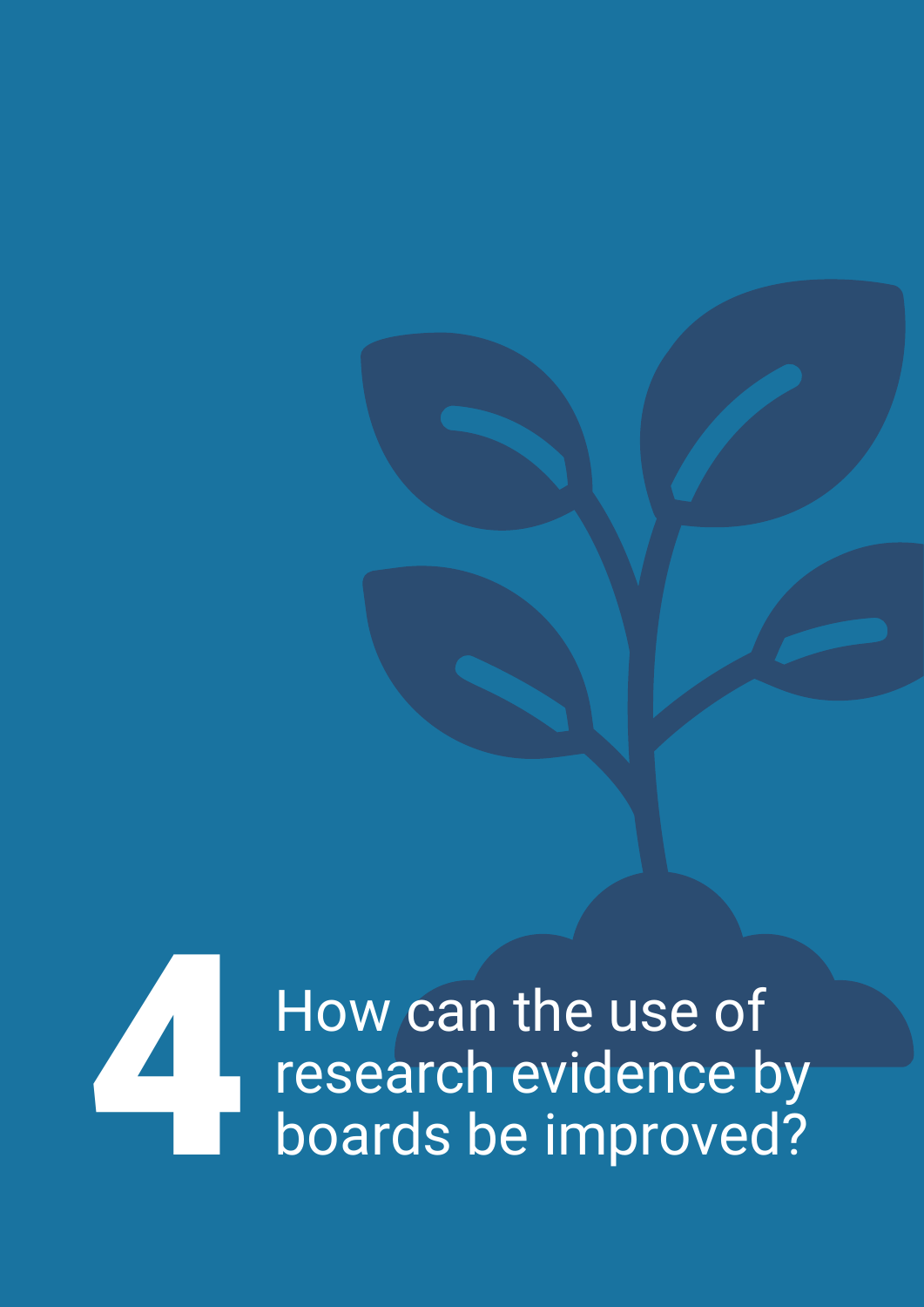# 4 How can the use of research evidence by boards be improved?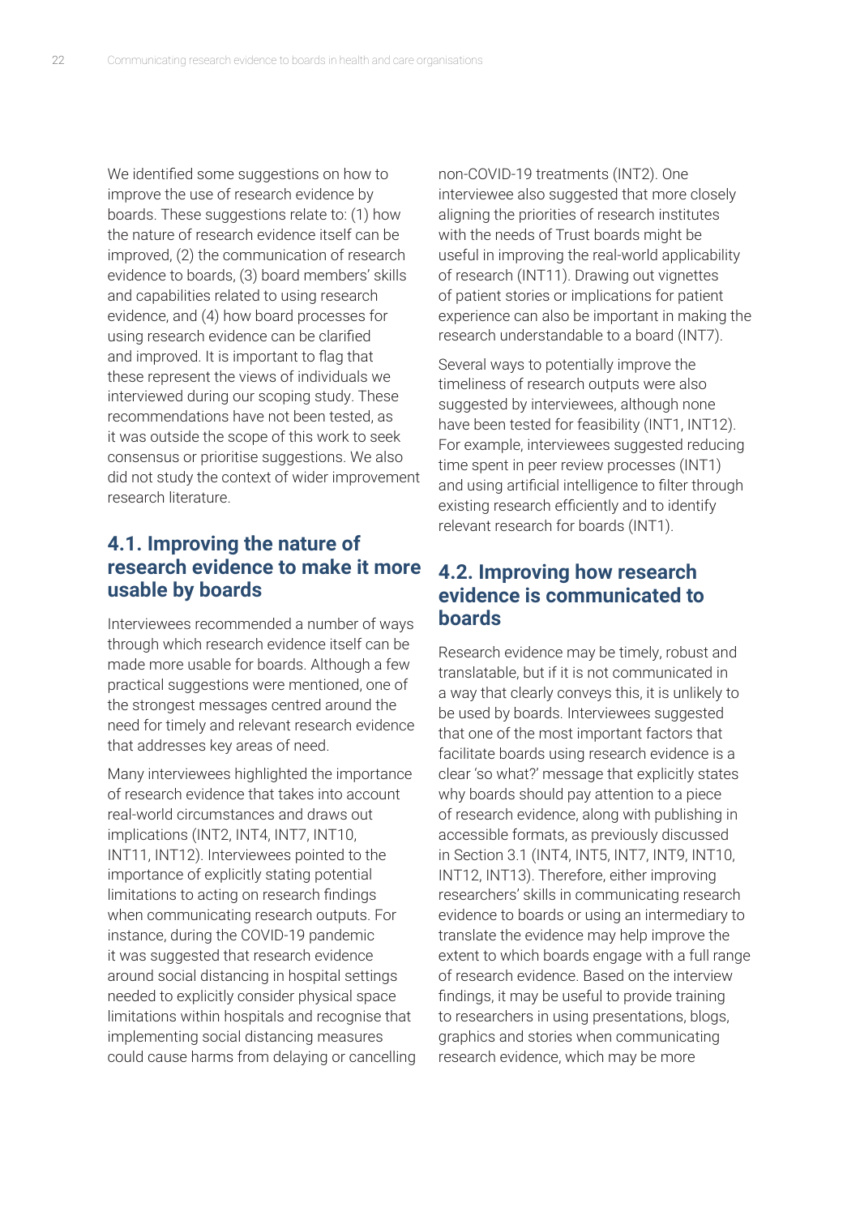We identified some suggestions on how to improve the use of research evidence by boards. These suggestions relate to: (1) how the nature of research evidence itself can be improved, (2) the communication of research evidence to boards, (3) board members' skills and capabilities related to using research evidence, and (4) how board processes for using research evidence can be clarified and improved. It is important to flag that these represent the views of individuals we interviewed during our scoping study. These recommendations have not been tested, as it was outside the scope of this work to seek consensus or prioritise suggestions. We also did not study the context of wider improvement research literature.

## 4.1. Improving the nature of research evidence to make it more usable by boards

Interviewees recommended a number of ways through which research evidence itself can be made more usable for boards. Although a few practical suggestions were mentioned, one of the strongest messages centred around the need for timely and relevant research evidence that addresses key areas of need.

Many interviewees highlighted the importance of research evidence that takes into account real-world circumstances and draws out implications (INT2, INT4, INT7, INT10, INT11, INT12). Interviewees pointed to the importance of explicitly stating potential limitations to acting on research findings when communicating research outputs. For instance, during the COVID-19 pandemic it was suggested that research evidence around social distancing in hospital settings needed to explicitly consider physical space limitations within hospitals and recognise that implementing social distancing measures could cause harms from delaying or cancelling non-COVID-19 treatments (INT2). One interviewee also suggested that more closely aligning the priorities of research institutes with the needs of Trust boards might be useful in improving the real-world applicability of research (INT11). Drawing out vignettes of patient stories or implications for patient experience can also be important in making the research understandable to a board (INT7).

Several ways to potentially improve the timeliness of research outputs were also suggested by interviewees, although none have been tested for feasibility (INT1, INT12). For example, interviewees suggested reducing time spent in peer review processes (INT1) and using artificial intelligence to filter through existing research efficiently and to identify relevant research for boards (INT1).

## 4.2. Improving how research evidence is communicated to boards

Research evidence may be timely, robust and translatable, but if it is not communicated in a way that clearly conveys this, it is unlikely to be used by boards. Interviewees suggested that one of the most important factors that facilitate boards using research evidence is a clear 'so what?' message that explicitly states why boards should pay attention to a piece of research evidence, along with publishing in accessible formats, as previously discussed in Section 3.1 (INT4, INT5, INT7, INT9, INT10, INT12, INT13). Therefore, either improving researchers' skills in communicating research evidence to boards or using an intermediary to translate the evidence may help improve the extent to which boards engage with a full range of research evidence. Based on the interview findings, it may be useful to provide training to researchers in using presentations, blogs, graphics and stories when communicating research evidence, which may be more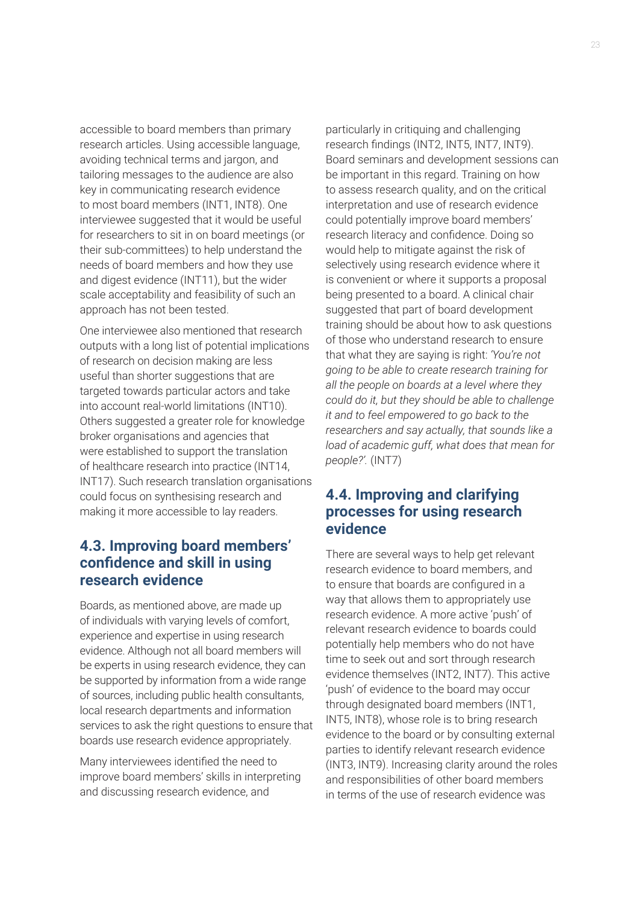accessible to board members than primary research articles. Using accessible language, avoiding technical terms and jargon, and tailoring messages to the audience are also key in communicating research evidence to most board members (INT1, INT8). One interviewee suggested that it would be useful for researchers to sit in on board meetings (or their sub-committees) to help understand the needs of board members and how they use and digest evidence (INT11), but the wider scale acceptability and feasibility of such an approach has not been tested.

One interviewee also mentioned that research outputs with a long list of potential implications of research on decision making are less useful than shorter suggestions that are targeted towards particular actors and take into account real-world limitations (INT10). Others suggested a greater role for knowledge broker organisations and agencies that were established to support the translation of healthcare research into practice (INT14, INT17). Such research translation organisations could focus on synthesising research and making it more accessible to lay readers.

## 4.3. Improving board members' confidence and skill in using research evidence

Boards, as mentioned above, are made up of individuals with varying levels of comfort, experience and expertise in using research evidence. Although not all board members will be experts in using research evidence, they can be supported by information from a wide range of sources, including public health consultants, local research departments and information services to ask the right questions to ensure that boards use research evidence appropriately.

Many interviewees identified the need to improve board members' skills in interpreting and discussing research evidence, and particularly in critiquing and challenging research findings (INT2, INT5, INT7, INT9). Board seminars and development sessions can be important in this regard. Training on how to assess research quality, and on the critical interpretation and use of research evidence could potentially improve board members' research literacy and confidence. Doing so would help to mitigate against the risk of selectively using research evidence where it is convenient or where it supports a proposal being presented to a board. A clinical chair suggested that part of board development training should be about how to ask questions of those who understand research to ensure that what they are saying is right: *'You're not going to be able to create research training for all the people on boards at a level where they could do it, but they should be able to challenge it and to feel empowered to go back to the researchers and say actually, that sounds like a load of academic guff, what does that mean for people?'.* (INT7)

## 4.4. Improving and clarifying processes for using research evidence

There are several ways to help get relevant research evidence to board members, and to ensure that boards are configured in a way that allows them to appropriately use research evidence. A more active 'push' of relevant research evidence to boards could potentially help members who do not have time to seek out and sort through research evidence themselves (INT2, INT7). This active 'push' of evidence to the board may occur through designated board members (INT1, INT5, INT8), whose role is to bring research evidence to the board or by consulting external parties to identify relevant research evidence (INT3, INT9). Increasing clarity around the roles and responsibilities of other board members in terms of the use of research evidence was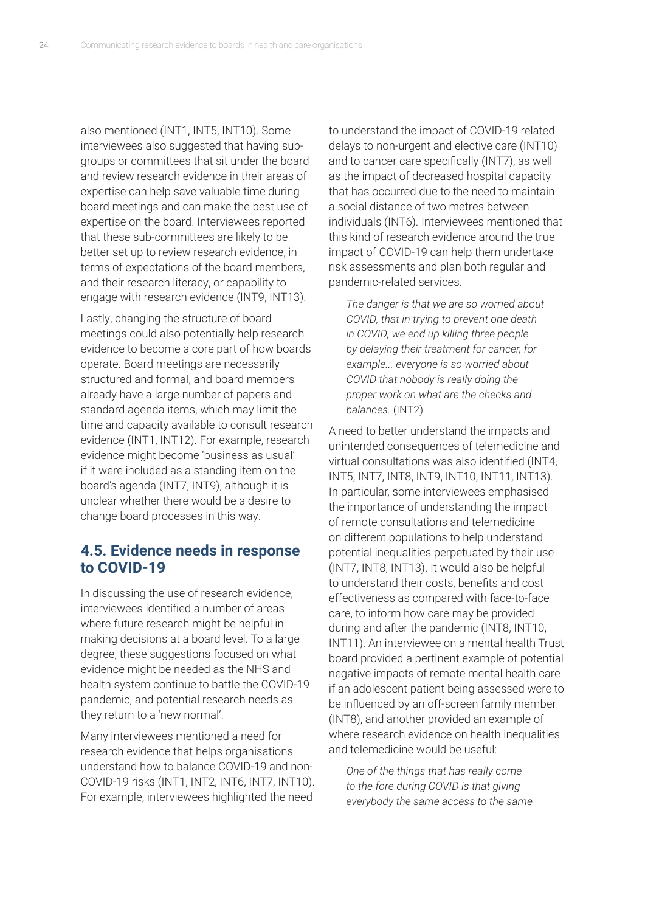also mentioned (INT1, INT5, INT10). Some interviewees also suggested that having sub-groups or committees that sit under the board and review research evidence in their areas of expertise can help save valuable time during board meetings and can make the best use of expertise on the board. Interviewees reported that these sub-committees are likely to be better set up to review research evidence, in terms of expectations of the board members, and their research literacy, or capability to engage with research evidence (INT9, INT13).

Lastly, changing the structure of board meetings could also potentially help research evidence to become a core part of how boards operate. Board meetings are necessarily structured and formal, and board members already have a large number of papers and standard agenda items, which may limit the time and capacity available to consult research evidence (INT1, INT12). For example, research evidence might become 'business as usual' if it were included as a standing item on the board's agenda (INT7, INT9), although it is unclear whether there would be a desire to change board processes in this way.

## 4.5. Evidence needs in response to COVID-19

In discussing the use of research evidence, interviewees identified a number of areas where future research might be helpful in making decisions at a board level. To a large degree, these suggestions focused on what evidence might be needed as the NHS and health system continue to battle the COVID-19 pandemic, and potential research needs as they return to a 'new normal'.

Many interviewees mentioned a need for research evidence that helps organisations understand how to balance COVID-19 and non-COVID-19 risks (INT1, INT2, INT6, INT7, INT10). For example, interviewees highlighted the need to understand the impact of COVID-19 related delays to non-urgent and elective care (INT10) and to cancer care specifically (INT7), as well as the impact of decreased hospital capacity that has occurred due to the need to maintain a social distance of two metres between individuals (INT6). Interviewees mentioned that this kind of research evidence around the true impact of COVID-19 can help them undertake risk assessments and plan both regular and pandemic-related services.

> *The danger is that we are so worried about COVID, that in trying to prevent one death in COVID, we end up killing three people by delaying their treatment for cancer, for example... everyone is so worried about COVID that nobody is really doing the proper work on what are the checks and balances.* (INT2)

A need to better understand the impacts and unintended consequences of telemedicine and virtual consultations was also identified (INT4, INT5, INT7, INT8, INT9, INT10, INT11, INT13). In particular, some interviewees emphasised the importance of understanding the impact of remote consultations and telemedicine on different populations to help understand potential inequalities perpetuated by their use (INT7, INT8, INT13). It would also be helpful to understand their costs, benefits and cost effectiveness as compared with face-to-face care, to inform how care may be provided during and after the pandemic (INT8, INT10, INT11). An interviewee on a mental health Trust board provided a pertinent example of potential negative impacts of remote mental health care if an adolescent patient being assessed were to be influenced by an off-screen family member (INT8), and another provided an example of where research evidence on health inequalities and telemedicine would be useful:

> *One of the things that has really come to the fore during COVID is that giving everybody the same access to the same*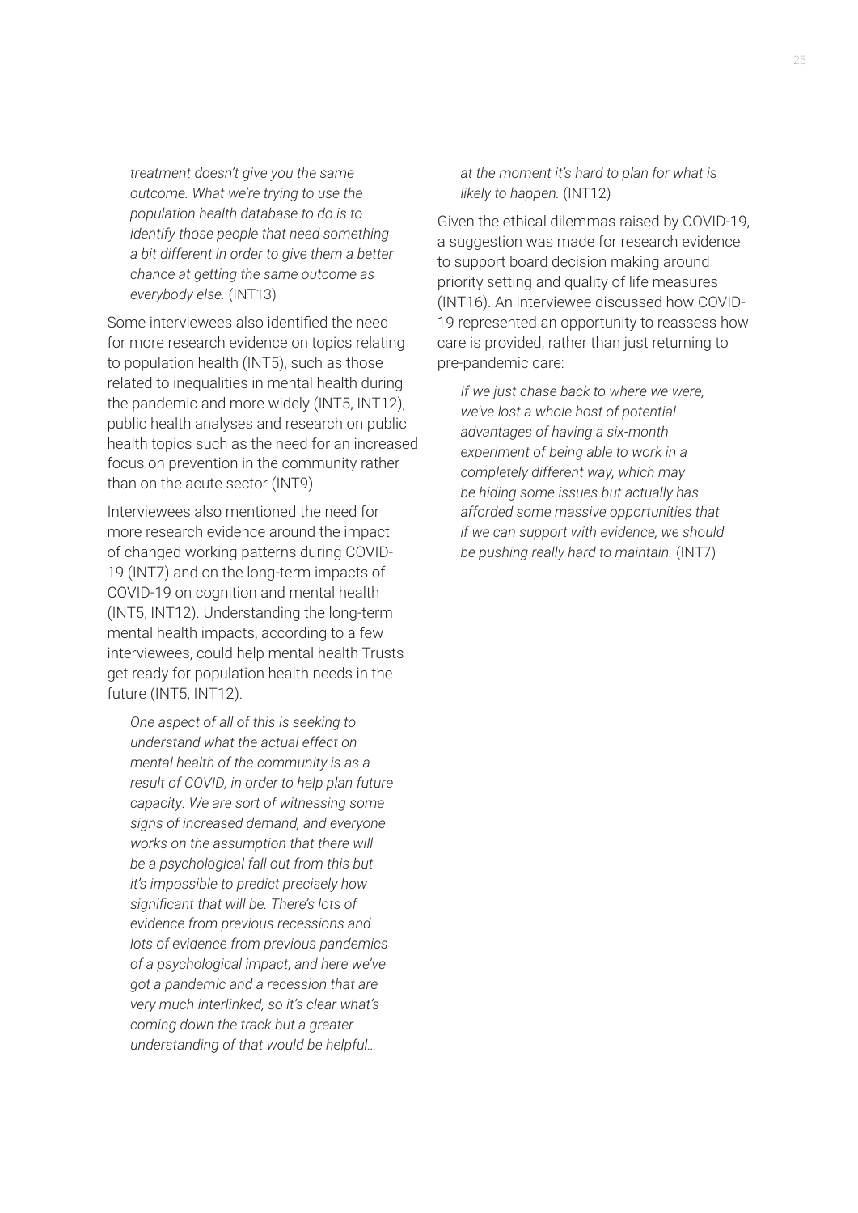*treatment doesn't give you the same outcome. What we're trying to use the population health database to do is to identify those people that need something a bit different in order to give them a better chance at getting the same outcome as everybody else.* (INT13)

Some interviewees also identified the need for more research evidence on topics relating to population health (INT5), such as those related to inequalities in mental health during the pandemic and more widely (INT5, INT12), public health analyses and research on public health topics such as the need for an increased focus on prevention in the community rather than on the acute sector (INT9).

Interviewees also mentioned the need for more research evidence around the impact of changed working patterns during COVID-19 (INT7) and on the long-term impacts of COVID-19 on cognition and mental health (INT5, INT12). Understanding the long-term mental health impacts, according to a few interviewees, could help mental health Trusts get ready for population health needs in the future (INT5, INT12).

> *One aspect of all of this is seeking to understand what the actual effect on mental health of the community is as a result of COVID, in order to help plan future capacity. We are sort of witnessing some signs of increased demand, and everyone works on the assumption that there will be a psychological fall out from this but it's impossible to predict precisely how significant that will be. There's lots of evidence from previous recessions and lots of evidence from previous pandemics of a psychological impact, and here we've got a pandemic and a recession that are very much interlinked, so it's clear what's coming down the track but a greater understanding of that would be helpful… at the moment it's hard to plan for what is likely to happen.* (INT12)

Given the ethical dilemmas raised by COVID-19, a suggestion was made for research evidence to support board decision making around priority setting and quality of life measures (INT16). An interviewee discussed how COVID-19 represented an opportunity to reassess how care is provided, rather than just returning to pre-pandemic care:

> *If we just chase back to where we were, we've lost a whole host of potential advantages of having a six-month experiment of being able to work in a completely different way, which may be hiding some issues but actually has afforded some massive opportunities that if we can support with evidence, we should be pushing really hard to maintain.* (INT7)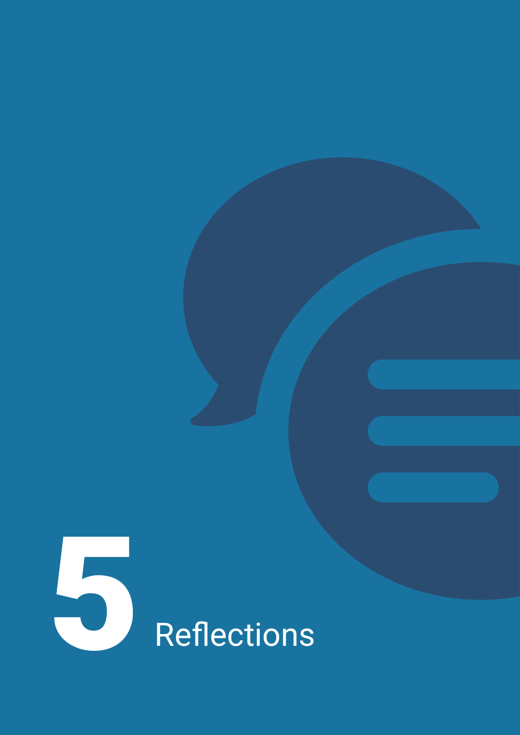# 5 Reflections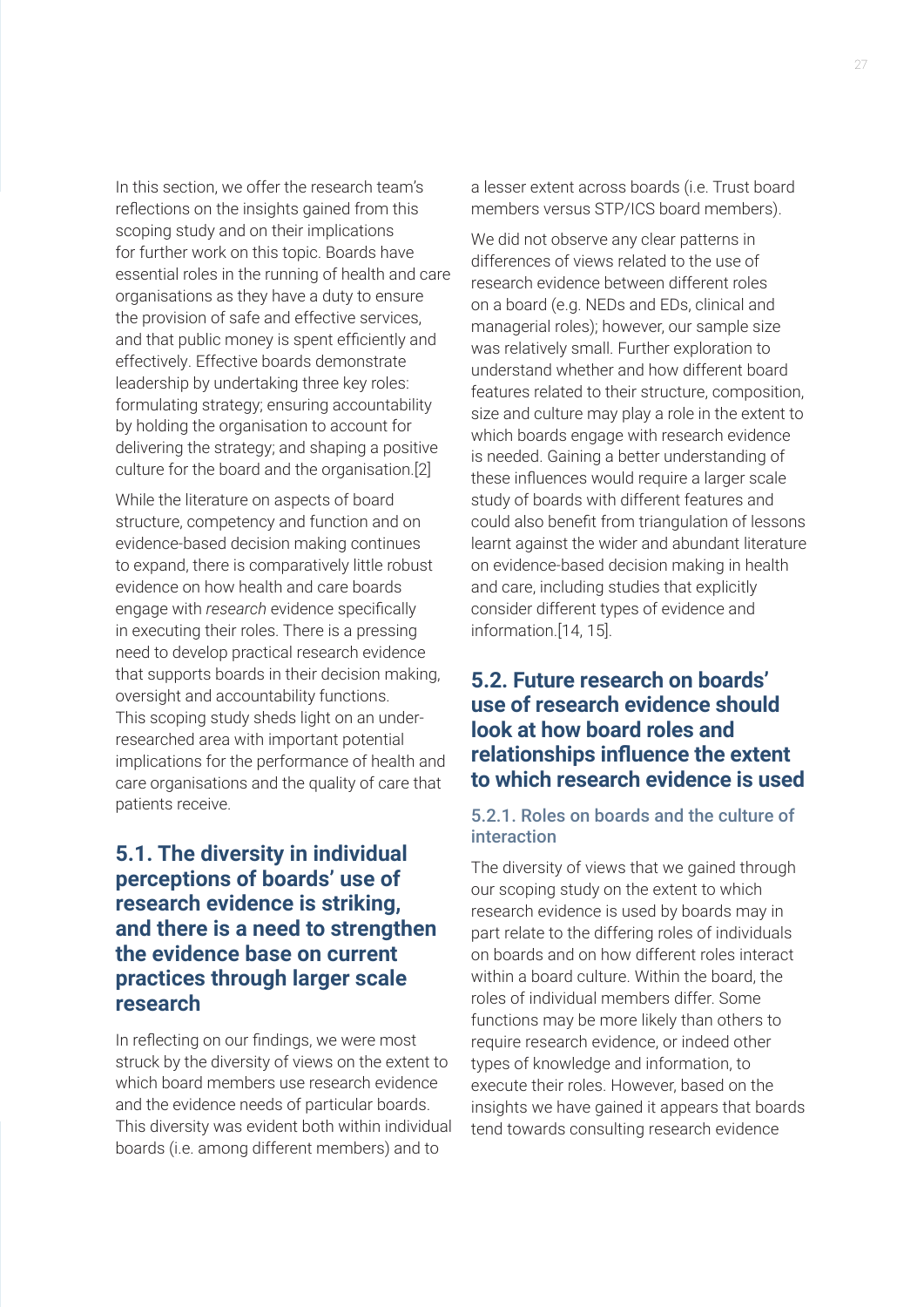In this section, we offer the research team's reflections on the insights gained from this scoping study and on their implications for further work on this topic. Boards have essential roles in the running of health and care organisations as they have a duty to ensure the provision of safe and effective services, and that public money is spent efficiently and effectively. Effective boards demonstrate leadership by undertaking three key roles: formulating strategy; ensuring accountability by holding the organisation to account for delivering the strategy; and shaping a positive culture for the board and the organisation.[2]

While the literature on aspects of board structure, competency and function and on evidence-based decision making continues to expand, there is comparatively little robust evidence on how health and care boards engage with *research* evidence specifically in executing their roles. There is a pressing need to develop practical research evidence that supports boards in their decision making, oversight and accountability functions. This scoping study sheds light on an under-researched area with important potential implications for the performance of health and care organisations and the quality of care that patients receive.

## 5.1. The diversity in individual perceptions of boards' use of research evidence is striking, and there is a need to strengthen the evidence base on current practices through larger scale research

In reflecting on our findings, we were most struck by the diversity of views on the extent to which board members use research evidence and the evidence needs of particular boards. This diversity was evident both within individual boards (i.e. among different members) and to a lesser extent across boards (i.e. Trust board members versus STP/ICS board members).

We did not observe any clear patterns in differences of views related to the use of research evidence between different roles on a board (e.g. NEDs and EDs, clinical and managerial roles); however, our sample size was relatively small. Further exploration to understand whether and how different board features related to their structure, composition, size and culture may play a role in the extent to which boards engage with research evidence is needed. Gaining a better understanding of these influences would require a larger scale study of boards with different features and could also benefit from triangulation of lessons learnt against the wider and abundant literature on evidence-based decision making in health and care, including studies that explicitly consider different types of evidence and information.[14, 15].

## 5.2. Future research on boards' use of research evidence should look at how board roles and relationships influence the extent to which research evidence is used

### 5.2.1. Roles on boards and the culture of interaction

The diversity of views that we gained through our scoping study on the extent to which research evidence is used by boards may in part relate to the differing roles of individuals on boards and on how different roles interact within a board culture. Within the board, the roles of individual members differ. Some functions may be more likely than others to require research evidence, or indeed other types of knowledge and information, to execute their roles. However, based on the insights we have gained it appears that boards tend towards consulting research evidence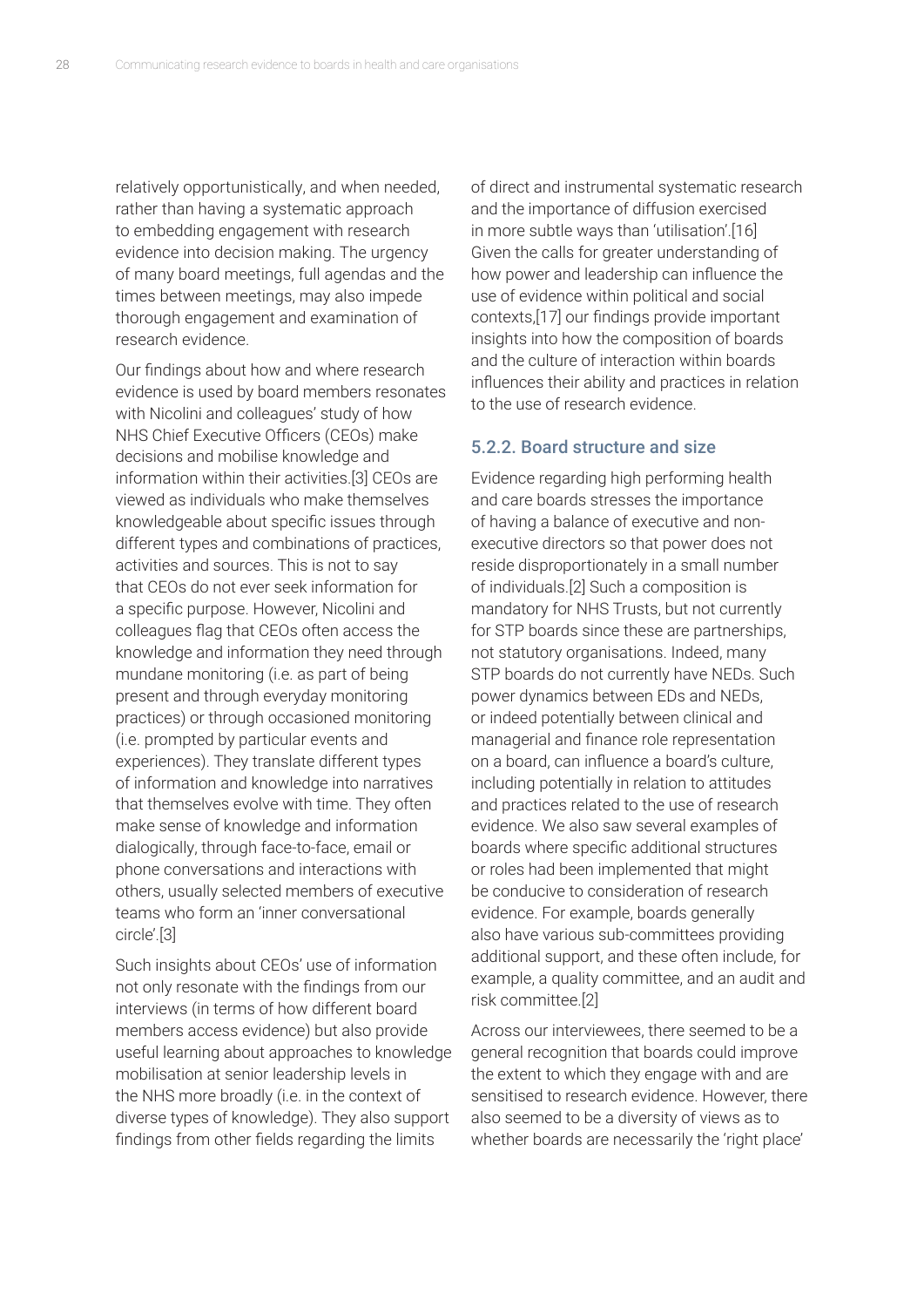relatively opportunistically, and when needed, rather than having a systematic approach to embedding engagement with research evidence into decision making. The urgency of many board meetings, full agendas and the times between meetings, may also impede thorough engagement and examination of research evidence.

Our findings about how and where research evidence is used by board members resonates with Nicolini and colleagues' study of how NHS Chief Executive Officers (CEOs) make decisions and mobilise knowledge and information within their activities.[3] CEOs are viewed as individuals who make themselves knowledgeable about specific issues through different types and combinations of practices, activities and sources. This is not to say that CEOs do not ever seek information for a specific purpose. However, Nicolini and colleagues flag that CEOs often access the knowledge and information they need through mundane monitoring (i.e. as part of being present and through everyday monitoring practices) or through occasioned monitoring (i.e. prompted by particular events and experiences). They translate different types of information and knowledge into narratives that themselves evolve with time. They often make sense of knowledge and information dialogically, through face-to-face, email or phone conversations and interactions with others, usually selected members of executive teams who form an 'inner conversational circle'.[3]

Such insights about CEOs' use of information not only resonate with the findings from our interviews (in terms of how different board members access evidence) but also provide useful learning about approaches to knowledge mobilisation at senior leadership levels in the NHS more broadly (i.e. in the context of diverse types of knowledge). They also support findings from other fields regarding the limits of direct and instrumental systematic research and the importance of diffusion exercised in more subtle ways than 'utilisation'.[16] Given the calls for greater understanding of how power and leadership can influence the use of evidence within political and social contexts,[17] our findings provide important insights into how the composition of boards and the culture of interaction within boards influences their ability and practices in relation to the use of research evidence.

### 5.2.2. Board structure and size

Evidence regarding high performing health and care boards stresses the importance of having a balance of executive and non-executive directors so that power does not reside disproportionately in a small number of individuals.[2] Such a composition is mandatory for NHS Trusts, but not currently for STP boards since these are partnerships, not statutory organisations. Indeed, many STP boards do not currently have NEDs. Such power dynamics between EDs and NEDs, or indeed potentially between clinical and managerial and finance role representation on a board, can influence a board's culture, including potentially in relation to attitudes and practices related to the use of research evidence. We also saw several examples of boards where specific additional structures or roles had been implemented that might be conducive to consideration of research evidence. For example, boards generally also have various sub-committees providing additional support, and these often include, for example, a quality committee, and an audit and risk committee.[2]

Across our interviewees, there seemed to be a general recognition that boards could improve the extent to which they engage with and are sensitised to research evidence. However, there also seemed to be a diversity of views as to whether boards are necessarily the 'right place'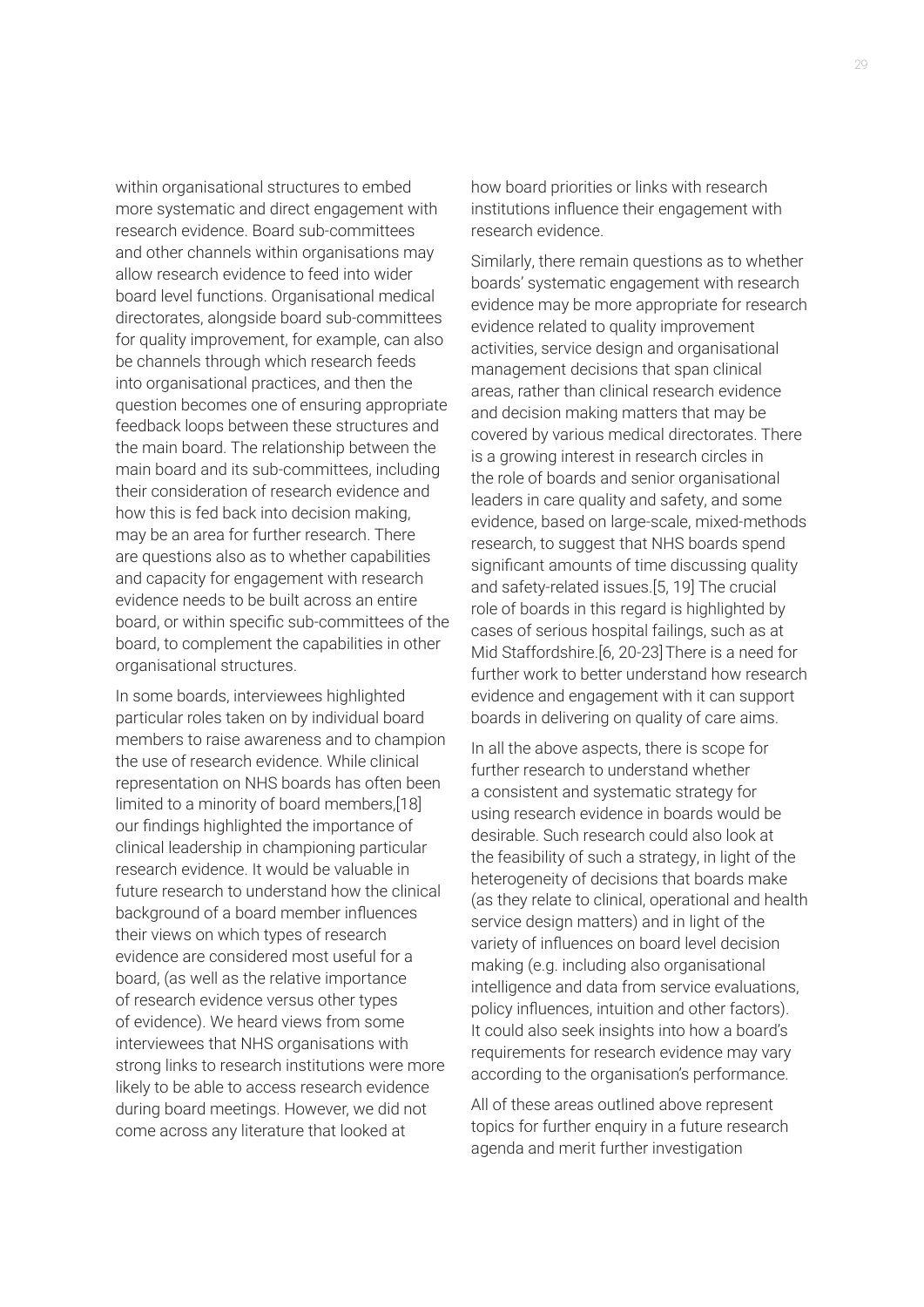within organisational structures to embed more systematic and direct engagement with research evidence. Board sub-committees and other channels within organisations may allow research evidence to feed into wider board level functions. Organisational medical directorates, alongside board sub-committees for quality improvement, for example, can also be channels through which research feeds into organisational practices, and then the question becomes one of ensuring appropriate feedback loops between these structures and the main board. The relationship between the main board and its sub-committees, including their consideration of research evidence and how this is fed back into decision making, may be an area for further research. There are questions also as to whether capabilities and capacity for engagement with research evidence needs to be built across an entire board, or within specific sub-committees of the board, to complement the capabilities in other organisational structures.

In some boards, interviewees highlighted particular roles taken on by individual board members to raise awareness and to champion the use of research evidence. While clinical representation on NHS boards has often been limited to a minority of board members,[18] our findings highlighted the importance of clinical leadership in championing particular research evidence. It would be valuable in future research to understand how the clinical background of a board member influences their views on which types of research evidence are considered most useful for a board, (as well as the relative importance of research evidence versus other types of evidence). We heard views from some interviewees that NHS organisations with strong links to research institutions were more likely to be able to access research evidence during board meetings. However, we did not come across any literature that looked at how board priorities or links with research institutions influence their engagement with research evidence.

Similarly, there remain questions as to whether boards' systematic engagement with research evidence may be more appropriate for research evidence related to quality improvement activities, service design and organisational management decisions that span clinical areas, rather than clinical research evidence and decision making matters that may be covered by various medical directorates. There is a growing interest in research circles in the role of boards and senior organisational leaders in care quality and safety, and some evidence, based on large-scale, mixed-methods research, to suggest that NHS boards spend significant amounts of time discussing quality and safety-related issues.[5, 19] The crucial role of boards in this regard is highlighted by cases of serious hospital failings, such as at Mid Staffordshire.[6, 20-23] There is a need for further work to better understand how research evidence and engagement with it can support boards in delivering on quality of care aims.

In all the above aspects, there is scope for further research to understand whether a consistent and systematic strategy for using research evidence in boards would be desirable. Such research could also look at the feasibility of such a strategy, in light of the heterogeneity of decisions that boards make (as they relate to clinical, operational and health service design matters) and in light of the variety of influences on board level decision making (e.g. including also organisational intelligence and data from service evaluations, policy influences, intuition and other factors). It could also seek insights into how a board's requirements for research evidence may vary according to the organisation's performance.

All of these areas outlined above represent topics for further enquiry in a future research agenda and merit further investigation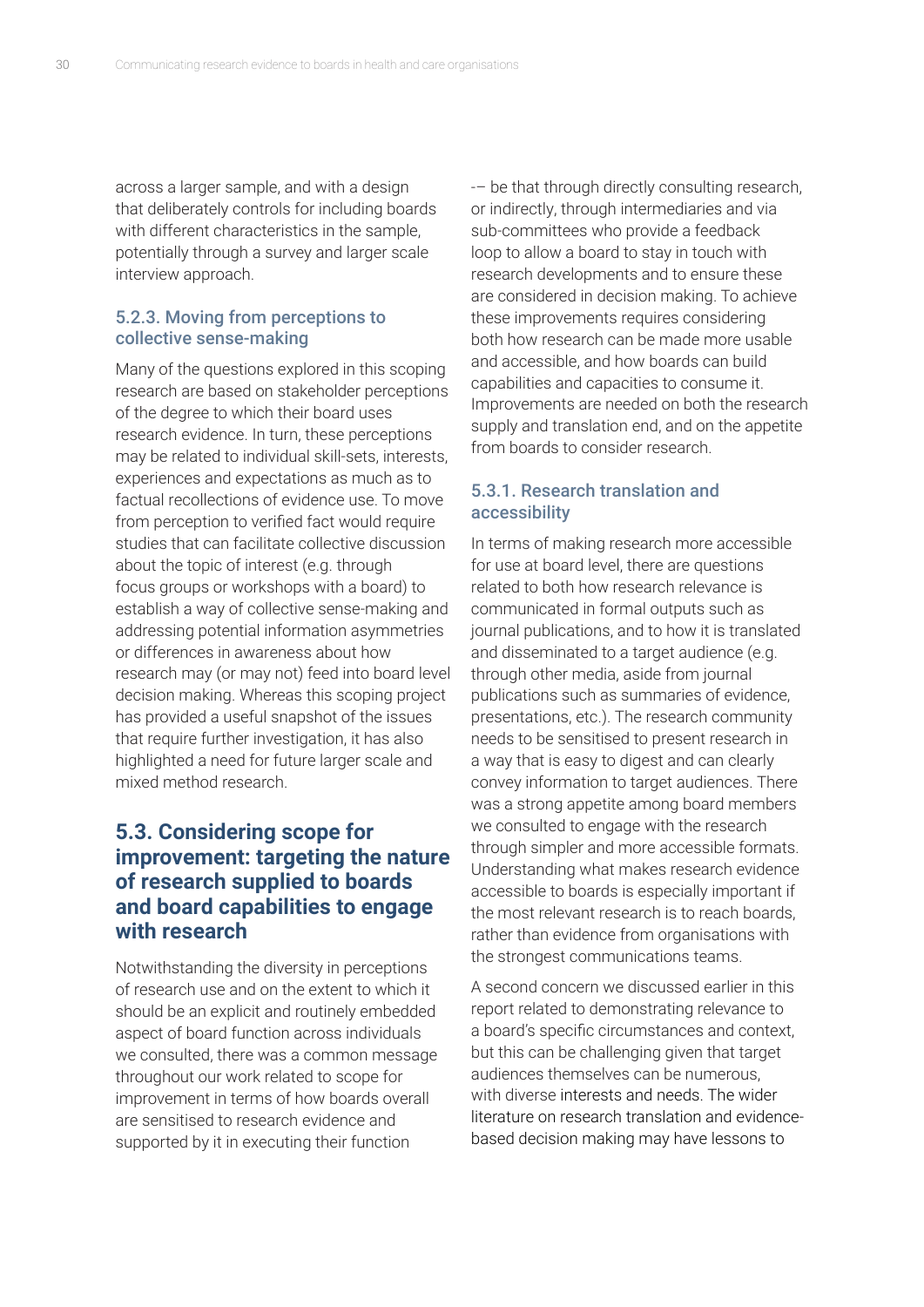across a larger sample, and with a design that deliberately controls for including boards with different characteristics in the sample, potentially through a survey and larger scale interview approach.

### 5.2.3. Moving from perceptions to collective sense-making

Many of the questions explored in this scoping research are based on stakeholder perceptions of the degree to which their board uses research evidence. In turn, these perceptions may be related to individual skill-sets, interests, experiences and expectations as much as to factual recollections of evidence use. To move from perception to verified fact would require studies that can facilitate collective discussion about the topic of interest (e.g. through focus groups or workshops with a board) to establish a way of collective sense-making and addressing potential information asymmetries or differences in awareness about how research may (or may not) feed into board level decision making. Whereas this scoping project has provided a useful snapshot of the issues that require further investigation, it has also highlighted a need for future larger scale and mixed method research.

## 5.3. Considering scope for improvement: targeting the nature of research supplied to boards and board capabilities to engage with research

Notwithstanding the diversity in perceptions of research use and on the extent to which it should be an explicit and routinely embedded aspect of board function across individuals we consulted, there was a common message throughout our work related to scope for improvement in terms of how boards overall are sensitised to research evidence and supported by it in executing their function -– be that through directly consulting research, or indirectly, through intermediaries and via sub-committees who provide a feedback loop to allow a board to stay in touch with research developments and to ensure these are considered in decision making. To achieve these improvements requires considering both how research can be made more usable and accessible, and how boards can build capabilities and capacities to consume it. Improvements are needed on both the research supply and translation end, and on the appetite from boards to consider research.

### 5.3.1. Research translation and accessibility

In terms of making research more accessible for use at board level, there are questions related to both how research relevance is communicated in formal outputs such as journal publications, and to how it is translated and disseminated to a target audience (e.g. through other media, aside from journal publications such as summaries of evidence, presentations, etc.). The research community needs to be sensitised to present research in a way that is easy to digest and can clearly convey information to target audiences. There was a strong appetite among board members we consulted to engage with the research through simpler and more accessible formats. Understanding what makes research evidence accessible to boards is especially important if the most relevant research is to reach boards, rather than evidence from organisations with the strongest communications teams.

A second concern we discussed earlier in this report related to demonstrating relevance to a board's specific circumstances and context, but this can be challenging given that target audiences themselves can be numerous, with diverse interests and needs. The wider literature on research translation and evidence-based decision making may have lessons to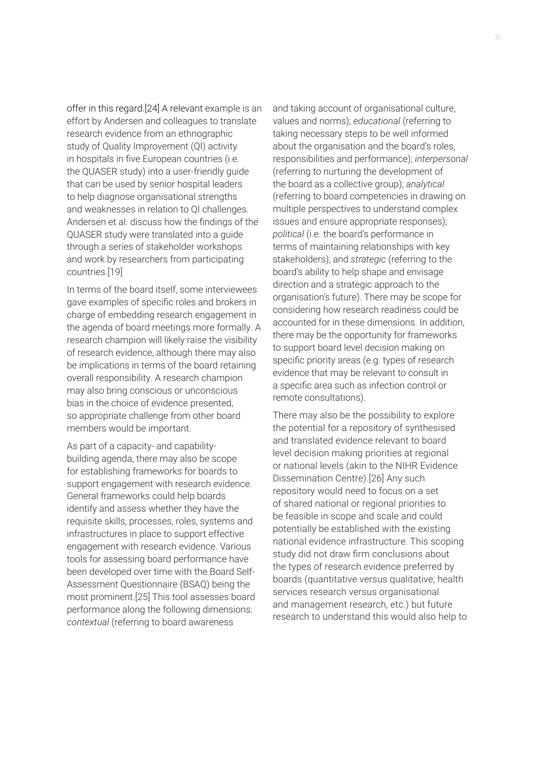offer in this regard.[24] A relevant example is an effort by Andersen and colleagues to translate research evidence from an ethnographic study of Quality Improvement (QI) activity in hospitals in five European countries (i.e. the QUASER study) into a user-friendly guide that can be used by senior hospital leaders to help diagnose organisational strengths and weaknesses in relation to QI challenges. Andersen et al. discuss how the findings of the QUASER study were translated into a guide through a series of stakeholder workshops and work by researchers from participating countries.[19]

In terms of the board itself, some interviewees gave examples of specific roles and brokers in charge of embedding research engagement in the agenda of board meetings more formally. A research champion will likely raise the visibility of research evidence, although there may also be implications in terms of the board retaining overall responsibility. A research champion may also bring conscious or unconscious bias in the choice of evidence presented, so appropriate challenge from other board members would be important.

As part of a capacity- and capability-building agenda, there may also be scope for establishing frameworks for boards to support engagement with research evidence. General frameworks could help boards identify and assess whether they have the requisite skills, processes, roles, systems and infrastructures in place to support effective engagement with research evidence. Various tools for assessing board performance have been developed over time with the Board Self-Assessment Questionnaire (BSAQ) being the most prominent.[25] This tool assesses board performance along the following dimensions: *contextual* (referring to board awareness and taking account of organisational culture, values and norms); *educational* (referring to taking necessary steps to be well informed about the organisation and the board's roles, responsibilities and performance); *interpersonal* (referring to nurturing the development of the board as a collective group); *analytical* (referring to board competencies in drawing on multiple perspectives to understand complex issues and ensure appropriate responses); *political* (i.e. the board's performance in terms of maintaining relationships with key stakeholders); and *strategic* (referring to the board's ability to help shape and envisage direction and a strategic approach to the organisation's future). There may be scope for considering how research readiness could be accounted for in these dimensions. In addition, there may be the opportunity for frameworks to support board level decision making on specific priority areas (e.g. types of research evidence that may be relevant to consult in a specific area such as infection control or remote consultations).

There may also be the possibility to explore the potential for a repository of synthesised and translated evidence relevant to board level decision making priorities at regional or national levels (akin to the NIHR Evidence Dissemination Centre).[26] Any such repository would need to focus on a set of shared national or regional priorities to be feasible in scope and scale and could potentially be established with the existing national evidence infrastructure. This scoping study did not draw firm conclusions about the types of research evidence preferred by boards (quantitative versus qualitative; health services research versus organisational and management research, etc.) but future research to understand this would also help to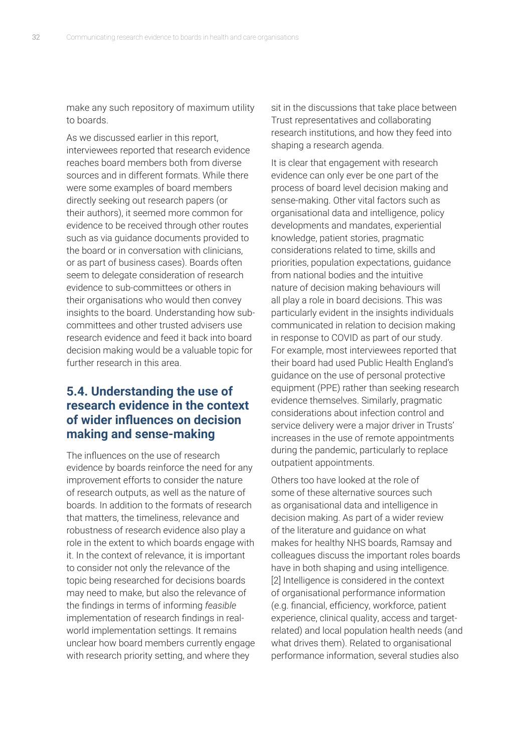make any such repository of maximum utility to boards.

As we discussed earlier in this report, interviewees reported that research evidence reaches board members both from diverse sources and in different formats. While there were some examples of board members directly seeking out research papers (or their authors), it seemed more common for evidence to be received through other routes such as via guidance documents provided to the board or in conversation with clinicians, or as part of business cases). Boards often seem to delegate consideration of research evidence to sub-committees or others in their organisations who would then convey insights to the board. Understanding how sub-committees and other trusted advisers use research evidence and feed it back into board decision making would be a valuable topic for further research in this area.

## 5.4. Understanding the use of research evidence in the context of wider influences on decision making and sense-making

The influences on the use of research evidence by boards reinforce the need for any improvement efforts to consider the nature of research outputs, as well as the nature of boards. In addition to the formats of research that matters, the timeliness, relevance and robustness of research evidence also play a role in the extent to which boards engage with it. In the context of relevance, it is important to consider not only the relevance of the topic being researched for decisions boards may need to make, but also the relevance of the findings in terms of informing *feasible* implementation of research findings in real-world implementation settings. It remains unclear how board members currently engage with research priority setting, and where they sit in the discussions that take place between Trust representatives and collaborating research institutions, and how they feed into shaping a research agenda.

It is clear that engagement with research evidence can only ever be one part of the process of board level decision making and sense-making. Other vital factors such as organisational data and intelligence, policy developments and mandates, experiential knowledge, patient stories, pragmatic considerations related to time, skills and priorities, population expectations, guidance from national bodies and the intuitive nature of decision making behaviours will all play a role in board decisions. This was particularly evident in the insights individuals communicated in relation to decision making in response to COVID as part of our study. For example, most interviewees reported that their board had used Public Health England's guidance on the use of personal protective equipment (PPE) rather than seeking research evidence themselves. Similarly, pragmatic considerations about infection control and service delivery were a major driver in Trusts' increases in the use of remote appointments during the pandemic, particularly to replace outpatient appointments.

Others too have looked at the role of some of these alternative sources such as organisational data and intelligence in decision making. As part of a wider review of the literature and guidance on what makes for healthy NHS boards, Ramsay and colleagues discuss the important roles boards have in both shaping and using intelligence.[2] Intelligence is considered in the context of organisational performance information (e.g. financial, efficiency, workforce, patient experience, clinical quality, access and target-related) and local population health needs (and what drives them). Related to organisational performance information, several studies also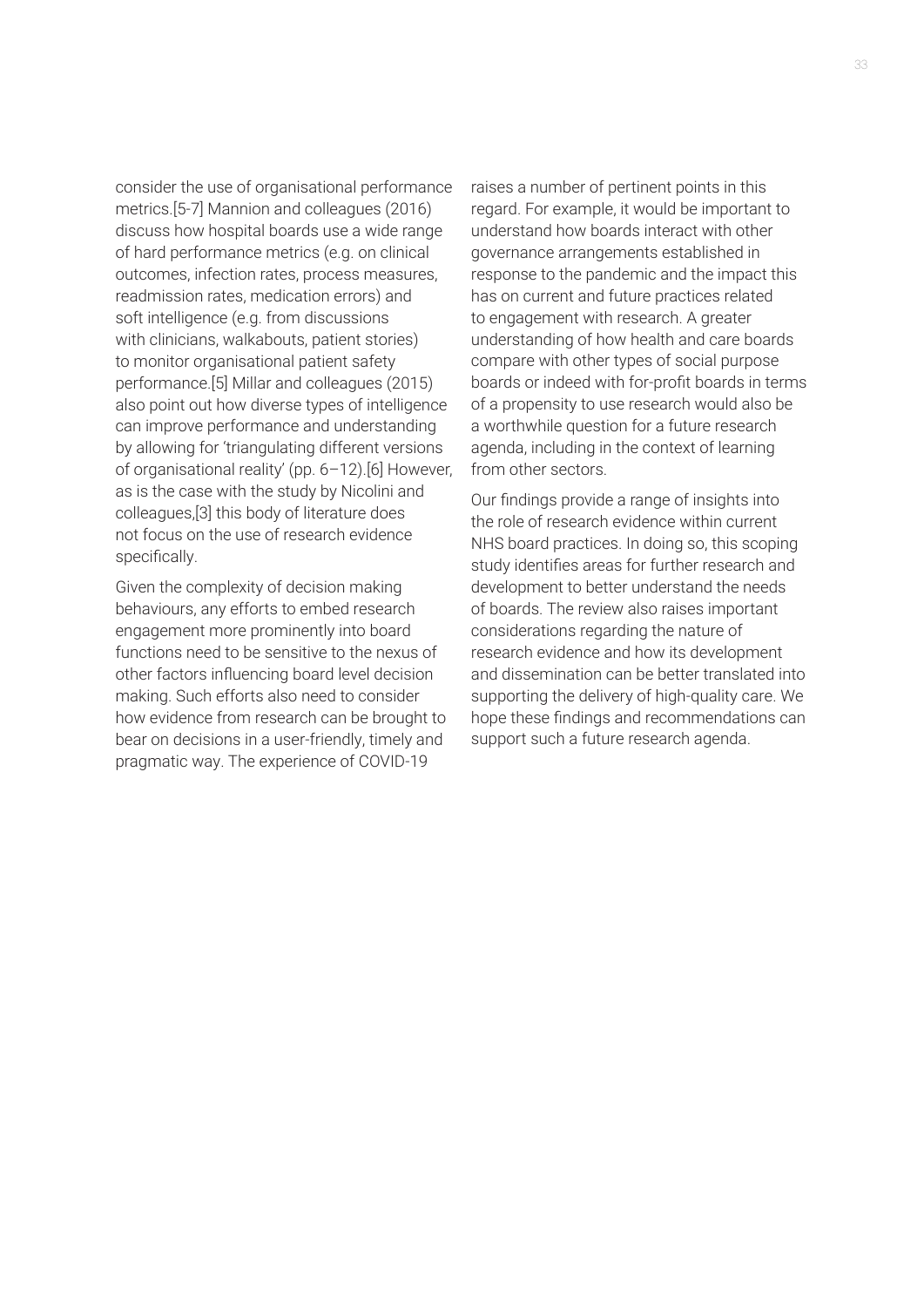consider the use of organisational performance metrics.[5-7] Mannion and colleagues (2016) discuss how hospital boards use a wide range of hard performance metrics (e.g. on clinical outcomes, infection rates, process measures, readmission rates, medication errors) and soft intelligence (e.g. from discussions with clinicians, walkabouts, patient stories) to monitor organisational patient safety performance.[5] Millar and colleagues (2015) also point out how diverse types of intelligence can improve performance and understanding by allowing for 'triangulating different versions of organisational reality' (pp. 6–12).[6] However, as is the case with the study by Nicolini and colleagues,[3] this body of literature does not focus on the use of research evidence specifically.

Given the complexity of decision making behaviours, any efforts to embed research engagement more prominently into board functions need to be sensitive to the nexus of other factors influencing board level decision making. Such efforts also need to consider how evidence from research can be brought to bear on decisions in a user-friendly, timely and pragmatic way. The experience of COVID-19 raises a number of pertinent points in this regard. For example, it would be important to understand how boards interact with other governance arrangements established in response to the pandemic and the impact this has on current and future practices related to engagement with research. A greater understanding of how health and care boards compare with other types of social purpose boards or indeed with for-profit boards in terms of a propensity to use research would also be a worthwhile question for a future research agenda, including in the context of learning from other sectors.

Our findings provide a range of insights into the role of research evidence within current NHS board practices. In doing so, this scoping study identifies areas for further research and development to better understand the needs of boards. The review also raises important considerations regarding the nature of research evidence and how its development and dissemination can be better translated into supporting the delivery of high-quality care. We hope these findings and recommendations can support such a future research agenda.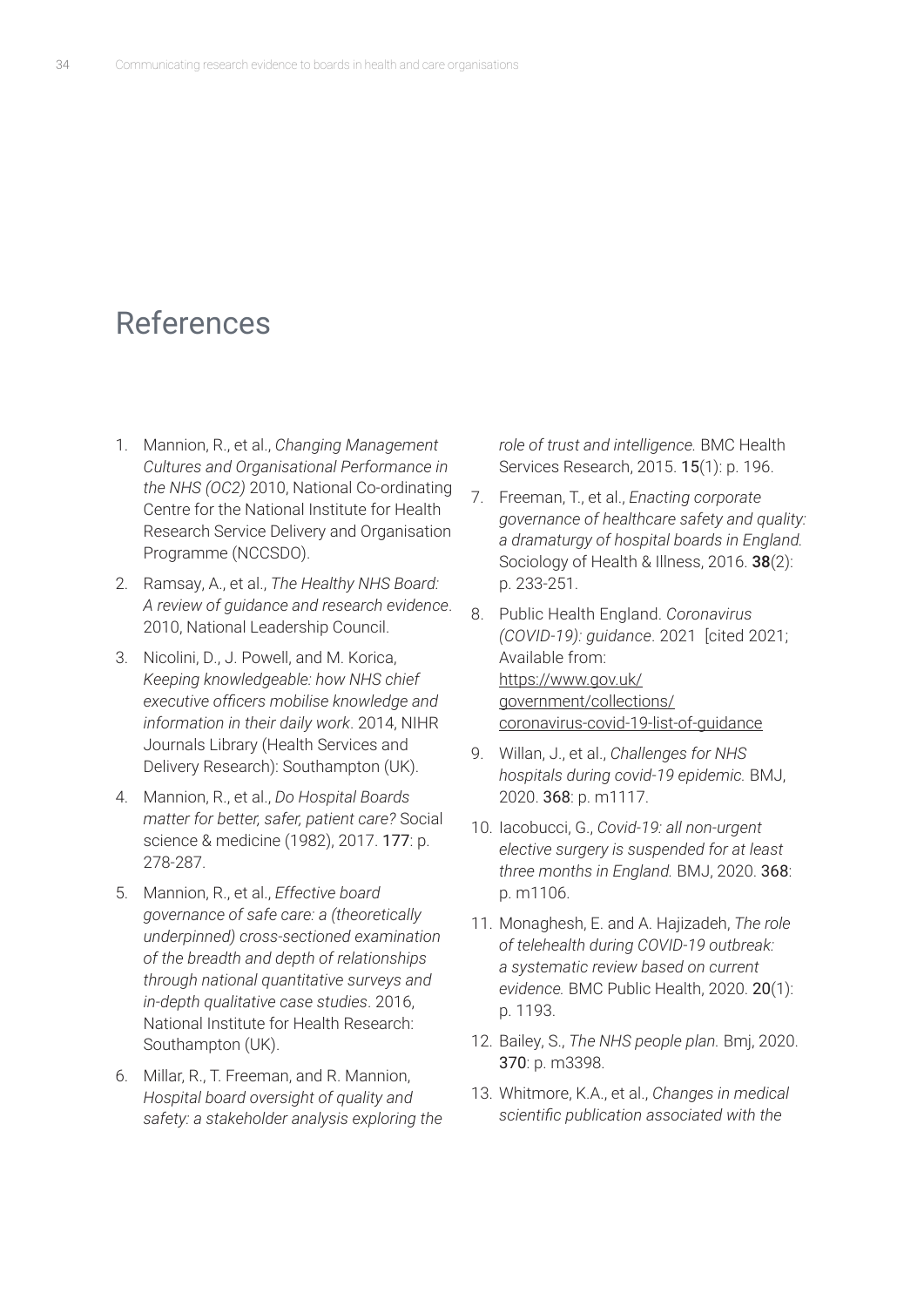# References

1. Mannion, R., et al., *Changing Management Cultures and Organisational Performance in the NHS (OC2)* 2010, National Co-ordinating Centre for the National Institute for Health Research Service Delivery and Organisation Programme (NCCSDO).
2. Ramsay, A., et al., *The Healthy NHS Board: A review of guidance and research evidence*. 2010, National Leadership Council.
3. Nicolini, D., J. Powell, and M. Korica, *Keeping knowledgeable: how NHS chief executive officers mobilise knowledge and information in their daily work*. 2014, NIHR Journals Library (Health Services and Delivery Research): Southampton (UK).
4. Mannion, R., et al., *Do Hospital Boards matter for better, safer, patient care?* Social science & medicine (1982), 2017. **177**: p. 278-287.
5. Mannion, R., et al., *Effective board governance of safe care: a (theoretically underpinned) cross-sectioned examination of the breadth and depth of relationships through national quantitative surveys and in-depth qualitative case studies*. 2016, National Institute for Health Research: Southampton (UK).
6. Millar, R., T. Freeman, and R. Mannion, *Hospital board oversight of quality and safety: a stakeholder analysis exploring the role of trust and intelligence.* BMC Health Services Research, 2015. **15**(1): p. 196.
7. Freeman, T., et al., *Enacting corporate governance of healthcare safety and quality: a dramaturgy of hospital boards in England.* Sociology of Health & Illness, 2016. **38**(2): p. 233-251.
8. Public Health England. *Coronavirus (COVID-19): guidance*. 2021 [cited 2021; Available from: https://www.gov.uk/government/collections/coronavirus-covid-19-list-of-guidance
9. Willan, J., et al., *Challenges for NHS hospitals during covid-19 epidemic.* BMJ, 2020. **368**: p. m1117.
10. Iacobucci, G., *Covid-19: all non-urgent elective surgery is suspended for at least three months in England.* BMJ, 2020. **368**: p. m1106.
11. Monaghesh, E. and A. Hajizadeh, *The role of telehealth during COVID-19 outbreak: a systematic review based on current evidence.* BMC Public Health, 2020. **20**(1): p. 1193.
12. Bailey, S., *The NHS people plan.* Bmj, 2020. **370**: p. m3398.
13. Whitmore, K.A., et al., *Changes in medical scientific publication associated with the*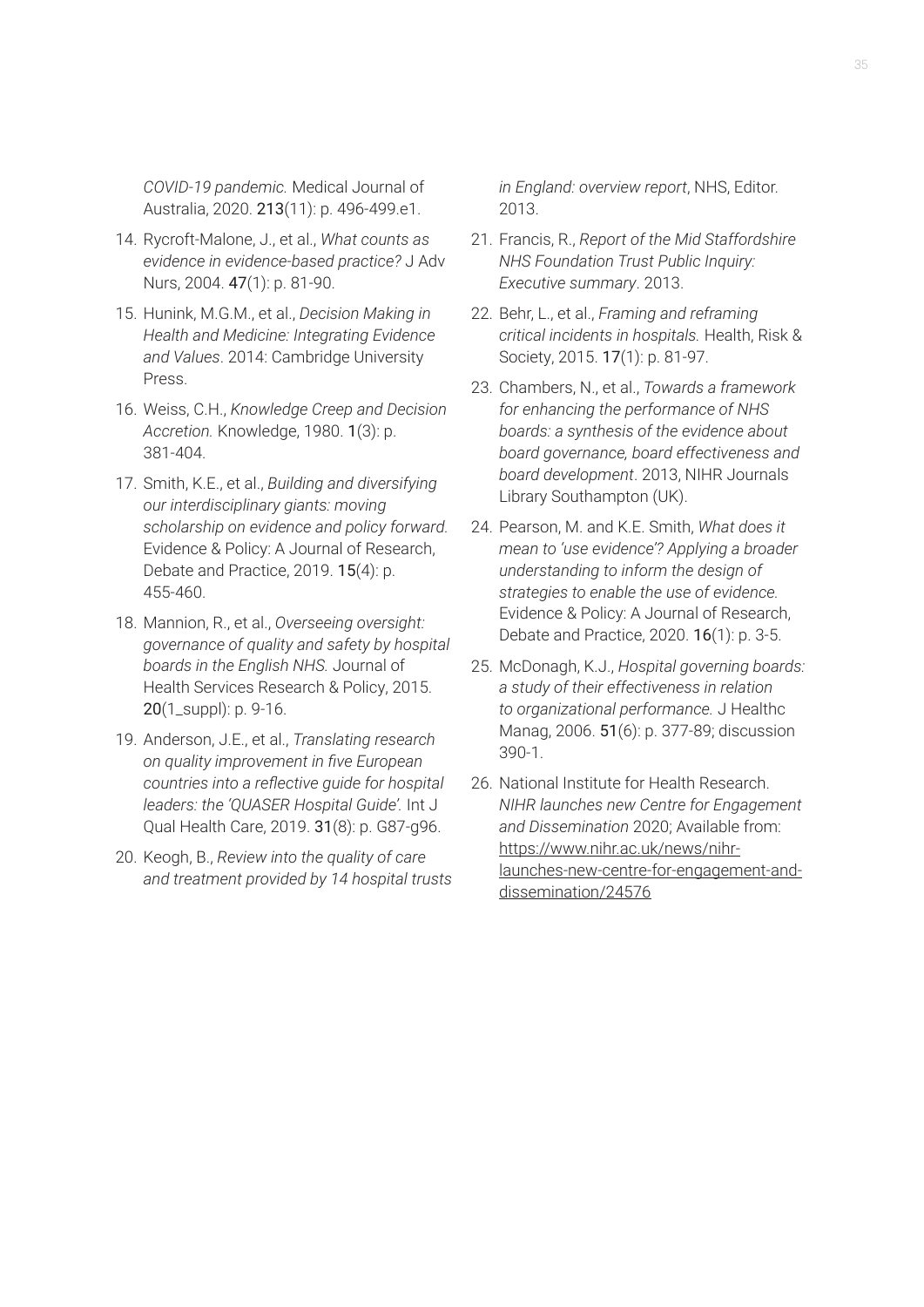*COVID-19 pandemic.* Medical Journal of Australia, 2020. **213**(11): p. 496-499.e1.

14. Rycroft-Malone, J., et al., *What counts as evidence in evidence-based practice?* J Adv Nurs, 2004. **47**(1): p. 81-90.
15. Hunink, M.G.M., et al., *Decision Making in Health and Medicine: Integrating Evidence and Values*. 2014: Cambridge University Press.
16. Weiss, C.H., *Knowledge Creep and Decision Accretion.* Knowledge, 1980. **1**(3): p. 381-404.
17. Smith, K.E., et al., *Building and diversifying our interdisciplinary giants: moving scholarship on evidence and policy forward.* Evidence & Policy: A Journal of Research, Debate and Practice, 2019. **15**(4): p. 455-460.
18. Mannion, R., et al., *Overseeing oversight: governance of quality and safety by hospital boards in the English NHS.* Journal of Health Services Research & Policy, 2015. **20**(1_suppl): p. 9-16.
19. Anderson, J.E., et al., *Translating research on quality improvement in five European countries into a reflective guide for hospital leaders: the 'QUASER Hospital Guide'.* Int J Qual Health Care, 2019. **31**(8): p. G87-g96.
20. Keogh, B., *Review into the quality of care and treatment provided by 14 hospital trusts in England: overview report*, NHS, Editor. 2013.
21. Francis, R., *Report of the Mid Staffordshire NHS Foundation Trust Public Inquiry: Executive summary*. 2013.
22. Behr, L., et al., *Framing and reframing critical incidents in hospitals.* Health, Risk & Society, 2015. **17**(1): p. 81-97.
23. Chambers, N., et al., *Towards a framework for enhancing the performance of NHS boards: a synthesis of the evidence about board governance, board effectiveness and board development*. 2013, NIHR Journals Library Southampton (UK).
24. Pearson, M. and K.E. Smith, *What does it mean to 'use evidence'? Applying a broader understanding to inform the design of strategies to enable the use of evidence.* Evidence & Policy: A Journal of Research, Debate and Practice, 2020. **16**(1): p. 3-5.
25. McDonagh, K.J., *Hospital governing boards: a study of their effectiveness in relation to organizational performance.* J Healthc Manag, 2006. **51**(6): p. 377-89; discussion 390-1.
26. National Institute for Health Research. *NIHR launches new Centre for Engagement and Dissemination* 2020; Available from: https://www.nihr.ac.uk/news/nihr-launches-new-centre-for-engagement-and-dissemination/24576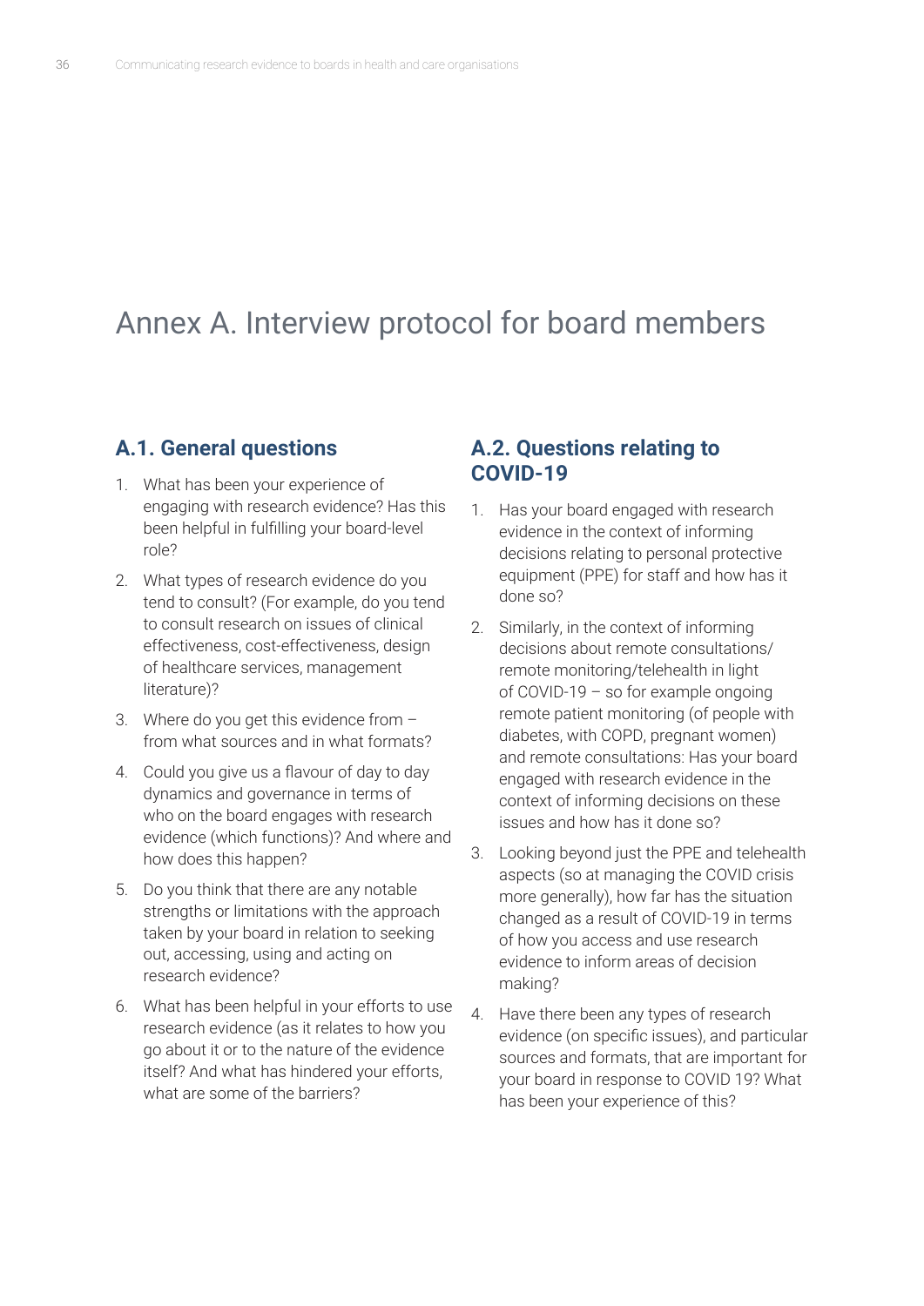# Annex A. Interview protocol for board members

## A.1. General questions

1. What has been your experience of engaging with research evidence? Has this been helpful in fulfilling your board-level role?
2. What types of research evidence do you tend to consult? (For example, do you tend to consult research on issues of clinical effectiveness, cost-effectiveness, design of healthcare services, management literature)?
3. Where do you get this evidence from – from what sources and in what formats?
4. Could you give us a flavour of day to day dynamics and governance in terms of who on the board engages with research evidence (which functions)? And where and how does this happen?
5. Do you think that there are any notable strengths or limitations with the approach taken by your board in relation to seeking out, accessing, using and acting on research evidence?
6. What has been helpful in your efforts to use research evidence (as it relates to how you go about it or to the nature of the evidence itself? And what has hindered your efforts, what are some of the barriers?

## A.2. Questions relating to COVID-19

1. Has your board engaged with research evidence in the context of informing decisions relating to personal protective equipment (PPE) for staff and how has it done so?
2. Similarly, in the context of informing decisions about remote consultations/ remote monitoring/telehealth in light of COVID-19 – so for example ongoing remote patient monitoring (of people with diabetes, with COPD, pregnant women) and remote consultations: Has your board engaged with research evidence in the context of informing decisions on these issues and how has it done so?
3. Looking beyond just the PPE and telehealth aspects (so at managing the COVID crisis more generally), how far has the situation changed as a result of COVID-19 in terms of how you access and use research evidence to inform areas of decision making?
4. Have there been any types of research evidence (on specific issues), and particular sources and formats, that are important for your board in response to COVID 19? What has been your experience of this?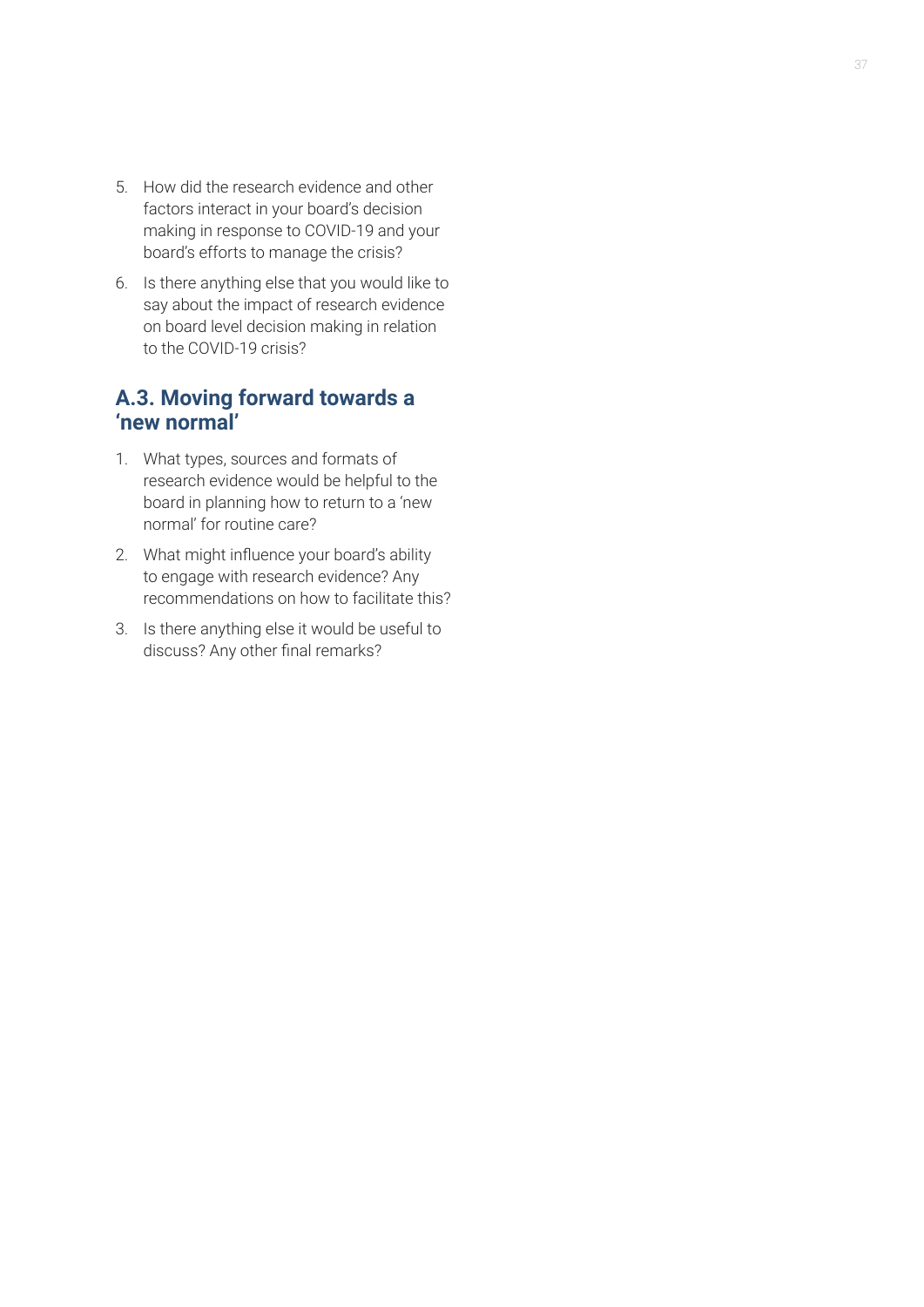5. How did the research evidence and other factors interact in your board's decision making in response to COVID-19 and your board's efforts to manage the crisis?
6. Is there anything else that you would like to say about the impact of research evidence on board level decision making in relation to the COVID-19 crisis?

## A.3. Moving forward towards a 'new normal'

1. What types, sources and formats of research evidence would be helpful to the board in planning how to return to a 'new normal' for routine care?
2. What might influence your board's ability to engage with research evidence? Any recommendations on how to facilitate this?
3. Is there anything else it would be useful to discuss? Any other final remarks?